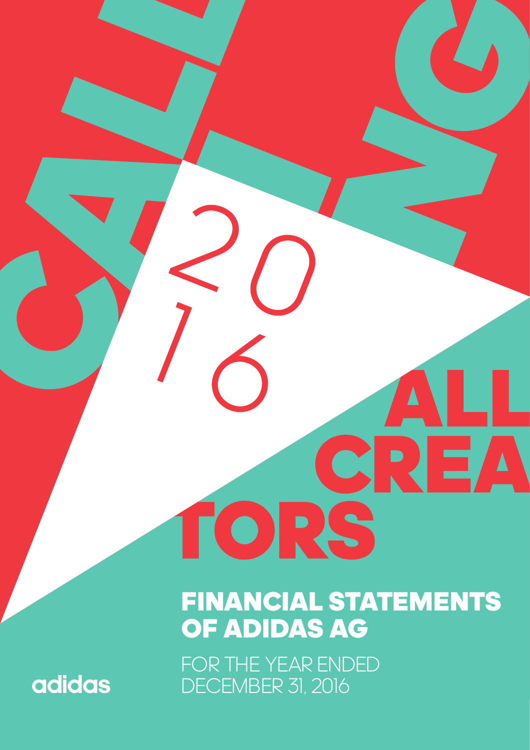CALLING ALL CREATORS

2016

# FINANCIAL STATEMENTS OF ADIDAS AG

FOR THE YEAR ENDED DECEMBER 31, 2016

adidas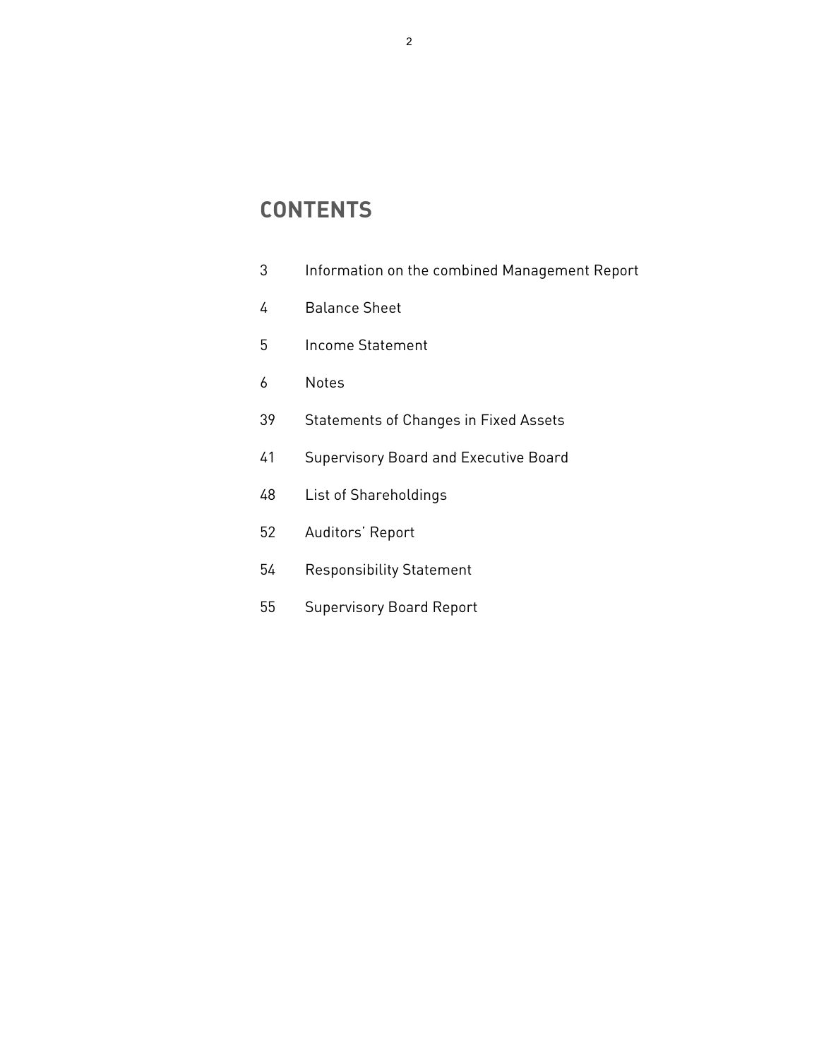# CONTENTS

| | |
|---|---|
| 3 | Information on the combined Management Report |
| 4 | Balance Sheet |
| 5 | Income Statement |
| 6 | Notes |
| 39 | Statements of Changes in Fixed Assets |
| 41 | Supervisory Board and Executive Board |
| 48 | List of Shareholdings |
| 52 | Auditors' Report |
| 54 | Responsibility Statement |
| 55 | Supervisory Board Report |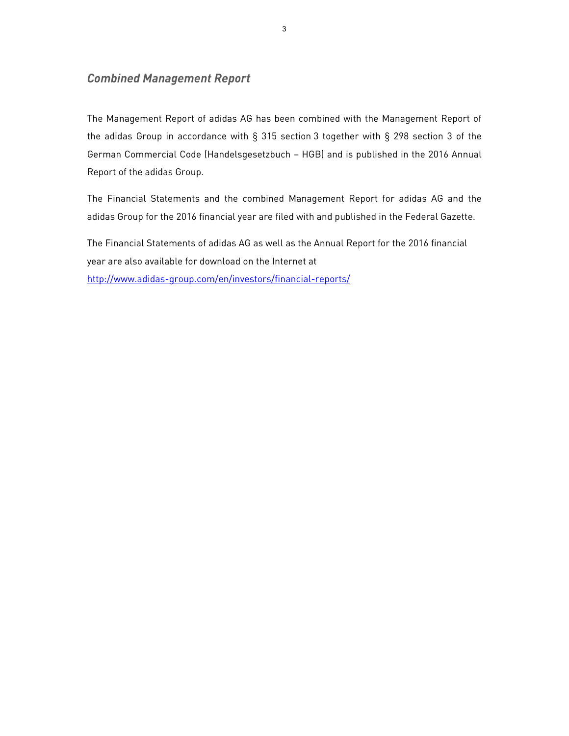## *Combined Management Report*

The Management Report of adidas AG has been combined with the Management Report of the adidas Group in accordance with § 315 section 3 together with § 298 section 3 of the German Commercial Code (Handelsgesetzbuch – HGB) and is published in the 2016 Annual Report of the adidas Group.

The Financial Statements and the combined Management Report for adidas AG and the adidas Group for the 2016 financial year are filed with and published in the Federal Gazette.

The Financial Statements of adidas AG as well as the Annual Report for the 2016 financial year are also available for download on the Internet at
http://www.adidas-group.com/en/investors/financial-reports/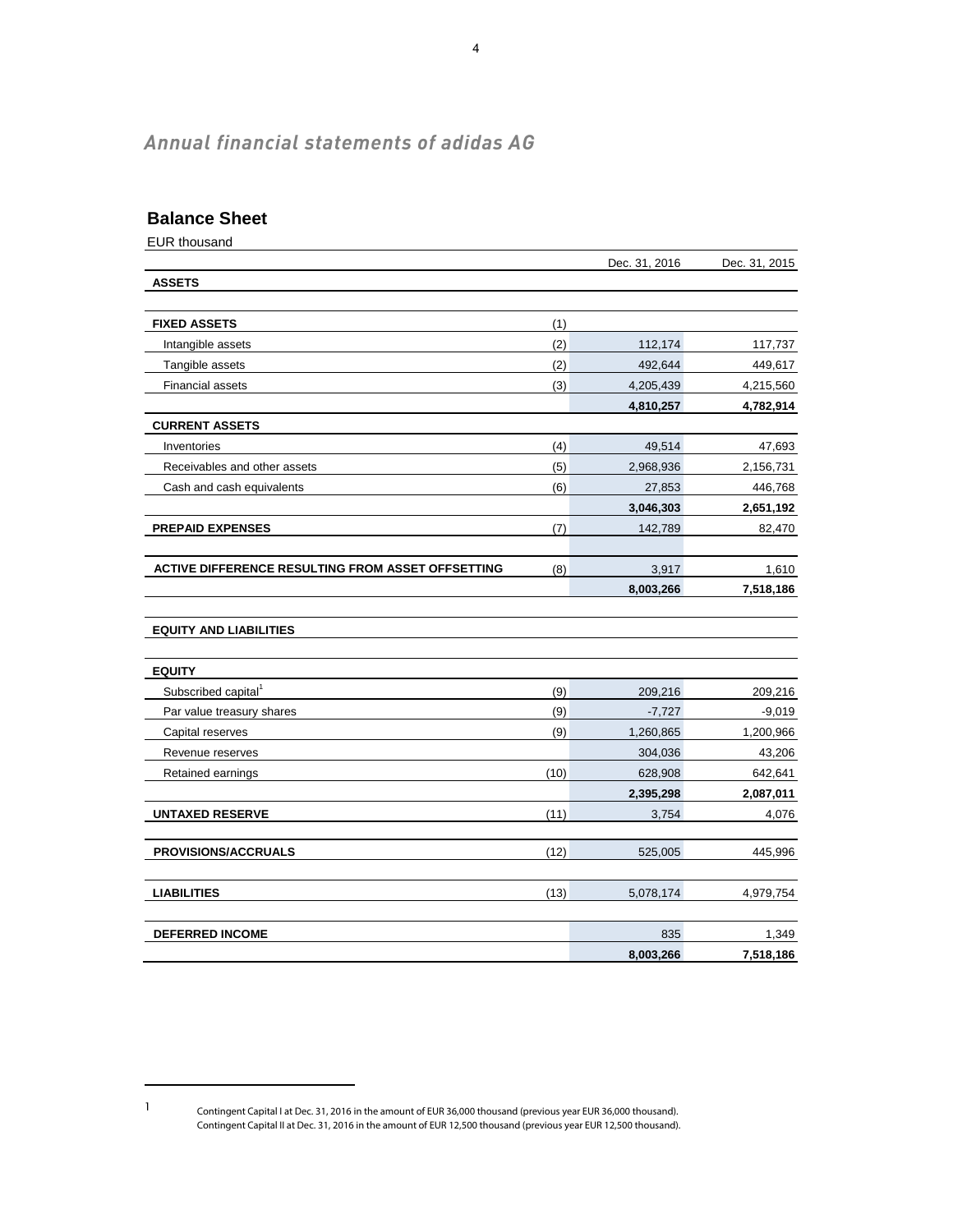# *Annual financial statements of adidas AG*

## Balance Sheet

EUR thousand

| | | Dec. 31, 2016 | Dec. 31, 2015 |
|---|---|---|---|
| **ASSETS** | | | |
| **FIXED ASSETS** | (1) | | |
| Intangible assets | (2) | 112,174 | 117,737 |
| Tangible assets | (2) | 492,644 | 449,617 |
| Financial assets | (3) | 4,205,439 | 4,215,560 |
| | | **4,810,257** | **4,782,914** |
| **CURRENT ASSETS** | | | |
| Inventories | (4) | 49,514 | 47,693 |
| Receivables and other assets | (5) | 2,968,936 | 2,156,731 |
| Cash and cash equivalents | (6) | 27,853 | 446,768 |
| | | **3,046,303** | **2,651,192** |
| **PREPAID EXPENSES** | (7) | 142,789 | 82,470 |
| **ACTIVE DIFFERENCE RESULTING FROM ASSET OFFSETTING** | (8) | 3,917 | 1,610 |
| | | **8,003,266** | **7,518,186** |
| **EQUITY AND LIABILITIES** | | | |
| **EQUITY** | | | |
| Subscribed capital[1] | (9) | 209,216 | 209,216 |
| Par value treasury shares | (9) | -7,727 | -9,019 |
| Capital reserves | (9) | 1,260,865 | 1,200,966 |
| Revenue reserves | | 304,036 | 43,206 |
| Retained earnings | (10) | 628,908 | 642,641 |
| | | **2,395,298** | **2,087,011** |
| **UNTAXED RESERVE** | (11) | 3,754 | 4,076 |
| **PROVISIONS/ACCRUALS** | (12) | 525,005 | 445,996 |
| **LIABILITIES** | (13) | 5,078,174 | 4,979,754 |
| **DEFERRED INCOME** | | 835 | 1,349 |
| | | **8,003,266** | **7,518,186** |

1 Contingent Capital I at Dec. 31, 2016 in the amount of EUR 36,000 thousand (previous year EUR 36,000 thousand). Contingent Capital II at Dec. 31, 2016 in the amount of EUR 12,500 thousand (previous year EUR 12,500 thousand).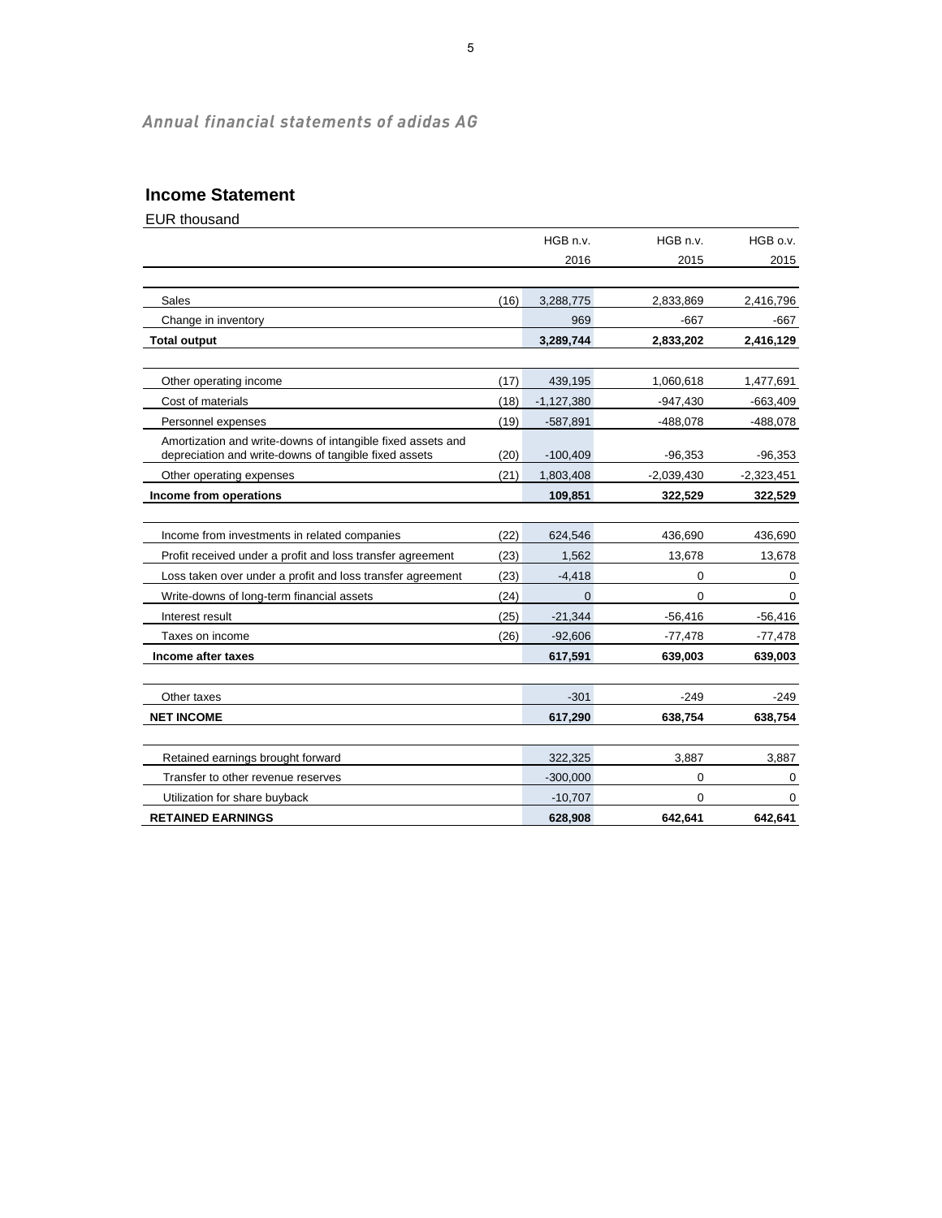*Annual financial statements of adidas AG*

## Income Statement

EUR thousand

| | | HGB n.v. 2016 | HGB n.v. 2015 | HGB o.v. 2015 |
|---|---|---|---|---|
| Sales | (16) | 3,288,775 | 2,833,869 | 2,416,796 |
| Change in inventory | | 969 | -667 | -667 |
| **Total output** | | **3,289,744** | **2,833,202** | **2,416,129** |
| Other operating income | (17) | 439,195 | 1,060,618 | 1,477,691 |
| Cost of materials | (18) | -1,127,380 | -947,430 | -663,409 |
| Personnel expenses | (19) | -587,891 | -488,078 | -488,078 |
| Amortization and write-downs of intangible fixed assets and depreciation and write-downs of tangible fixed assets | (20) | -100,409 | -96,353 | -96,353 |
| Other operating expenses | (21) | 1,803,408 | -2,039,430 | -2,323,451 |
| **Income from operations** | | **109,851** | **322,529** | **322,529** |
| Income from investments in related companies | (22) | 624,546 | 436,690 | 436,690 |
| Profit received under a profit and loss transfer agreement | (23) | 1,562 | 13,678 | 13,678 |
| Loss taken over under a profit and loss transfer agreement | (23) | -4,418 | 0 | 0 |
| Write-downs of long-term financial assets | (24) | 0 | 0 | 0 |
| Interest result | (25) | -21,344 | -56,416 | -56,416 |
| Taxes on income | (26) | -92,606 | -77,478 | -77,478 |
| **Income after taxes** | | **617,591** | **639,003** | **639,003** |
| Other taxes | | -301 | -249 | -249 |
| **NET INCOME** | | **617,290** | **638,754** | **638,754** |
| Retained earnings brought forward | | 322,325 | 3,887 | 3,887 |
| Transfer to other revenue reserves | | -300,000 | 0 | 0 |
| Utilization for share buyback | | -10,707 | 0 | 0 |
| **RETAINED EARNINGS** | | **628,908** | **642,641** | **642,641** |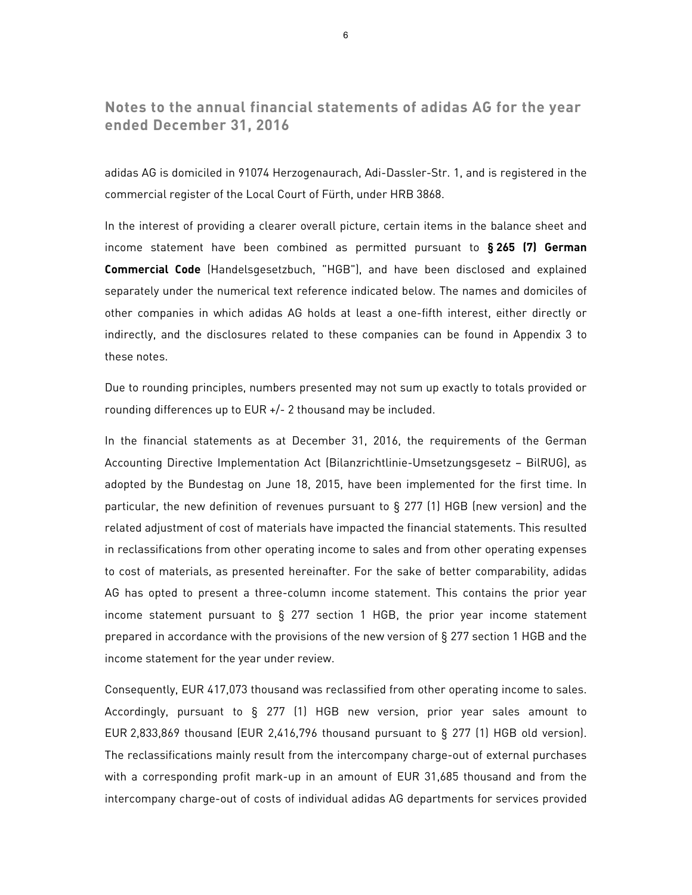## Notes to the annual financial statements of adidas AG for the year ended December 31, 2016

adidas AG is domiciled in 91074 Herzogenaurach, Adi-Dassler-Str. 1, and is registered in the commercial register of the Local Court of Fürth, under HRB 3868.

In the interest of providing a clearer overall picture, certain items in the balance sheet and income statement have been combined as permitted pursuant to **§ 265 (7) German Commercial Code** (Handelsgesetzbuch, "HGB"), and have been disclosed and explained separately under the numerical text reference indicated below. The names and domiciles of other companies in which adidas AG holds at least a one-fifth interest, either directly or indirectly, and the disclosures related to these companies can be found in Appendix 3 to these notes.

Due to rounding principles, numbers presented may not sum up exactly to totals provided or rounding differences up to EUR +/- 2 thousand may be included.

In the financial statements as at December 31, 2016, the requirements of the German Accounting Directive Implementation Act (Bilanzrichtlinie-Umsetzungsgesetz – BilRUG), as adopted by the Bundestag on June 18, 2015, have been implemented for the first time. In particular, the new definition of revenues pursuant to § 277 (1) HGB (new version) and the related adjustment of cost of materials have impacted the financial statements. This resulted in reclassifications from other operating income to sales and from other operating expenses to cost of materials, as presented hereinafter. For the sake of better comparability, adidas AG has opted to present a three-column income statement. This contains the prior year income statement pursuant to § 277 section 1 HGB, the prior year income statement prepared in accordance with the provisions of the new version of § 277 section 1 HGB and the income statement for the year under review.

Consequently, EUR 417,073 thousand was reclassified from other operating income to sales. Accordingly, pursuant to § 277 (1) HGB new version, prior year sales amount to EUR 2,833,869 thousand (EUR 2,416,796 thousand pursuant to § 277 (1) HGB old version). The reclassifications mainly result from the intercompany charge-out of external purchases with a corresponding profit mark-up in an amount of EUR 31,685 thousand and from the intercompany charge-out of costs of individual adidas AG departments for services provided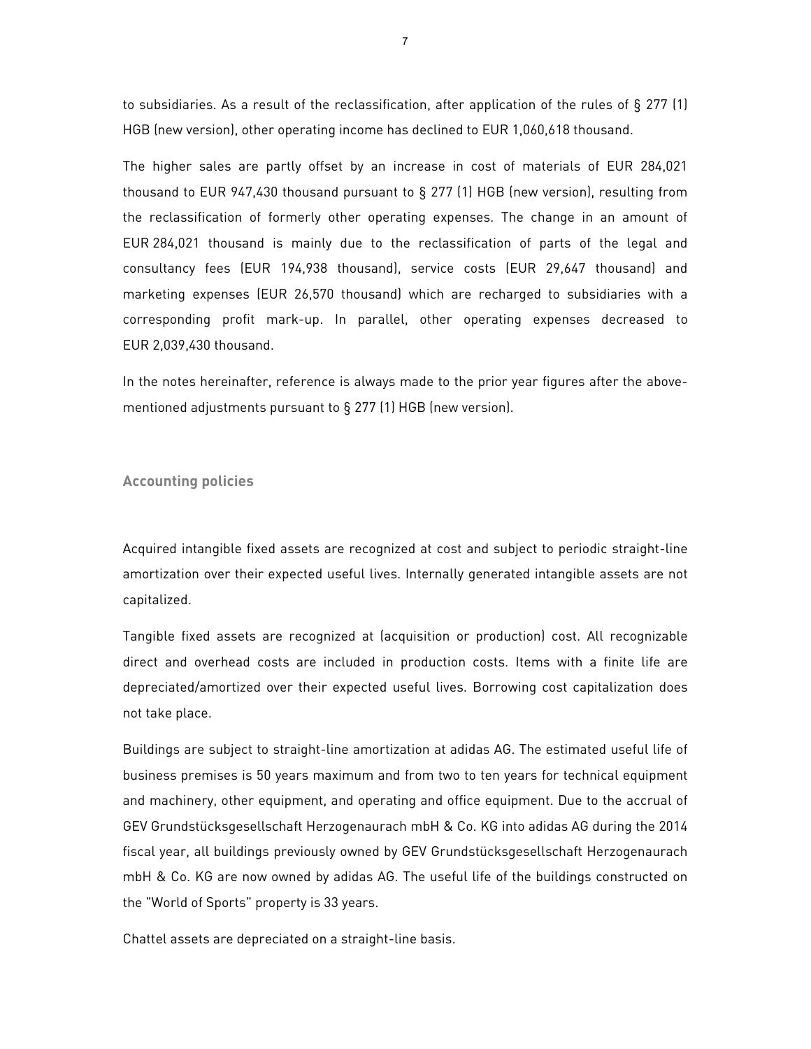to subsidiaries. As a result of the reclassification, after application of the rules of § 277 (1) HGB (new version), other operating income has declined to EUR 1,060,618 thousand.

The higher sales are partly offset by an increase in cost of materials of EUR 284,021 thousand to EUR 947,430 thousand pursuant to § 277 (1) HGB (new version), resulting from the reclassification of formerly other operating expenses. The change in an amount of EUR 284,021 thousand is mainly due to the reclassification of parts of the legal and consultancy fees (EUR 194,938 thousand), service costs (EUR 29,647 thousand) and marketing expenses (EUR 26,570 thousand) which are recharged to subsidiaries with a corresponding profit mark-up. In parallel, other operating expenses decreased to EUR 2,039,430 thousand.

In the notes hereinafter, reference is always made to the prior year figures after the above-mentioned adjustments pursuant to § 277 (1) HGB (new version).

## Accounting policies

Acquired intangible fixed assets are recognized at cost and subject to periodic straight-line amortization over their expected useful lives. Internally generated intangible assets are not capitalized.

Tangible fixed assets are recognized at (acquisition or production) cost. All recognizable direct and overhead costs are included in production costs. Items with a finite life are depreciated/amortized over their expected useful lives. Borrowing cost capitalization does not take place.

Buildings are subject to straight-line amortization at adidas AG. The estimated useful life of business premises is 50 years maximum and from two to ten years for technical equipment and machinery, other equipment, and operating and office equipment. Due to the accrual of GEV Grundstücksgesellschaft Herzogenaurach mbH & Co. KG into adidas AG during the 2014 fiscal year, all buildings previously owned by GEV Grundstücksgesellschaft Herzogenaurach mbH & Co. KG are now owned by adidas AG. The useful life of the buildings constructed on the "World of Sports" property is 33 years.

Chattel assets are depreciated on a straight-line basis.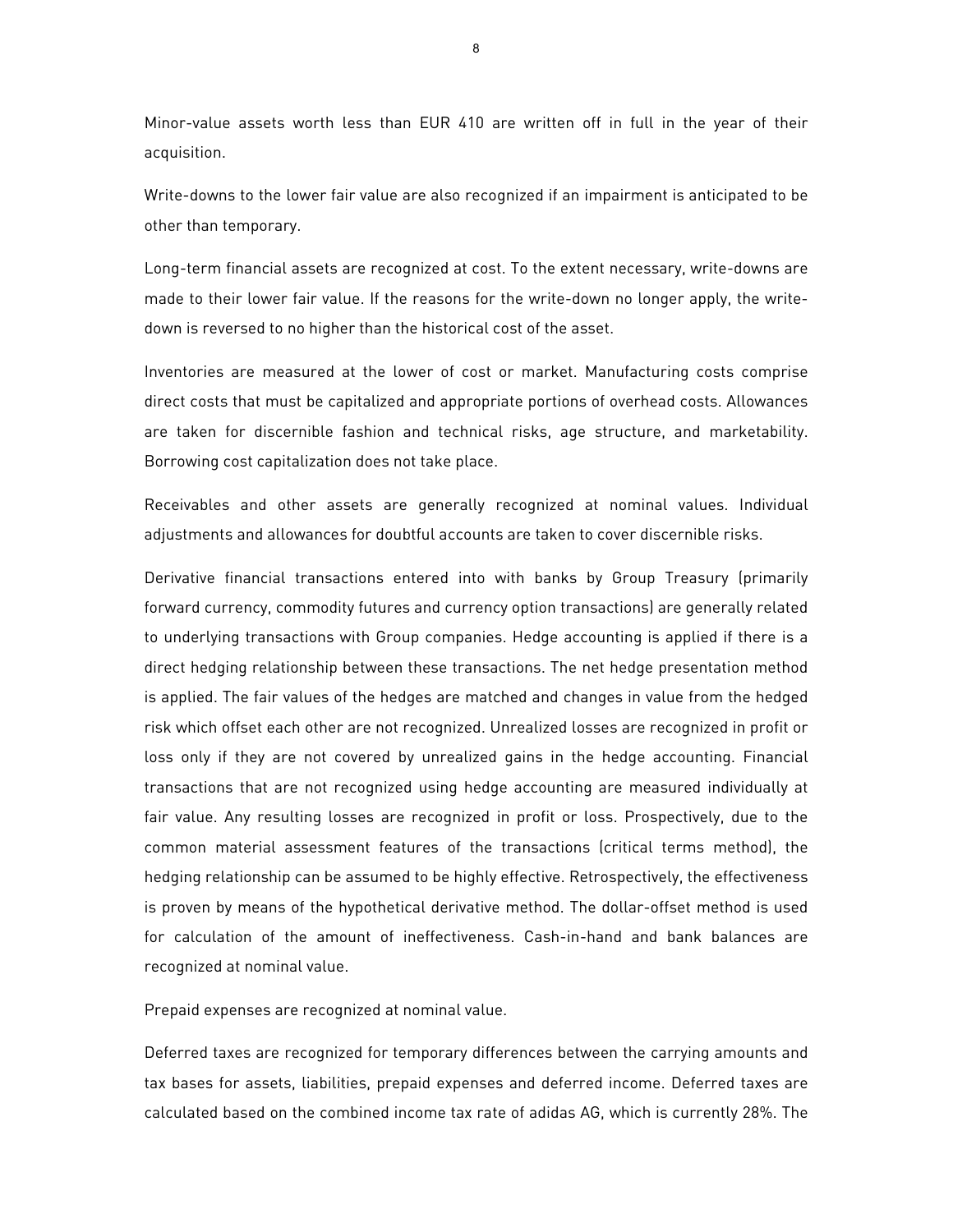Minor-value assets worth less than EUR 410 are written off in full in the year of their acquisition.

Write-downs to the lower fair value are also recognized if an impairment is anticipated to be other than temporary.

Long-term financial assets are recognized at cost. To the extent necessary, write-downs are made to their lower fair value. If the reasons for the write-down no longer apply, the write-down is reversed to no higher than the historical cost of the asset.

Inventories are measured at the lower of cost or market. Manufacturing costs comprise direct costs that must be capitalized and appropriate portions of overhead costs. Allowances are taken for discernible fashion and technical risks, age structure, and marketability. Borrowing cost capitalization does not take place.

Receivables and other assets are generally recognized at nominal values. Individual adjustments and allowances for doubtful accounts are taken to cover discernible risks.

Derivative financial transactions entered into with banks by Group Treasury (primarily forward currency, commodity futures and currency option transactions) are generally related to underlying transactions with Group companies. Hedge accounting is applied if there is a direct hedging relationship between these transactions. The net hedge presentation method is applied. The fair values of the hedges are matched and changes in value from the hedged risk which offset each other are not recognized. Unrealized losses are recognized in profit or loss only if they are not covered by unrealized gains in the hedge accounting. Financial transactions that are not recognized using hedge accounting are measured individually at fair value. Any resulting losses are recognized in profit or loss. Prospectively, due to the common material assessment features of the transactions (critical terms method), the hedging relationship can be assumed to be highly effective. Retrospectively, the effectiveness is proven by means of the hypothetical derivative method. The dollar-offset method is used for calculation of the amount of ineffectiveness. Cash-in-hand and bank balances are recognized at nominal value.

Prepaid expenses are recognized at nominal value.

Deferred taxes are recognized for temporary differences between the carrying amounts and tax bases for assets, liabilities, prepaid expenses and deferred income. Deferred taxes are calculated based on the combined income tax rate of adidas AG, which is currently 28%. The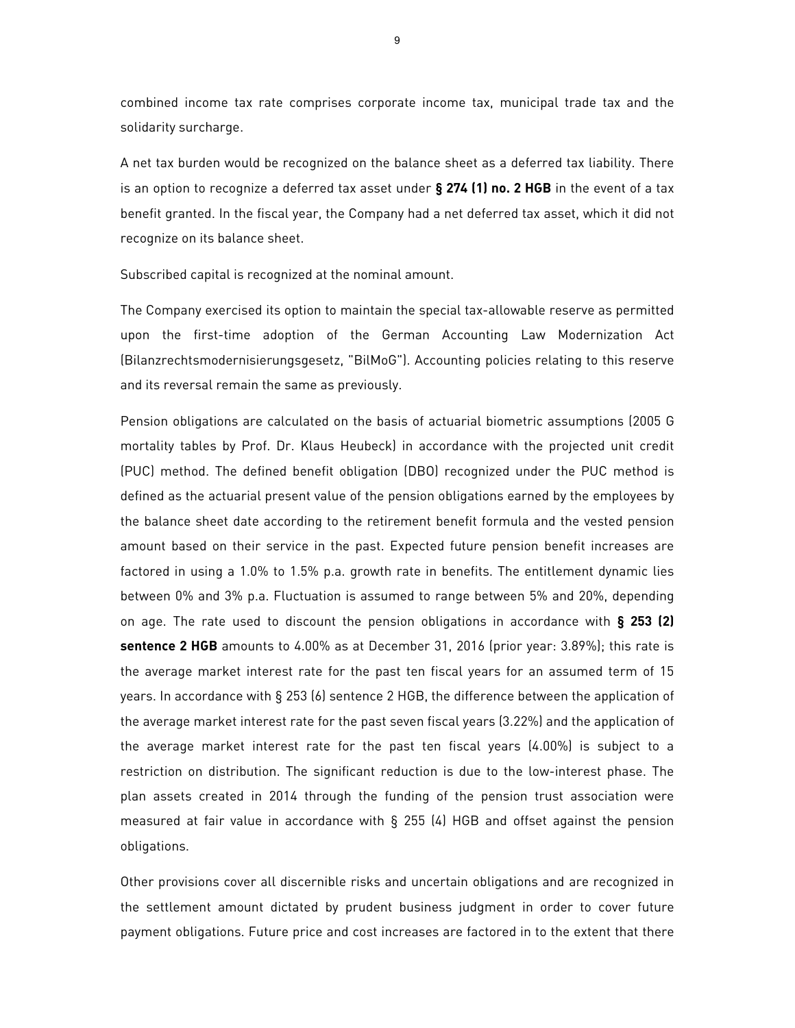combined income tax rate comprises corporate income tax, municipal trade tax and the solidarity surcharge.

A net tax burden would be recognized on the balance sheet as a deferred tax liability. There is an option to recognize a deferred tax asset under **§ 274 (1) no. 2 HGB** in the event of a tax benefit granted. In the fiscal year, the Company had a net deferred tax asset, which it did not recognize on its balance sheet.

Subscribed capital is recognized at the nominal amount.

The Company exercised its option to maintain the special tax-allowable reserve as permitted upon the first-time adoption of the German Accounting Law Modernization Act (Bilanzrechtsmodernisierungsgesetz, "BilMoG"). Accounting policies relating to this reserve and its reversal remain the same as previously.

Pension obligations are calculated on the basis of actuarial biometric assumptions (2005 G mortality tables by Prof. Dr. Klaus Heubeck) in accordance with the projected unit credit (PUC) method. The defined benefit obligation (DBO) recognized under the PUC method is defined as the actuarial present value of the pension obligations earned by the employees by the balance sheet date according to the retirement benefit formula and the vested pension amount based on their service in the past. Expected future pension benefit increases are factored in using a 1.0% to 1.5% p.a. growth rate in benefits. The entitlement dynamic lies between 0% and 3% p.a. Fluctuation is assumed to range between 5% and 20%, depending on age. The rate used to discount the pension obligations in accordance with **§ 253 (2) sentence 2 HGB** amounts to 4.00% as at December 31, 2016 (prior year: 3.89%); this rate is the average market interest rate for the past ten fiscal years for an assumed term of 15 years. In accordance with § 253 (6) sentence 2 HGB, the difference between the application of the average market interest rate for the past seven fiscal years (3.22%) and the application of the average market interest rate for the past ten fiscal years (4.00%) is subject to a restriction on distribution. The significant reduction is due to the low-interest phase. The plan assets created in 2014 through the funding of the pension trust association were measured at fair value in accordance with § 255 (4) HGB and offset against the pension obligations.

Other provisions cover all discernible risks and uncertain obligations and are recognized in the settlement amount dictated by prudent business judgment in order to cover future payment obligations. Future price and cost increases are factored in to the extent that there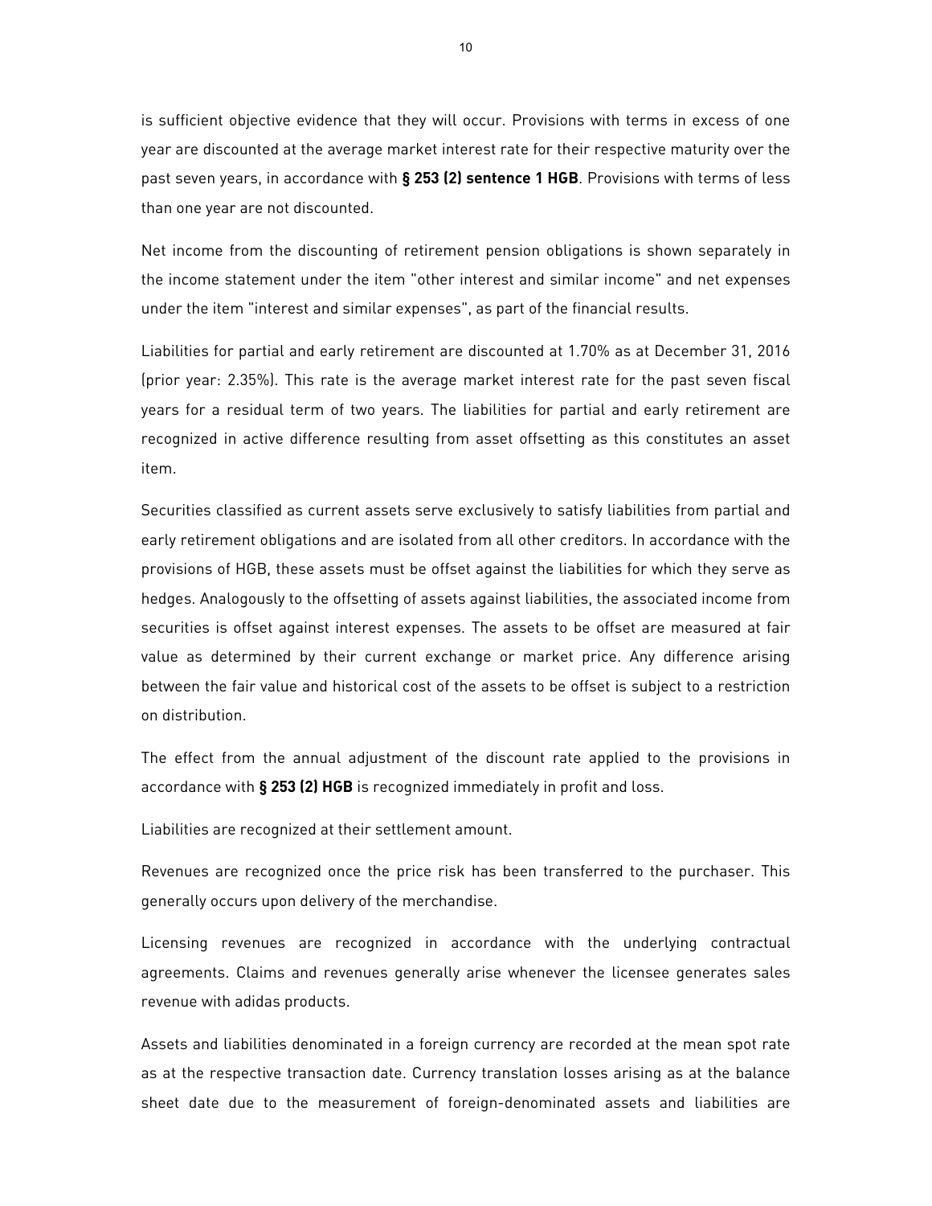is sufficient objective evidence that they will occur. Provisions with terms in excess of one year are discounted at the average market interest rate for their respective maturity over the past seven years, in accordance with **§ 253 (2) sentence 1 HGB**. Provisions with terms of less than one year are not discounted.

Net income from the discounting of retirement pension obligations is shown separately in the income statement under the item "other interest and similar income" and net expenses under the item "interest and similar expenses", as part of the financial results.

Liabilities for partial and early retirement are discounted at 1.70% as at December 31, 2016 (prior year: 2.35%). This rate is the average market interest rate for the past seven fiscal years for a residual term of two years. The liabilities for partial and early retirement are recognized in active difference resulting from asset offsetting as this constitutes an asset item.

Securities classified as current assets serve exclusively to satisfy liabilities from partial and early retirement obligations and are isolated from all other creditors. In accordance with the provisions of HGB, these assets must be offset against the liabilities for which they serve as hedges. Analogously to the offsetting of assets against liabilities, the associated income from securities is offset against interest expenses. The assets to be offset are measured at fair value as determined by their current exchange or market price. Any difference arising between the fair value and historical cost of the assets to be offset is subject to a restriction on distribution.

The effect from the annual adjustment of the discount rate applied to the provisions in accordance with **§ 253 (2) HGB** is recognized immediately in profit and loss.

Liabilities are recognized at their settlement amount.

Revenues are recognized once the price risk has been transferred to the purchaser. This generally occurs upon delivery of the merchandise.

Licensing revenues are recognized in accordance with the underlying contractual agreements. Claims and revenues generally arise whenever the licensee generates sales revenue with adidas products.

Assets and liabilities denominated in a foreign currency are recorded at the mean spot rate as at the respective transaction date. Currency translation losses arising as at the balance sheet date due to the measurement of foreign-denominated assets and liabilities are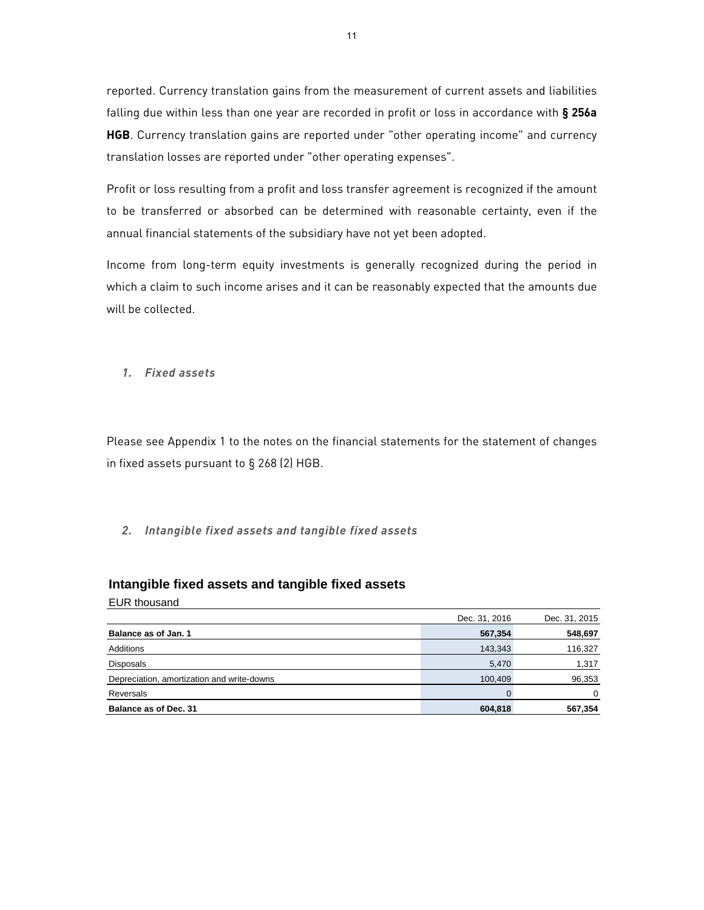reported. Currency translation gains from the measurement of current assets and liabilities falling due within less than one year are recorded in profit or loss in accordance with **§ 256a HGB**. Currency translation gains are reported under "other operating income" and currency translation losses are reported under "other operating expenses".

Profit or loss resulting from a profit and loss transfer agreement is recognized if the amount to be transferred or absorbed can be determined with reasonable certainty, even if the annual financial statements of the subsidiary have not yet been adopted.

Income from long-term equity investments is generally recognized during the period in which a claim to such income arises and it can be reasonably expected that the amounts due will be collected.

### *1. Fixed assets*

Please see Appendix 1 to the notes on the financial statements for the statement of changes in fixed assets pursuant to § 268 (2) HGB.

### *2. Intangible fixed assets and tangible fixed assets*

**Intangible fixed assets and tangible fixed assets**

EUR thousand

| | Dec. 31, 2016 | Dec. 31, 2015 |
|---|---|---|
| **Balance as of Jan. 1** | **567,354** | **548,697** |
| Additions | 143,343 | 116,327 |
| Disposals | 5,470 | 1,317 |
| Depreciation, amortization and write-downs | 100,409 | 96,353 |
| Reversals | 0 | 0 |
| **Balance as of Dec. 31** | **604,818** | **567,354** |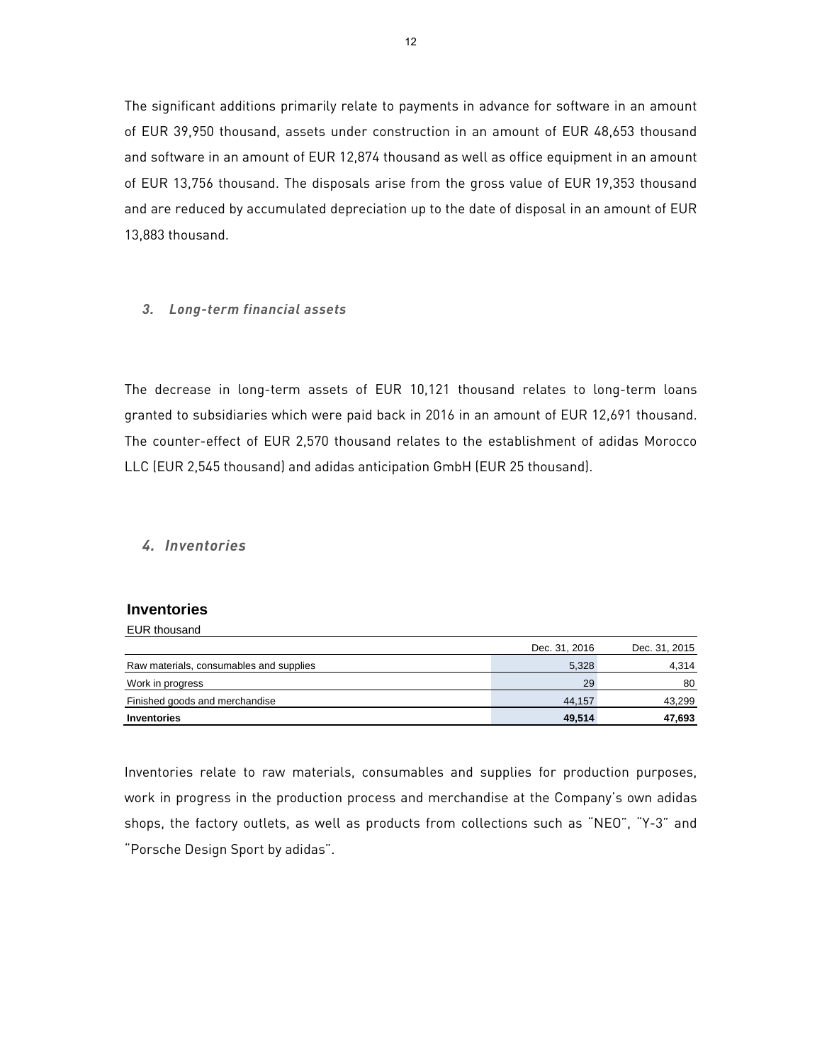The significant additions primarily relate to payments in advance for software in an amount of EUR 39,950 thousand, assets under construction in an amount of EUR 48,653 thousand and software in an amount of EUR 12,874 thousand as well as office equipment in an amount of EUR 13,756 thousand. The disposals arise from the gross value of EUR 19,353 thousand and are reduced by accumulated depreciation up to the date of disposal in an amount of EUR 13,883 thousand.

### *3. Long-term financial assets*

The decrease in long-term assets of EUR 10,121 thousand relates to long-term loans granted to subsidiaries which were paid back in 2016 in an amount of EUR 12,691 thousand. The counter-effect of EUR 2,570 thousand relates to the establishment of adidas Morocco LLC (EUR 2,545 thousand) and adidas anticipation GmbH (EUR 25 thousand).

### *4. Inventories*

**Inventories**

EUR thousand

| | Dec. 31, 2016 | Dec. 31, 2015 |
|---|---|---|
| Raw materials, consumables and supplies | 5,328 | 4,314 |
| Work in progress | 29 | 80 |
| Finished goods and merchandise | 44,157 | 43,299 |
| **Inventories** | **49,514** | **47,693** |

Inventories relate to raw materials, consumables and supplies for production purposes, work in progress in the production process and merchandise at the Company's own adidas shops, the factory outlets, as well as products from collections such as "NEO", "Y-3" and "Porsche Design Sport by adidas".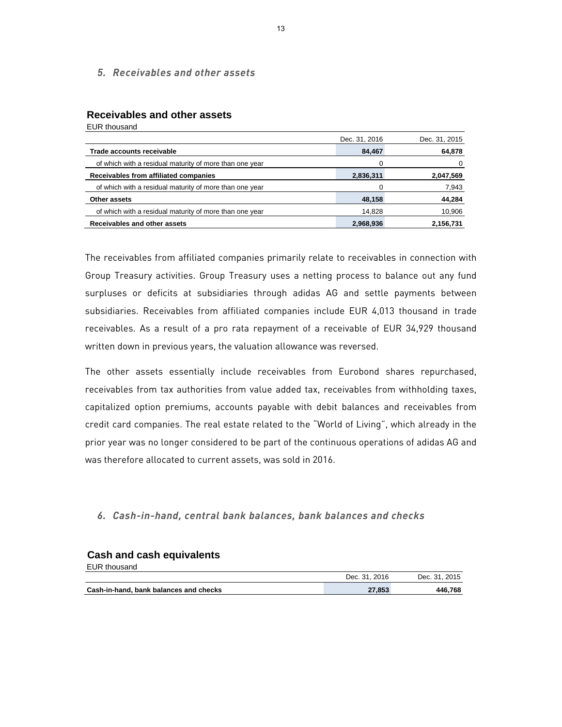### *5. Receivables and other assets*

**Receivables and other assets**

EUR thousand

| | Dec. 31, 2016 | Dec. 31, 2015 |
|---|---|---|
| **Trade accounts receivable** | **84,467** | **64,878** |
| of which with a residual maturity of more than one year | 0 | 0 |
| **Receivables from affiliated companies** | **2,836,311** | **2,047,569** |
| of which with a residual maturity of more than one year | 0 | 7,943 |
| **Other assets** | **48,158** | **44,284** |
| of which with a residual maturity of more than one year | 14,828 | 10,906 |
| **Receivables and other assets** | **2,968,936** | **2,156,731** |

The receivables from affiliated companies primarily relate to receivables in connection with Group Treasury activities. Group Treasury uses a netting process to balance out any fund surpluses or deficits at subsidiaries through adidas AG and settle payments between subsidiaries. Receivables from affiliated companies include EUR 4,013 thousand in trade receivables. As a result of a pro rata repayment of a receivable of EUR 34,929 thousand written down in previous years, the valuation allowance was reversed.

The other assets essentially include receivables from Eurobond shares repurchased, receivables from tax authorities from value added tax, receivables from withholding taxes, capitalized option premiums, accounts payable with debit balances and receivables from credit card companies. The real estate related to the "World of Living", which already in the prior year was no longer considered to be part of the continuous operations of adidas AG and was therefore allocated to current assets, was sold in 2016.

### *6. Cash-in-hand, central bank balances, bank balances and checks*

**Cash and cash equivalents**

EUR thousand

| | Dec. 31, 2016 | Dec. 31, 2015 |
|---|---|---|
| **Cash-in-hand, bank balances and checks** | **27,853** | **446,768** |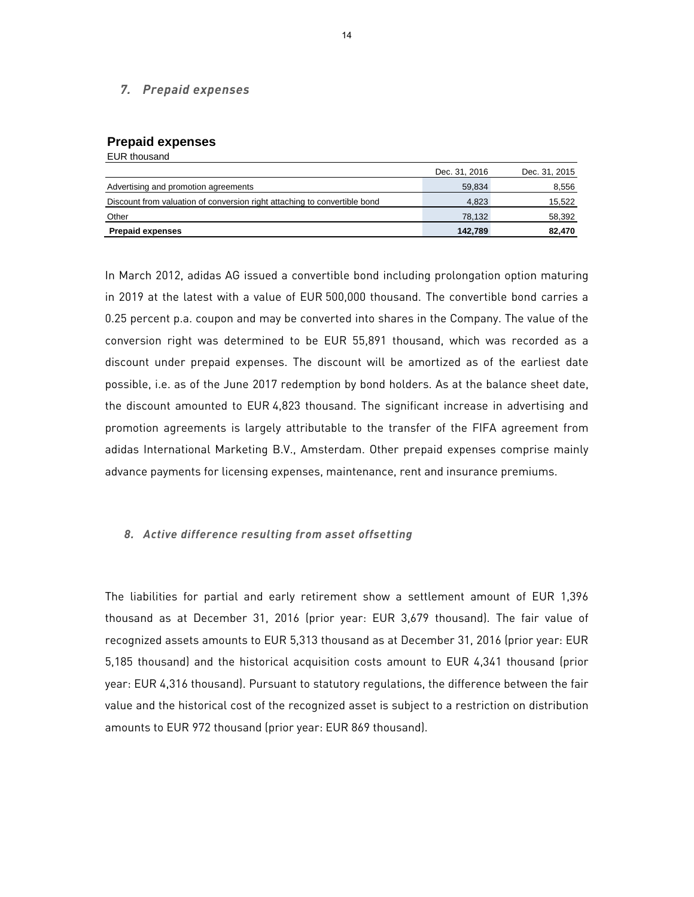### *7. Prepaid expenses*

**Prepaid expenses**

EUR thousand

| | Dec. 31, 2016 | Dec. 31, 2015 |
|---|---|---|
| Advertising and promotion agreements | 59,834 | 8,556 |
| Discount from valuation of conversion right attaching to convertible bond | 4,823 | 15,522 |
| Other | 78,132 | 58,392 |
| **Prepaid expenses** | **142,789** | **82,470** |

In March 2012, adidas AG issued a convertible bond including prolongation option maturing in 2019 at the latest with a value of EUR 500,000 thousand. The convertible bond carries a 0.25 percent p.a. coupon and may be converted into shares in the Company. The value of the conversion right was determined to be EUR 55,891 thousand, which was recorded as a discount under prepaid expenses. The discount will be amortized as of the earliest date possible, i.e. as of the June 2017 redemption by bond holders. As at the balance sheet date, the discount amounted to EUR 4,823 thousand. The significant increase in advertising and promotion agreements is largely attributable to the transfer of the FIFA agreement from adidas International Marketing B.V., Amsterdam. Other prepaid expenses comprise mainly advance payments for licensing expenses, maintenance, rent and insurance premiums.

### *8. Active difference resulting from asset offsetting*

The liabilities for partial and early retirement show a settlement amount of EUR 1,396 thousand as at December 31, 2016 (prior year: EUR 3,679 thousand). The fair value of recognized assets amounts to EUR 5,313 thousand as at December 31, 2016 (prior year: EUR 5,185 thousand) and the historical acquisition costs amount to EUR 4,341 thousand (prior year: EUR 4,316 thousand). Pursuant to statutory regulations, the difference between the fair value and the historical cost of the recognized asset is subject to a restriction on distribution amounts to EUR 972 thousand (prior year: EUR 869 thousand).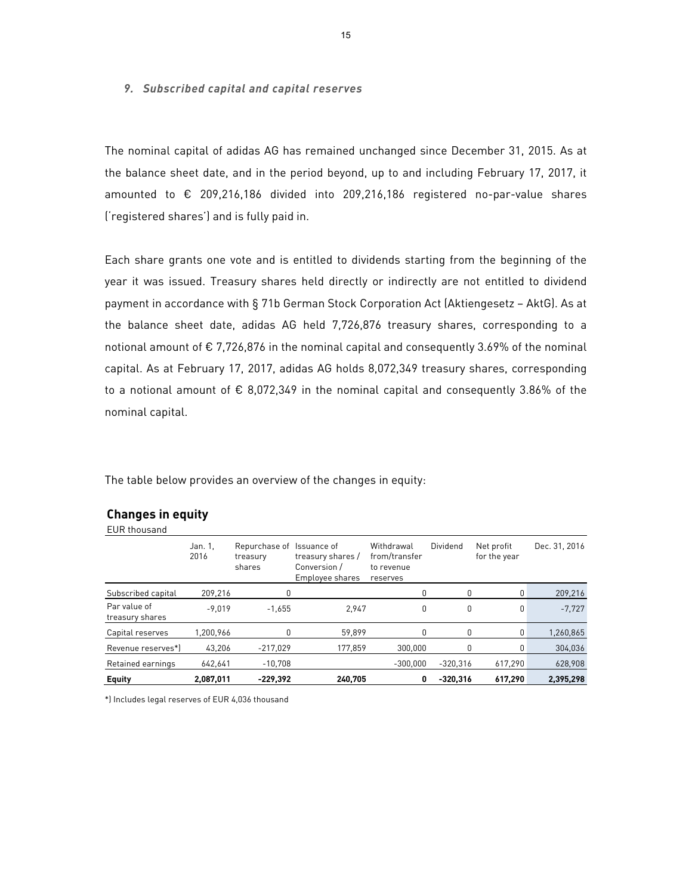### *9. Subscribed capital and capital reserves*

The nominal capital of adidas AG has remained unchanged since December 31, 2015. As at the balance sheet date, and in the period beyond, up to and including February 17, 2017, it amounted to € 209,216,186 divided into 209,216,186 registered no-par-value shares ('registered shares') and is fully paid in.

Each share grants one vote and is entitled to dividends starting from the beginning of the year it was issued. Treasury shares held directly or indirectly are not entitled to dividend payment in accordance with § 71b German Stock Corporation Act (Aktiengesetz – AktG). As at the balance sheet date, adidas AG held 7,726,876 treasury shares, corresponding to a notional amount of € 7,726,876 in the nominal capital and consequently 3.69% of the nominal capital. As at February 17, 2017, adidas AG holds 8,072,349 treasury shares, corresponding to a notional amount of € 8,072,349 in the nominal capital and consequently 3.86% of the nominal capital.

The table below provides an overview of the changes in equity:

**Changes in equity**

EUR thousand

| | Jan. 1, 2016 | Repurchase of treasury shares | Issuance of treasury shares / Conversion / Employee shares | Withdrawal from/transfer to revenue reserves | Dividend | Net profit for the year | Dec. 31, 2016 |
|---|---|---|---|---|---|---|---|
| Subscribed capital | 209,216 | 0 | | 0 | 0 | 0 | 209,216 |
| Par value of treasury shares | -9,019 | -1,655 | 2,947 | 0 | 0 | 0 | -7,727 |
| Capital reserves | 1,200,966 | 0 | 59,899 | 0 | 0 | 0 | 1,260,865 |
| Revenue reserves*) | 43,206 | -217,029 | 177,859 | 300,000 | 0 | 0 | 304,036 |
| Retained earnings | 642,641 | -10,708 | | -300,000 | -320,316 | 617,290 | 628,908 |
| **Equity** | **2,087,011** | **-229,392** | **240,705** | **0** | **-320,316** | **617,290** | **2,395,298** |

*) Includes legal reserves of EUR 4,036 thousand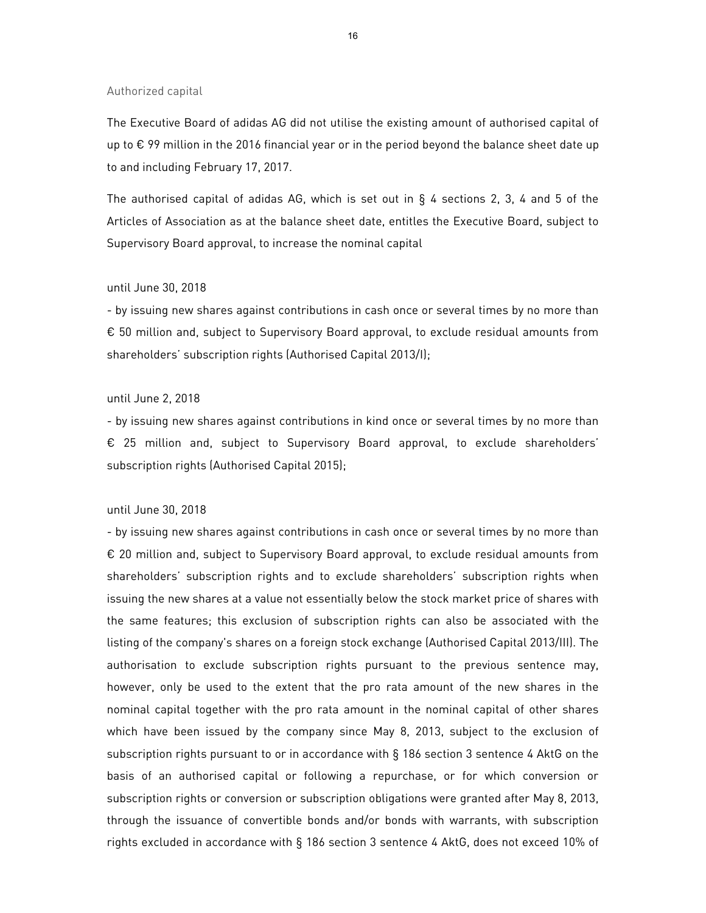## Authorized capital

The Executive Board of adidas AG did not utilise the existing amount of authorised capital of up to € 99 million in the 2016 financial year or in the period beyond the balance sheet date up to and including February 17, 2017.

The authorised capital of adidas AG, which is set out in § 4 sections 2, 3, 4 and 5 of the Articles of Association as at the balance sheet date, entitles the Executive Board, subject to Supervisory Board approval, to increase the nominal capital

until June 30, 2018

- by issuing new shares against contributions in cash once or several times by no more than € 50 million and, subject to Supervisory Board approval, to exclude residual amounts from shareholders' subscription rights (Authorised Capital 2013/I);

until June 2, 2018

- by issuing new shares against contributions in kind once or several times by no more than € 25 million and, subject to Supervisory Board approval, to exclude shareholders' subscription rights (Authorised Capital 2015);

until June 30, 2018

- by issuing new shares against contributions in cash once or several times by no more than € 20 million and, subject to Supervisory Board approval, to exclude residual amounts from shareholders' subscription rights and to exclude shareholders' subscription rights when issuing the new shares at a value not essentially below the stock market price of shares with the same features; this exclusion of subscription rights can also be associated with the listing of the company's shares on a foreign stock exchange (Authorised Capital 2013/III). The authorisation to exclude subscription rights pursuant to the previous sentence may, however, only be used to the extent that the pro rata amount of the new shares in the nominal capital together with the pro rata amount in the nominal capital of other shares which have been issued by the company since May 8, 2013, subject to the exclusion of subscription rights pursuant to or in accordance with § 186 section 3 sentence 4 AktG on the basis of an authorised capital or following a repurchase, or for which conversion or subscription rights or conversion or subscription obligations were granted after May 8, 2013, through the issuance of convertible bonds and/or bonds with warrants, with subscription rights excluded in accordance with § 186 section 3 sentence 4 AktG, does not exceed 10% of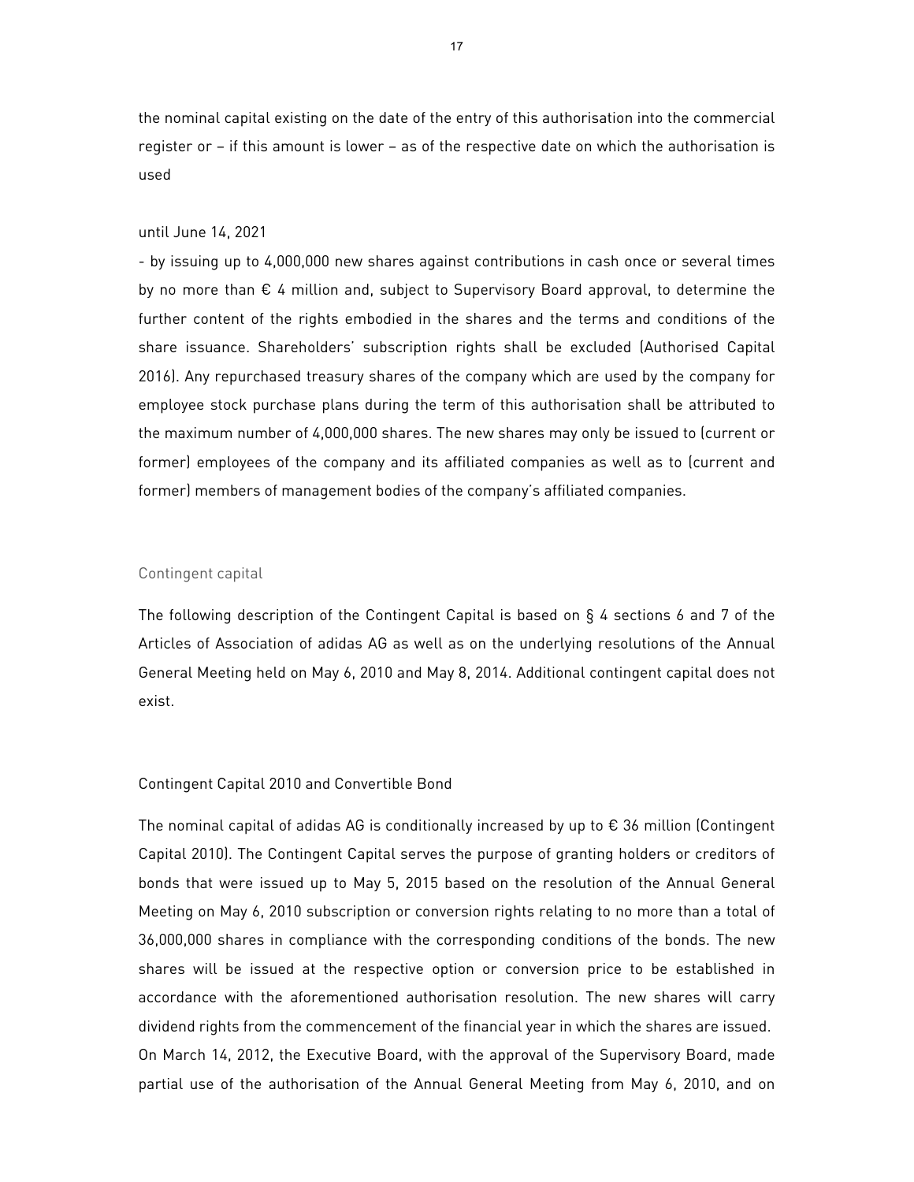the nominal capital existing on the date of the entry of this authorisation into the commercial register or – if this amount is lower – as of the respective date on which the authorisation is used

until June 14, 2021

- by issuing up to 4,000,000 new shares against contributions in cash once or several times by no more than € 4 million and, subject to Supervisory Board approval, to determine the further content of the rights embodied in the shares and the terms and conditions of the share issuance. Shareholders' subscription rights shall be excluded (Authorised Capital 2016). Any repurchased treasury shares of the company which are used by the company for employee stock purchase plans during the term of this authorisation shall be attributed to the maximum number of 4,000,000 shares. The new shares may only be issued to (current or former) employees of the company and its affiliated companies as well as to (current and former) members of management bodies of the company's affiliated companies.

## Contingent capital

The following description of the Contingent Capital is based on § 4 sections 6 and 7 of the Articles of Association of adidas AG as well as on the underlying resolutions of the Annual General Meeting held on May 6, 2010 and May 8, 2014. Additional contingent capital does not exist.

### Contingent Capital 2010 and Convertible Bond

The nominal capital of adidas AG is conditionally increased by up to € 36 million (Contingent Capital 2010). The Contingent Capital serves the purpose of granting holders or creditors of bonds that were issued up to May 5, 2015 based on the resolution of the Annual General Meeting on May 6, 2010 subscription or conversion rights relating to no more than a total of 36,000,000 shares in compliance with the corresponding conditions of the bonds. The new shares will be issued at the respective option or conversion price to be established in accordance with the aforementioned authorisation resolution. The new shares will carry dividend rights from the commencement of the financial year in which the shares are issued. On March 14, 2012, the Executive Board, with the approval of the Supervisory Board, made partial use of the authorisation of the Annual General Meeting from May 6, 2010, and on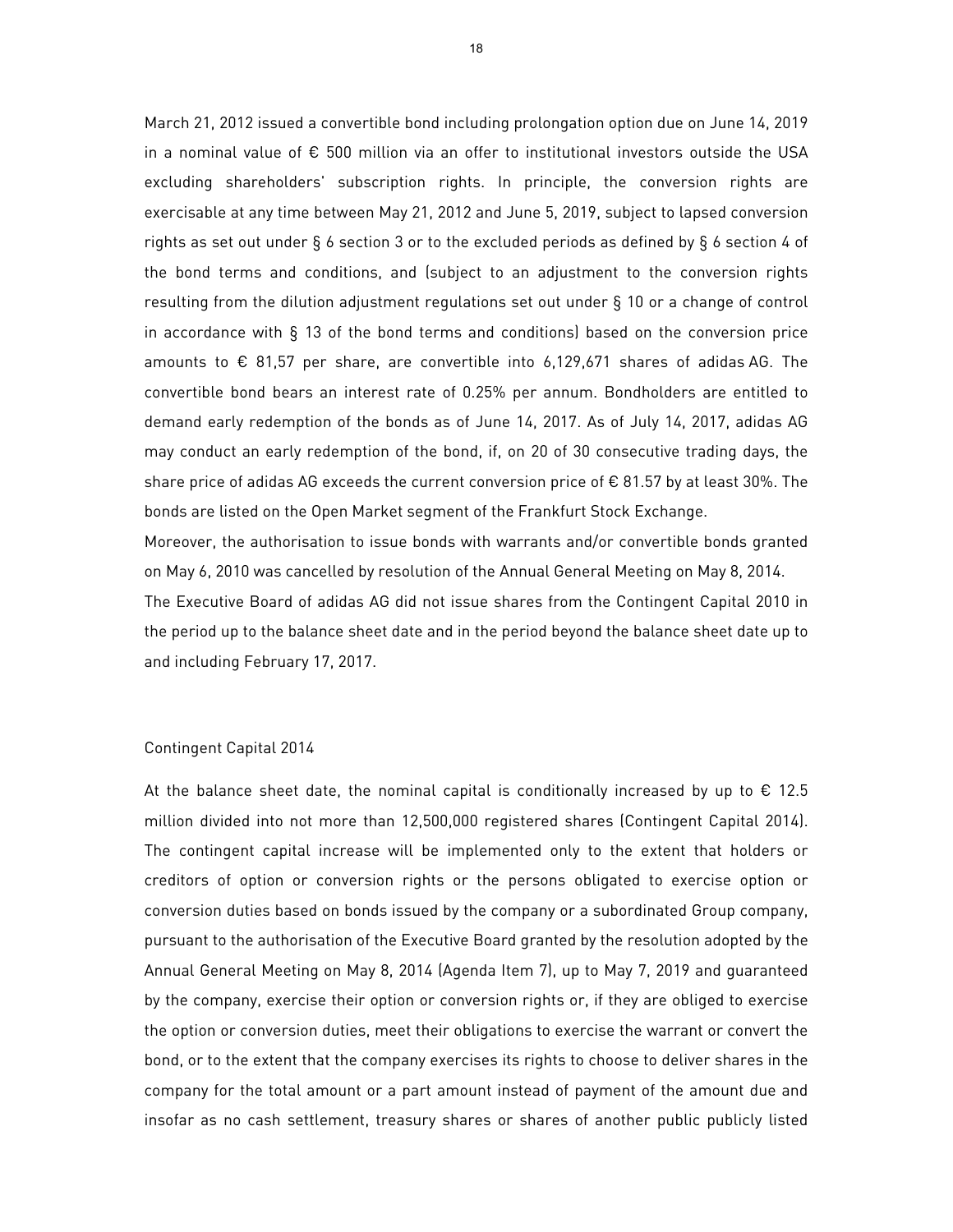March 21, 2012 issued a convertible bond including prolongation option due on June 14, 2019 in a nominal value of € 500 million via an offer to institutional investors outside the USA excluding shareholders' subscription rights. In principle, the conversion rights are exercisable at any time between May 21, 2012 and June 5, 2019, subject to lapsed conversion rights as set out under § 6 section 3 or to the excluded periods as defined by § 6 section 4 of the bond terms and conditions, and (subject to an adjustment to the conversion rights resulting from the dilution adjustment regulations set out under § 10 or a change of control in accordance with § 13 of the bond terms and conditions) based on the conversion price amounts to € 81,57 per share, are convertible into 6,129,671 shares of adidas AG. The convertible bond bears an interest rate of 0.25% per annum. Bondholders are entitled to demand early redemption of the bonds as of June 14, 2017. As of July 14, 2017, adidas AG may conduct an early redemption of the bond, if, on 20 of 30 consecutive trading days, the share price of adidas AG exceeds the current conversion price of € 81.57 by at least 30%. The bonds are listed on the Open Market segment of the Frankfurt Stock Exchange.

Moreover, the authorisation to issue bonds with warrants and/or convertible bonds granted on May 6, 2010 was cancelled by resolution of the Annual General Meeting on May 8, 2014.

The Executive Board of adidas AG did not issue shares from the Contingent Capital 2010 in the period up to the balance sheet date and in the period beyond the balance sheet date up to and including February 17, 2017.

Contingent Capital 2014

At the balance sheet date, the nominal capital is conditionally increased by up to € 12.5 million divided into not more than 12,500,000 registered shares (Contingent Capital 2014). The contingent capital increase will be implemented only to the extent that holders or creditors of option or conversion rights or the persons obligated to exercise option or conversion duties based on bonds issued by the company or a subordinated Group company, pursuant to the authorisation of the Executive Board granted by the resolution adopted by the Annual General Meeting on May 8, 2014 (Agenda Item 7), up to May 7, 2019 and guaranteed by the company, exercise their option or conversion rights or, if they are obliged to exercise the option or conversion duties, meet their obligations to exercise the warrant or convert the bond, or to the extent that the company exercises its rights to choose to deliver shares in the company for the total amount or a part amount instead of payment of the amount due and insofar as no cash settlement, treasury shares or shares of another public publicly listed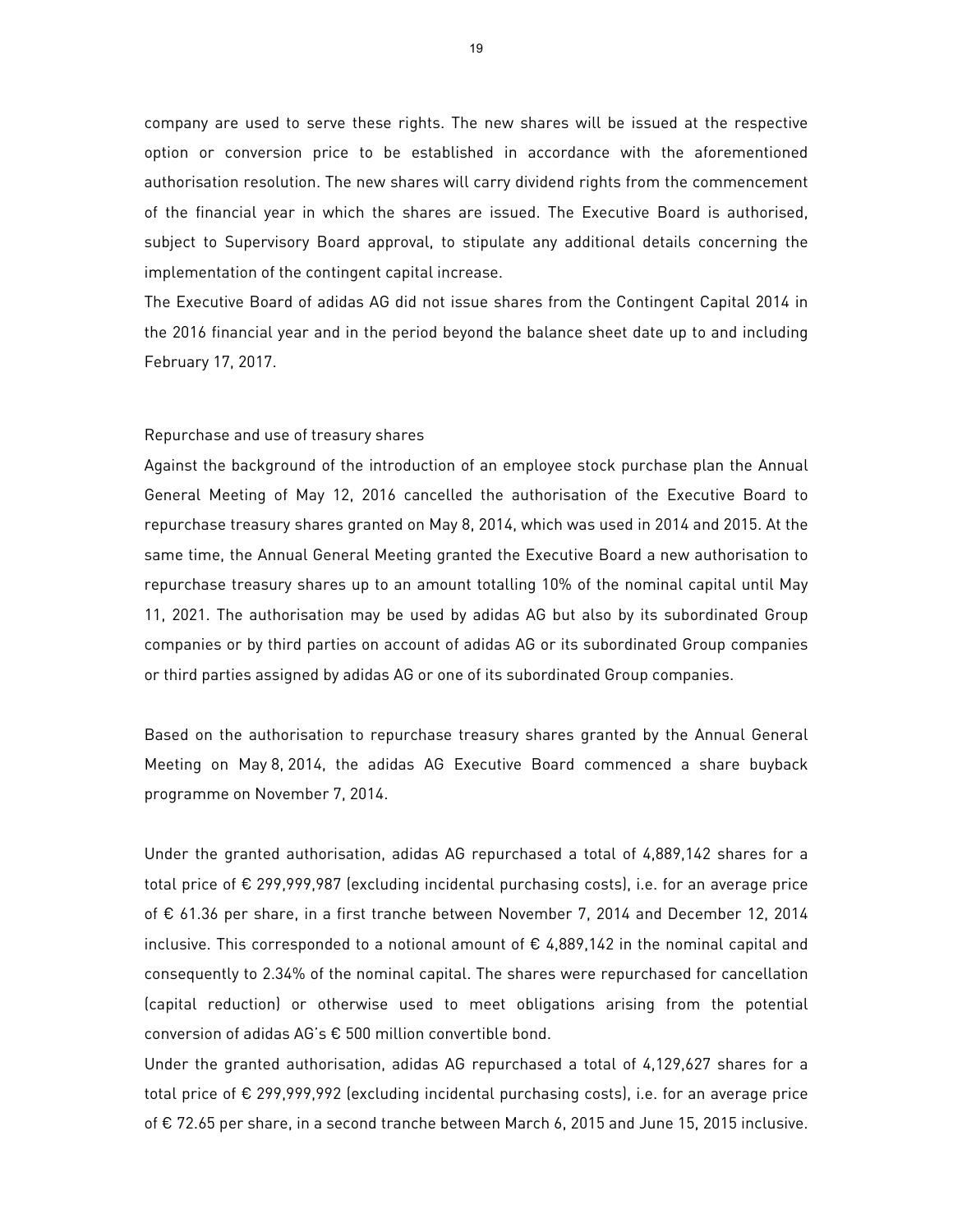company are used to serve these rights. The new shares will be issued at the respective option or conversion price to be established in accordance with the aforementioned authorisation resolution. The new shares will carry dividend rights from the commencement of the financial year in which the shares are issued. The Executive Board is authorised, subject to Supervisory Board approval, to stipulate any additional details concerning the implementation of the contingent capital increase.

The Executive Board of adidas AG did not issue shares from the Contingent Capital 2014 in the 2016 financial year and in the period beyond the balance sheet date up to and including February 17, 2017.

Repurchase and use of treasury shares

Against the background of the introduction of an employee stock purchase plan the Annual General Meeting of May 12, 2016 cancelled the authorisation of the Executive Board to repurchase treasury shares granted on May 8, 2014, which was used in 2014 and 2015. At the same time, the Annual General Meeting granted the Executive Board a new authorisation to repurchase treasury shares up to an amount totalling 10% of the nominal capital until May 11, 2021. The authorisation may be used by adidas AG but also by its subordinated Group companies or by third parties on account of adidas AG or its subordinated Group companies or third parties assigned by adidas AG or one of its subordinated Group companies.

Based on the authorisation to repurchase treasury shares granted by the Annual General Meeting on May 8, 2014, the adidas AG Executive Board commenced a share buyback programme on November 7, 2014.

Under the granted authorisation, adidas AG repurchased a total of 4,889,142 shares for a total price of € 299,999,987 (excluding incidental purchasing costs), i.e. for an average price of € 61.36 per share, in a first tranche between November 7, 2014 and December 12, 2014 inclusive. This corresponded to a notional amount of € 4,889,142 in the nominal capital and consequently to 2.34% of the nominal capital. The shares were repurchased for cancellation (capital reduction) or otherwise used to meet obligations arising from the potential conversion of adidas AG's € 500 million convertible bond.

Under the granted authorisation, adidas AG repurchased a total of 4,129,627 shares for a total price of € 299,999,992 (excluding incidental purchasing costs), i.e. for an average price of € 72.65 per share, in a second tranche between March 6, 2015 and June 15, 2015 inclusive.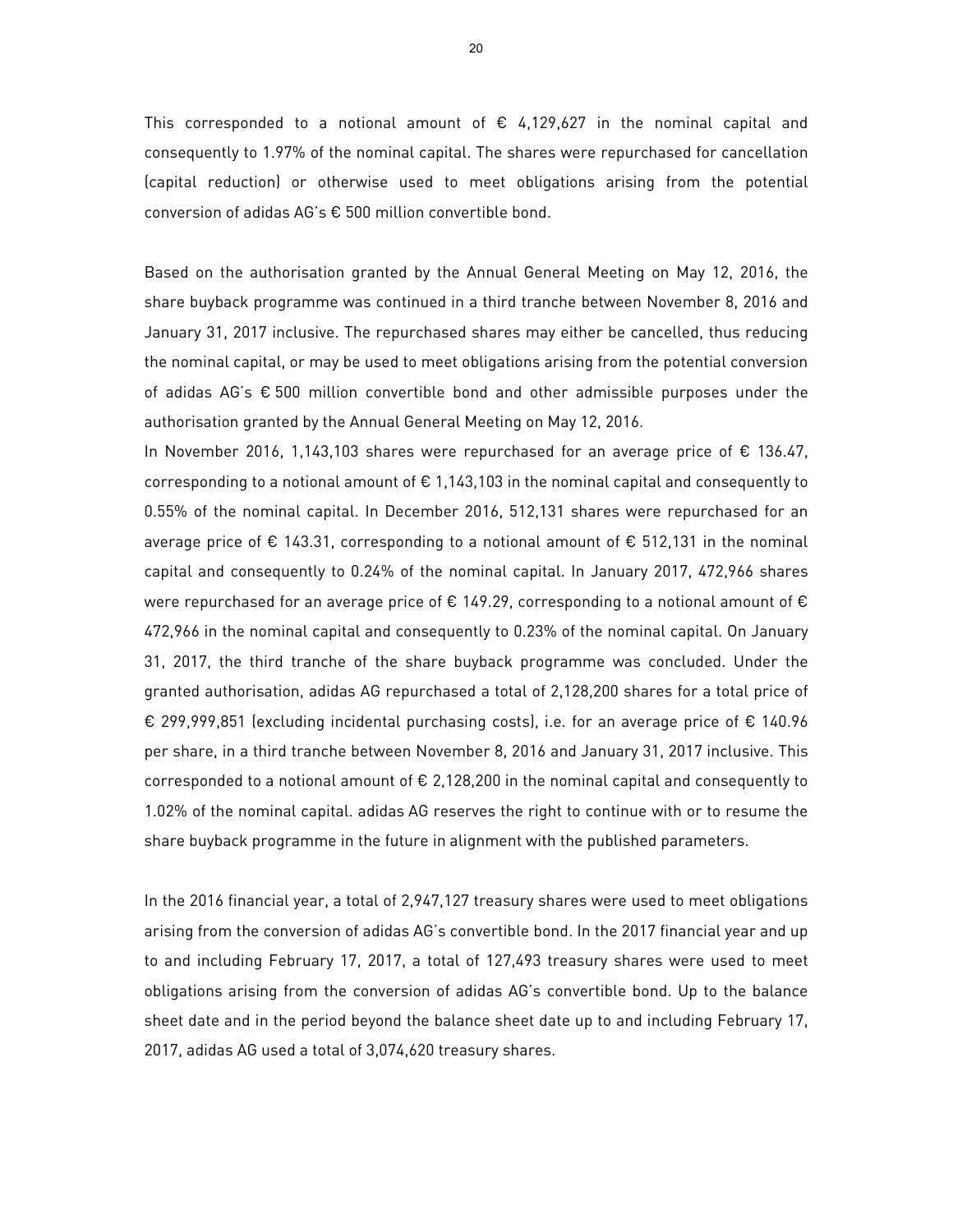This corresponded to a notional amount of € 4,129,627 in the nominal capital and consequently to 1.97% of the nominal capital. The shares were repurchased for cancellation (capital reduction) or otherwise used to meet obligations arising from the potential conversion of adidas AG's € 500 million convertible bond.

Based on the authorisation granted by the Annual General Meeting on May 12, 2016, the share buyback programme was continued in a third tranche between November 8, 2016 and January 31, 2017 inclusive. The repurchased shares may either be cancelled, thus reducing the nominal capital, or may be used to meet obligations arising from the potential conversion of adidas AG's € 500 million convertible bond and other admissible purposes under the authorisation granted by the Annual General Meeting on May 12, 2016.

In November 2016, 1,143,103 shares were repurchased for an average price of € 136.47, corresponding to a notional amount of € 1,143,103 in the nominal capital and consequently to 0.55% of the nominal capital. In December 2016, 512,131 shares were repurchased for an average price of € 143.31, corresponding to a notional amount of € 512,131 in the nominal capital and consequently to 0.24% of the nominal capital. In January 2017, 472,966 shares were repurchased for an average price of € 149.29, corresponding to a notional amount of € 472,966 in the nominal capital and consequently to 0.23% of the nominal capital. On January 31, 2017, the third tranche of the share buyback programme was concluded. Under the granted authorisation, adidas AG repurchased a total of 2,128,200 shares for a total price of € 299,999,851 (excluding incidental purchasing costs), i.e. for an average price of € 140.96 per share, in a third tranche between November 8, 2016 and January 31, 2017 inclusive. This corresponded to a notional amount of € 2,128,200 in the nominal capital and consequently to 1.02% of the nominal capital. adidas AG reserves the right to continue with or to resume the share buyback programme in the future in alignment with the published parameters.

In the 2016 financial year, a total of 2,947,127 treasury shares were used to meet obligations arising from the conversion of adidas AG's convertible bond. In the 2017 financial year and up to and including February 17, 2017, a total of 127,493 treasury shares were used to meet obligations arising from the conversion of adidas AG's convertible bond. Up to the balance sheet date and in the period beyond the balance sheet date up to and including February 17, 2017, adidas AG used a total of 3,074,620 treasury shares.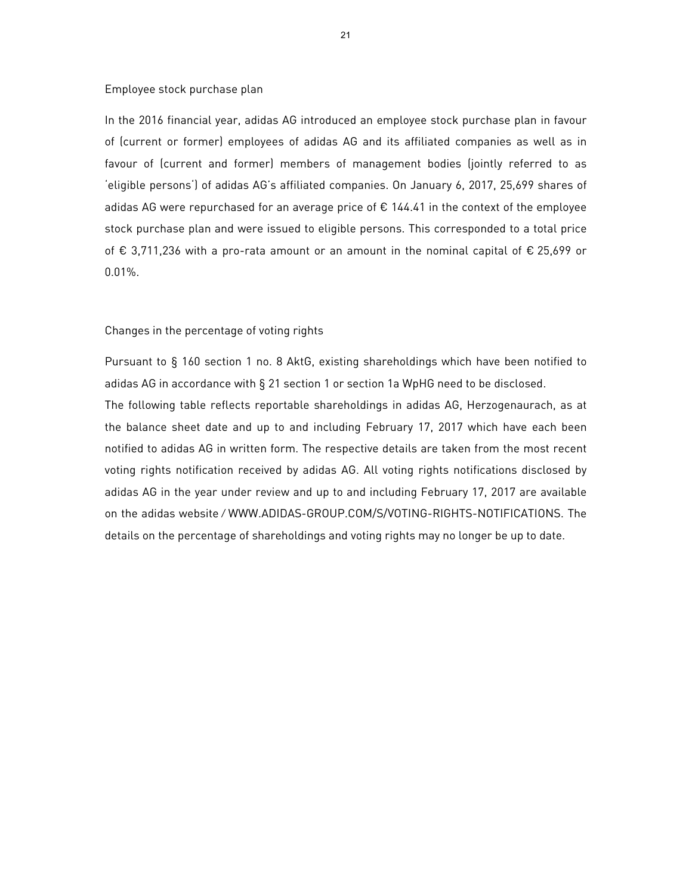## Employee stock purchase plan

In the 2016 financial year, adidas AG introduced an employee stock purchase plan in favour of (current or former) employees of adidas AG and its affiliated companies as well as in favour of (current and former) members of management bodies (jointly referred to as 'eligible persons') of adidas AG's affiliated companies. On January 6, 2017, 25,699 shares of adidas AG were repurchased for an average price of € 144.41 in the context of the employee stock purchase plan and were issued to eligible persons. This corresponded to a total price of € 3,711,236 with a pro-rata amount or an amount in the nominal capital of € 25,699 or 0.01%.

## Changes in the percentage of voting rights

Pursuant to § 160 section 1 no. 8 AktG, existing shareholdings which have been notified to adidas AG in accordance with § 21 section 1 or section 1a WpHG need to be disclosed.

The following table reflects reportable shareholdings in adidas AG, Herzogenaurach, as at the balance sheet date and up to and including February 17, 2017 which have each been notified to adidas AG in written form. The respective details are taken from the most recent voting rights notification received by adidas AG. All voting rights notifications disclosed by adidas AG in the year under review and up to and including February 17, 2017 are available on the adidas website / WWW.ADIDAS-GROUP.COM/S/VOTING-RIGHTS-NOTIFICATIONS. The details on the percentage of shareholdings and voting rights may no longer be up to date.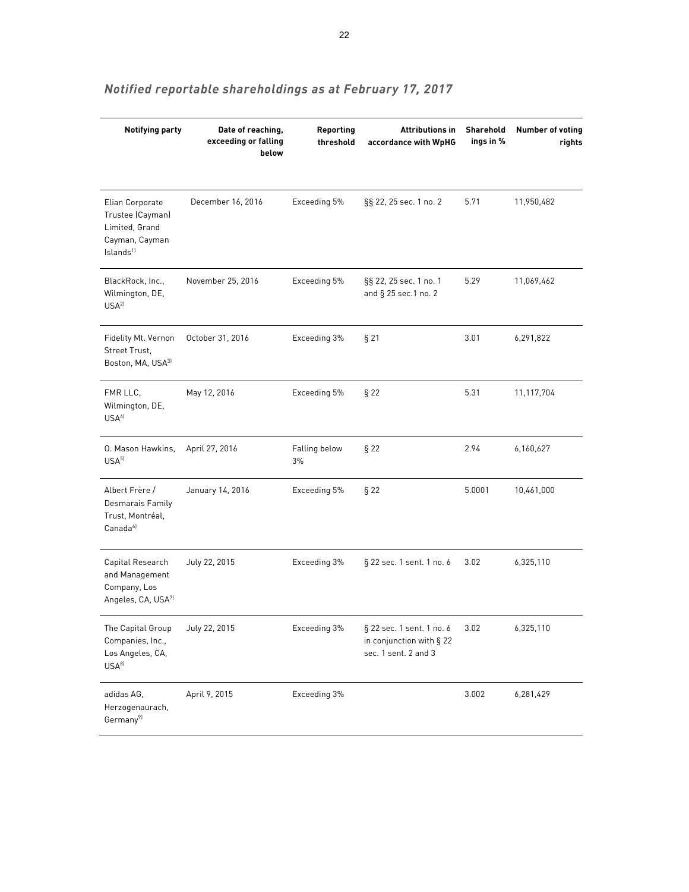## *Notified reportable shareholdings as at February 17, 2017*

| Notifying party | Date of reaching, exceeding or falling below | Reporting threshold | Attributions in accordance with WpHG | Shareholdings in % | Number of voting rights |
|---|---|---|---|---|---|
| Elian Corporate Trustee (Cayman) Limited, Grand Cayman, Cayman Islands[1)] | December 16, 2016 | Exceeding 5% | §§ 22, 25 sec. 1 no. 2 | 5.71 | 11,950,482 |
| BlackRock, Inc., Wilmington, DE, USA[2)] | November 25, 2016 | Exceeding 5% | §§ 22, 25 sec. 1 no. 1 and § 25 sec.1 no. 2 | 5.29 | 11,069,462 |
| Fidelity Mt. Vernon Street Trust, Boston, MA, USA[3)] | October 31, 2016 | Exceeding 3% | § 21 | 3.01 | 6,291,822 |
| FMR LLC, Wilmington, DE, USA[4)] | May 12, 2016 | Exceeding 5% | § 22 | 5.31 | 11,117,704 |
| O. Mason Hawkins, USA[5)] | April 27, 2016 | Falling below 3% | § 22 | 2.94 | 6,160,627 |
| Albert Frère / Desmarais Family Trust, Montréal, Canada[6)] | January 14, 2016 | Exceeding 5% | § 22 | 5.0001 | 10,461,000 |
| Capital Research and Management Company, Los Angeles, CA, USA[7)] | July 22, 2015 | Exceeding 3% | § 22 sec. 1 sent. 1 no. 6 | 3.02 | 6,325,110 |
| The Capital Group Companies, Inc., Los Angeles, CA, USA[8)] | July 22, 2015 | Exceeding 3% | § 22 sec. 1 sent. 1 no. 6 in conjunction with § 22 sec. 1 sent. 2 and 3 | 3.02 | 6,325,110 |
| adidas AG, Herzogenaurach, Germany[9)] | April 9, 2015 | Exceeding 3% | | 3.002 | 6,281,429 |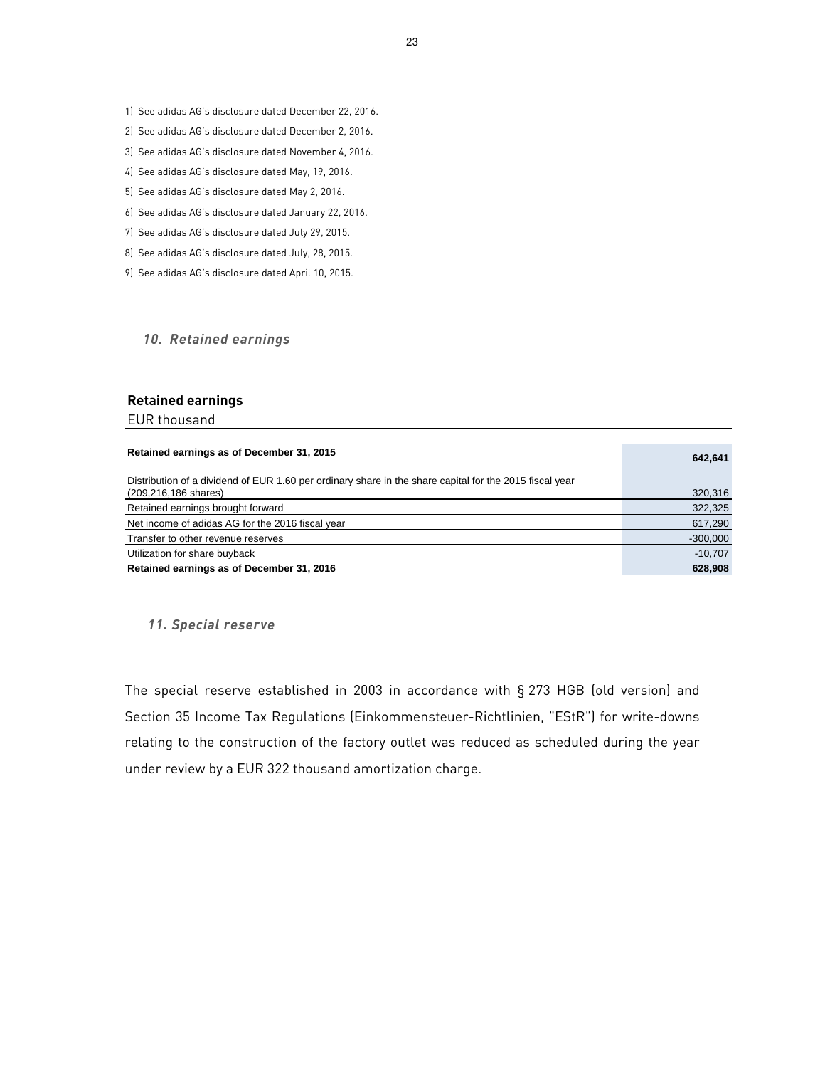1) See adidas AG's disclosure dated December 22, 2016.

2) See adidas AG's disclosure dated December 2, 2016.

3) See adidas AG's disclosure dated November 4, 2016.

4) See adidas AG's disclosure dated May, 19, 2016.

5) See adidas AG's disclosure dated May 2, 2016.

6) See adidas AG's disclosure dated January 22, 2016.

7) See adidas AG's disclosure dated July 29, 2015.

8) See adidas AG's disclosure dated July, 28, 2015.

9) See adidas AG's disclosure dated April 10, 2015.

### *10. Retained earnings*

**Retained earnings**

EUR thousand

| | |
|---|---|
| **Retained earnings as of December 31, 2015** | **642,641** |
| Distribution of a dividend of EUR 1.60 per ordinary share in the share capital for the 2015 fiscal year (209,216,186 shares) | 320,316 |
| Retained earnings brought forward | 322,325 |
| Net income of adidas AG for the 2016 fiscal year | 617,290 |
| Transfer to other revenue reserves | -300,000 |
| Utilization for share buyback | -10,707 |
| **Retained earnings as of December 31, 2016** | **628,908** |

### *11. Special reserve*

The special reserve established in 2003 in accordance with § 273 HGB (old version) and Section 35 Income Tax Regulations (Einkommensteuer-Richtlinien, "EStR") for write-downs relating to the construction of the factory outlet was reduced as scheduled during the year under review by a EUR 322 thousand amortization charge.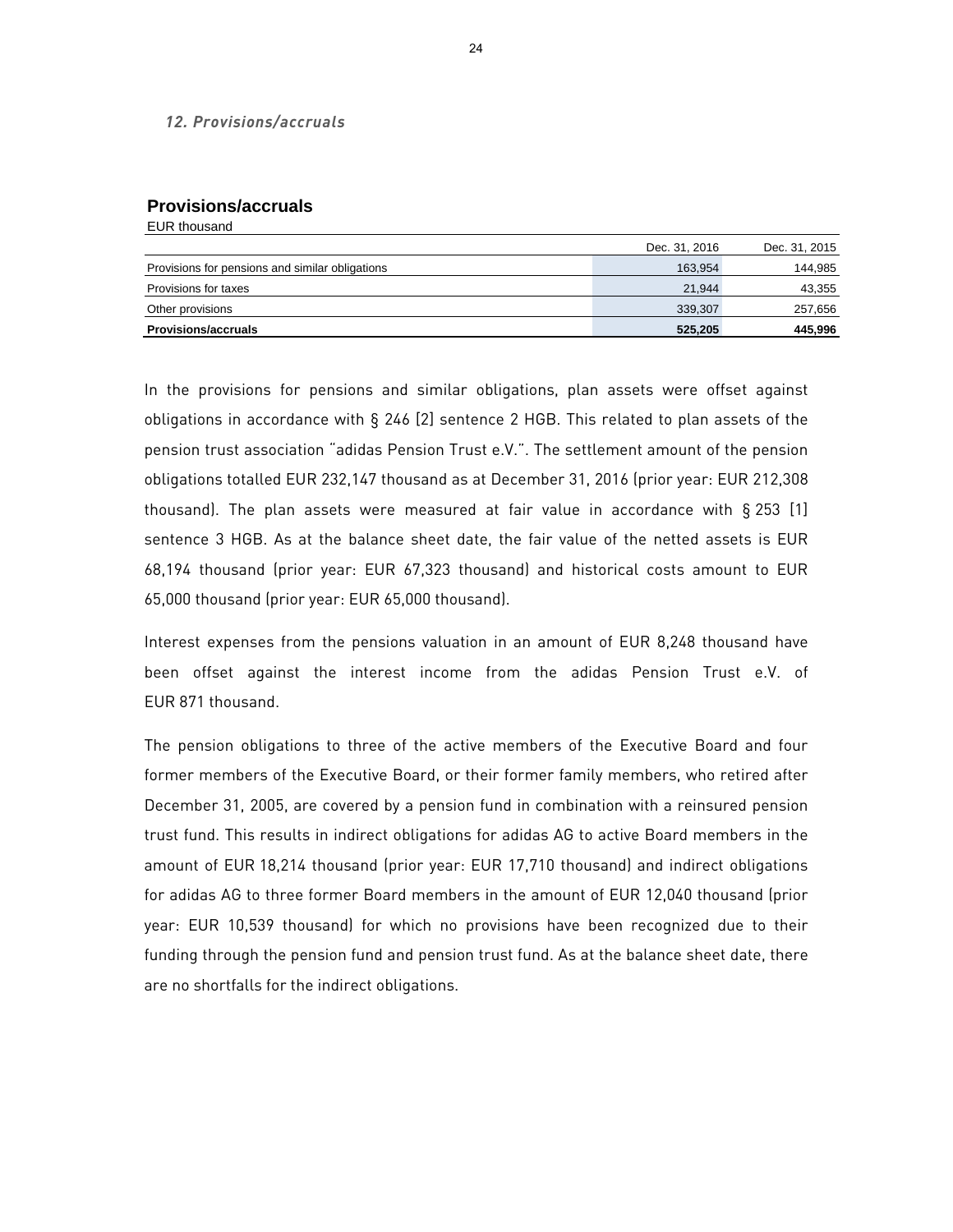### *12. Provisions/accruals*

**Provisions/accruals**

EUR thousand

| | Dec. 31, 2016 | Dec. 31, 2015 |
|---|---|---|
| Provisions for pensions and similar obligations | 163,954 | 144,985 |
| Provisions for taxes | 21,944 | 43,355 |
| Other provisions | 339,307 | 257,656 |
| **Provisions/accruals** | **525,205** | **445,996** |

In the provisions for pensions and similar obligations, plan assets were offset against obligations in accordance with § 246 [2] sentence 2 HGB. This related to plan assets of the pension trust association "adidas Pension Trust e.V.". The settlement amount of the pension obligations totalled EUR 232,147 thousand as at December 31, 2016 (prior year: EUR 212,308 thousand). The plan assets were measured at fair value in accordance with § 253 [1] sentence 3 HGB. As at the balance sheet date, the fair value of the netted assets is EUR 68,194 thousand (prior year: EUR 67,323 thousand) and historical costs amount to EUR 65,000 thousand (prior year: EUR 65,000 thousand).

Interest expenses from the pensions valuation in an amount of EUR 8,248 thousand have been offset against the interest income from the adidas Pension Trust e.V. of EUR 871 thousand.

The pension obligations to three of the active members of the Executive Board and four former members of the Executive Board, or their former family members, who retired after December 31, 2005, are covered by a pension fund in combination with a reinsured pension trust fund. This results in indirect obligations for adidas AG to active Board members in the amount of EUR 18,214 thousand (prior year: EUR 17,710 thousand) and indirect obligations for adidas AG to three former Board members in the amount of EUR 12,040 thousand (prior year: EUR 10,539 thousand) for which no provisions have been recognized due to their funding through the pension fund and pension trust fund. As at the balance sheet date, there are no shortfalls for the indirect obligations.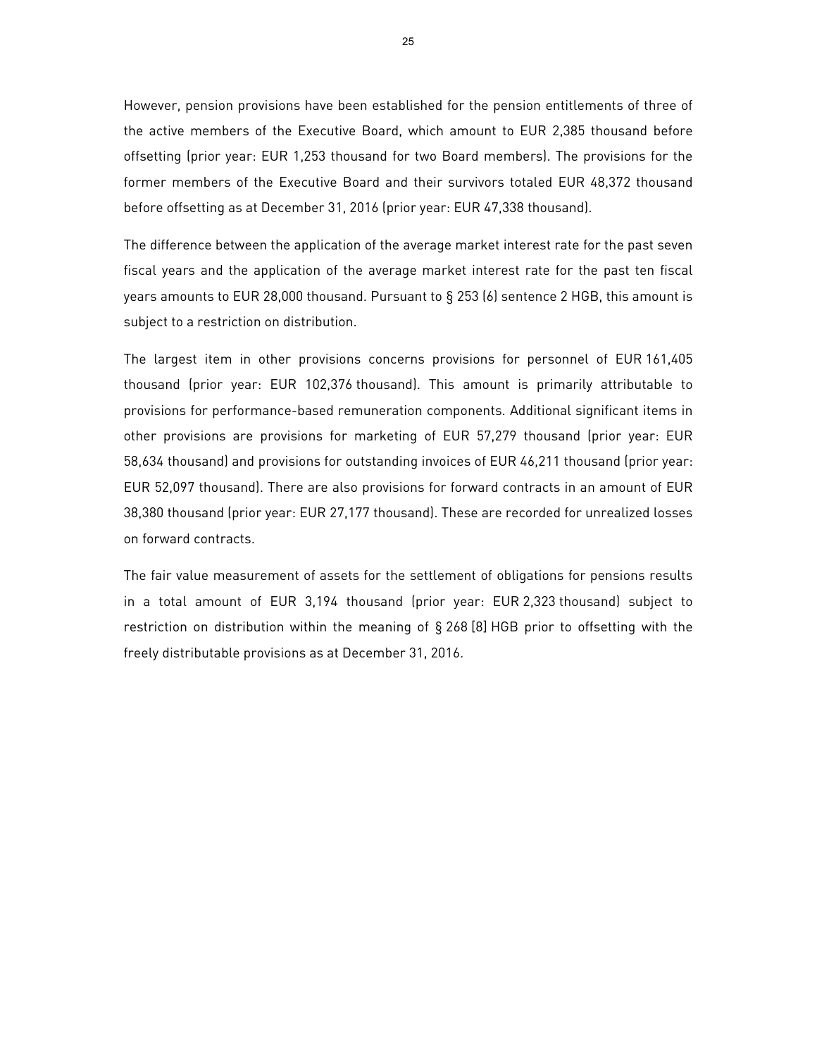However, pension provisions have been established for the pension entitlements of three of the active members of the Executive Board, which amount to EUR 2,385 thousand before offsetting (prior year: EUR 1,253 thousand for two Board members). The provisions for the former members of the Executive Board and their survivors totaled EUR 48,372 thousand before offsetting as at December 31, 2016 (prior year: EUR 47,338 thousand).

The difference between the application of the average market interest rate for the past seven fiscal years and the application of the average market interest rate for the past ten fiscal years amounts to EUR 28,000 thousand. Pursuant to § 253 (6) sentence 2 HGB, this amount is subject to a restriction on distribution.

The largest item in other provisions concerns provisions for personnel of EUR 161,405 thousand (prior year: EUR 102,376 thousand). This amount is primarily attributable to provisions for performance-based remuneration components. Additional significant items in other provisions are provisions for marketing of EUR 57,279 thousand (prior year: EUR 58,634 thousand) and provisions for outstanding invoices of EUR 46,211 thousand (prior year: EUR 52,097 thousand). There are also provisions for forward contracts in an amount of EUR 38,380 thousand (prior year: EUR 27,177 thousand). These are recorded for unrealized losses on forward contracts.

The fair value measurement of assets for the settlement of obligations for pensions results in a total amount of EUR 3,194 thousand (prior year: EUR 2,323 thousand) subject to restriction on distribution within the meaning of § 268 [8] HGB prior to offsetting with the freely distributable provisions as at December 31, 2016.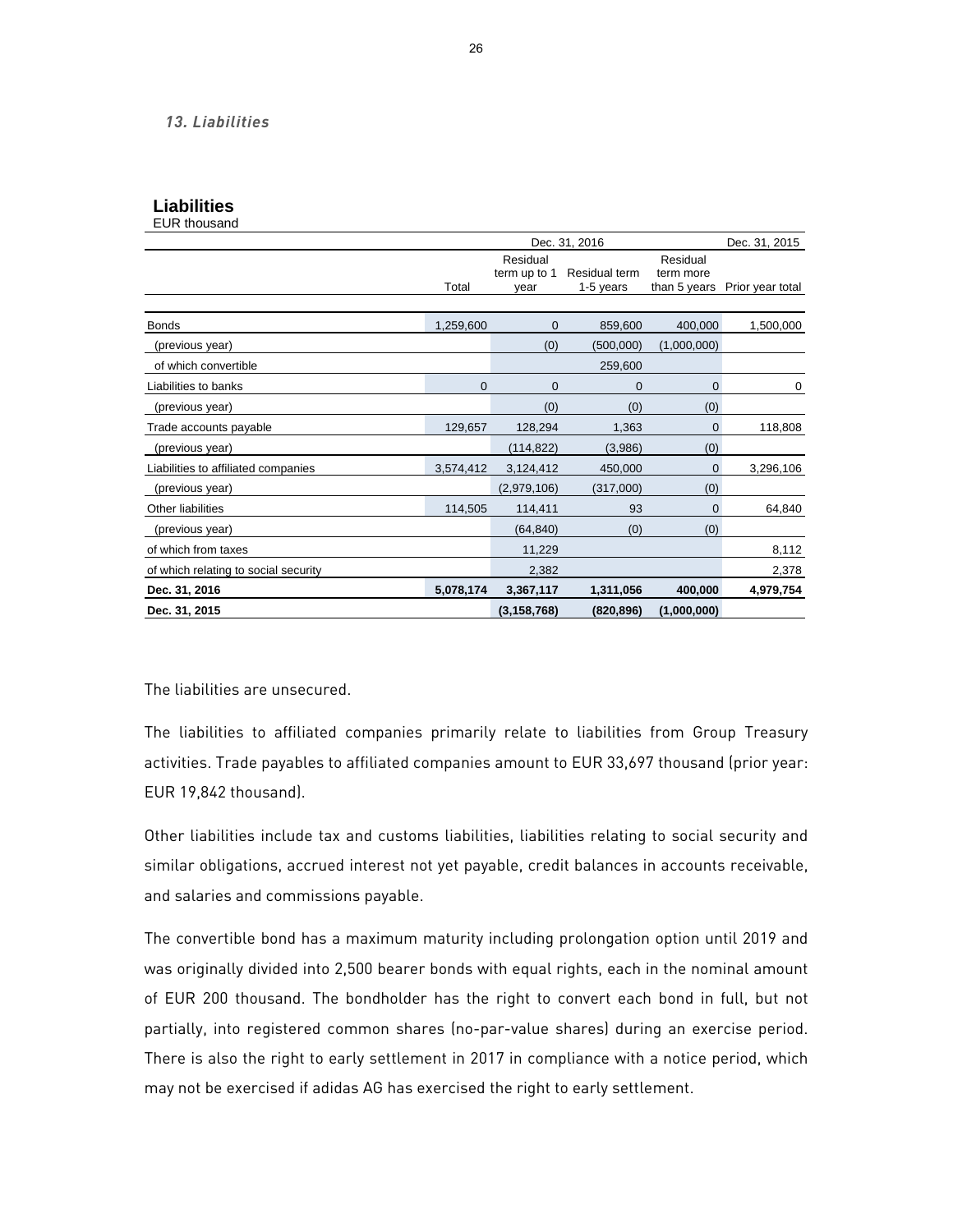### *13. Liabilities*

**Liabilities**
EUR thousand

| | Dec. 31, 2016 | | | | Dec. 31, 2015 |
|---|---|---|---|---|---|
| | Total | Residual term up to 1 year | Residual term 1-5 years | Residual term more than 5 years | Prior year total |
| Bonds | 1,259,600 | 0 | 859,600 | 400,000 | 1,500,000 |
| (previous year) | | (0) | (500,000) | (1,000,000) | |
| of which convertible | | | 259,600 | | |
| Liabilities to banks | 0 | 0 | 0 | 0 | 0 |
| (previous year) | | (0) | (0) | (0) | |
| Trade accounts payable | 129,657 | 128,294 | 1,363 | 0 | 118,808 |
| (previous year) | | (114,822) | (3,986) | (0) | |
| Liabilities to affiliated companies | 3,574,412 | 3,124,412 | 450,000 | 0 | 3,296,106 |
| (previous year) | | (2,979,106) | (317,000) | (0) | |
| Other liabilities | 114,505 | 114,411 | 93 | 0 | 64,840 |
| (previous year) | | (64,840) | (0) | (0) | |
| of which from taxes | | 11,229 | | | 8,112 |
| of which relating to social security | | 2,382 | | | 2,378 |
| **Dec. 31, 2016** | **5,078,174** | **3,367,117** | **1,311,056** | **400,000** | **4,979,754** |
| **Dec. 31, 2015** | | **(3,158,768)** | **(820,896)** | **(1,000,000)** | |

The liabilities are unsecured.

The liabilities to affiliated companies primarily relate to liabilities from Group Treasury activities. Trade payables to affiliated companies amount to EUR 33,697 thousand (prior year: EUR 19,842 thousand).

Other liabilities include tax and customs liabilities, liabilities relating to social security and similar obligations, accrued interest not yet payable, credit balances in accounts receivable, and salaries and commissions payable.

The convertible bond has a maximum maturity including prolongation option until 2019 and was originally divided into 2,500 bearer bonds with equal rights, each in the nominal amount of EUR 200 thousand. The bondholder has the right to convert each bond in full, but not partially, into registered common shares (no-par-value shares) during an exercise period. There is also the right to early settlement in 2017 in compliance with a notice period, which may not be exercised if adidas AG has exercised the right to early settlement.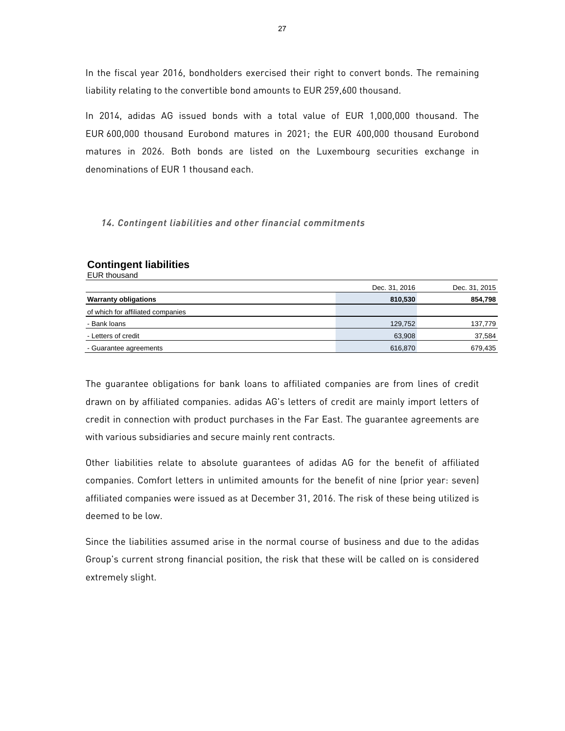In the fiscal year 2016, bondholders exercised their right to convert bonds. The remaining liability relating to the convertible bond amounts to EUR 259,600 thousand.

In 2014, adidas AG issued bonds with a total value of EUR 1,000,000 thousand. The EUR 600,000 thousand Eurobond matures in 2021; the EUR 400,000 thousand Eurobond matures in 2026. Both bonds are listed on the Luxembourg securities exchange in denominations of EUR 1 thousand each.

### *14. Contingent liabilities and other financial commitments*

**Contingent liabilities**

EUR thousand

| | Dec. 31, 2016 | Dec. 31, 2015 |
|---|---|---|
| **Warranty obligations** | **810,530** | **854,798** |
| of which for affiliated companies | | |
| - Bank loans | 129,752 | 137,779 |
| - Letters of credit | 63,908 | 37,584 |
| - Guarantee agreements | 616,870 | 679,435 |

The guarantee obligations for bank loans to affiliated companies are from lines of credit drawn on by affiliated companies. adidas AG's letters of credit are mainly import letters of credit in connection with product purchases in the Far East. The guarantee agreements are with various subsidiaries and secure mainly rent contracts.

Other liabilities relate to absolute guarantees of adidas AG for the benefit of affiliated companies. Comfort letters in unlimited amounts for the benefit of nine (prior year: seven) affiliated companies were issued as at December 31, 2016. The risk of these being utilized is deemed to be low.

Since the liabilities assumed arise in the normal course of business and due to the adidas Group's current strong financial position, the risk that these will be called on is considered extremely slight.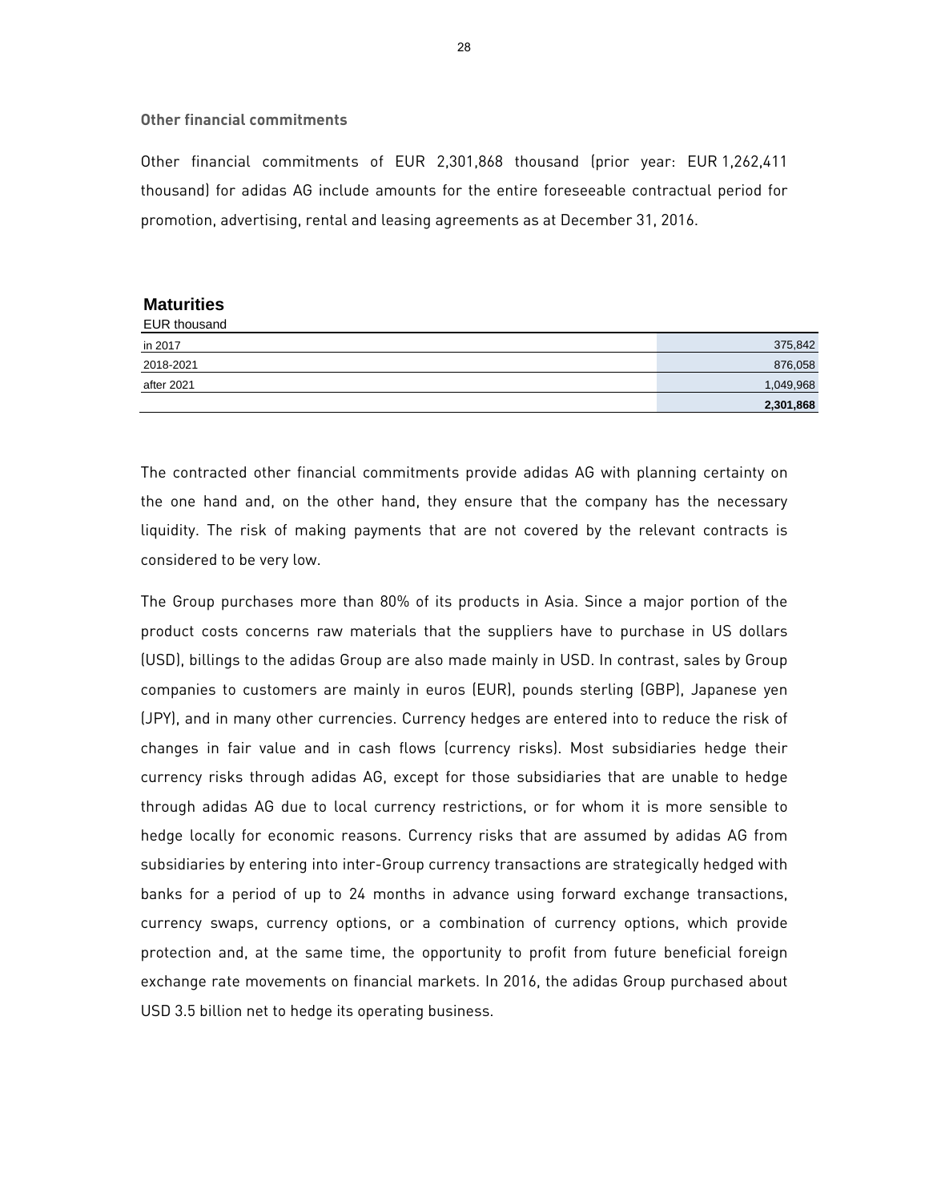### Other financial commitments

Other financial commitments of EUR 2,301,868 thousand (prior year: EUR 1,262,411 thousand) for adidas AG include amounts for the entire foreseeable contractual period for promotion, advertising, rental and leasing agreements as at December 31, 2016.

**Maturities**

| EUR thousand | |
|---|---:|
| in 2017 | 375,842 |
| 2018-2021 | 876,058 |
| after 2021 | 1,049,968 |
| | **2,301,868** |

The contracted other financial commitments provide adidas AG with planning certainty on the one hand and, on the other hand, they ensure that the company has the necessary liquidity. The risk of making payments that are not covered by the relevant contracts is considered to be very low.

The Group purchases more than 80% of its products in Asia. Since a major portion of the product costs concerns raw materials that the suppliers have to purchase in US dollars (USD), billings to the adidas Group are also made mainly in USD. In contrast, sales by Group companies to customers are mainly in euros (EUR), pounds sterling (GBP), Japanese yen (JPY), and in many other currencies. Currency hedges are entered into to reduce the risk of changes in fair value and in cash flows (currency risks). Most subsidiaries hedge their currency risks through adidas AG, except for those subsidiaries that are unable to hedge through adidas AG due to local currency restrictions, or for whom it is more sensible to hedge locally for economic reasons. Currency risks that are assumed by adidas AG from subsidiaries by entering into inter-Group currency transactions are strategically hedged with banks for a period of up to 24 months in advance using forward exchange transactions, currency swaps, currency options, or a combination of currency options, which provide protection and, at the same time, the opportunity to profit from future beneficial foreign exchange rate movements on financial markets. In 2016, the adidas Group purchased about USD 3.5 billion net to hedge its operating business.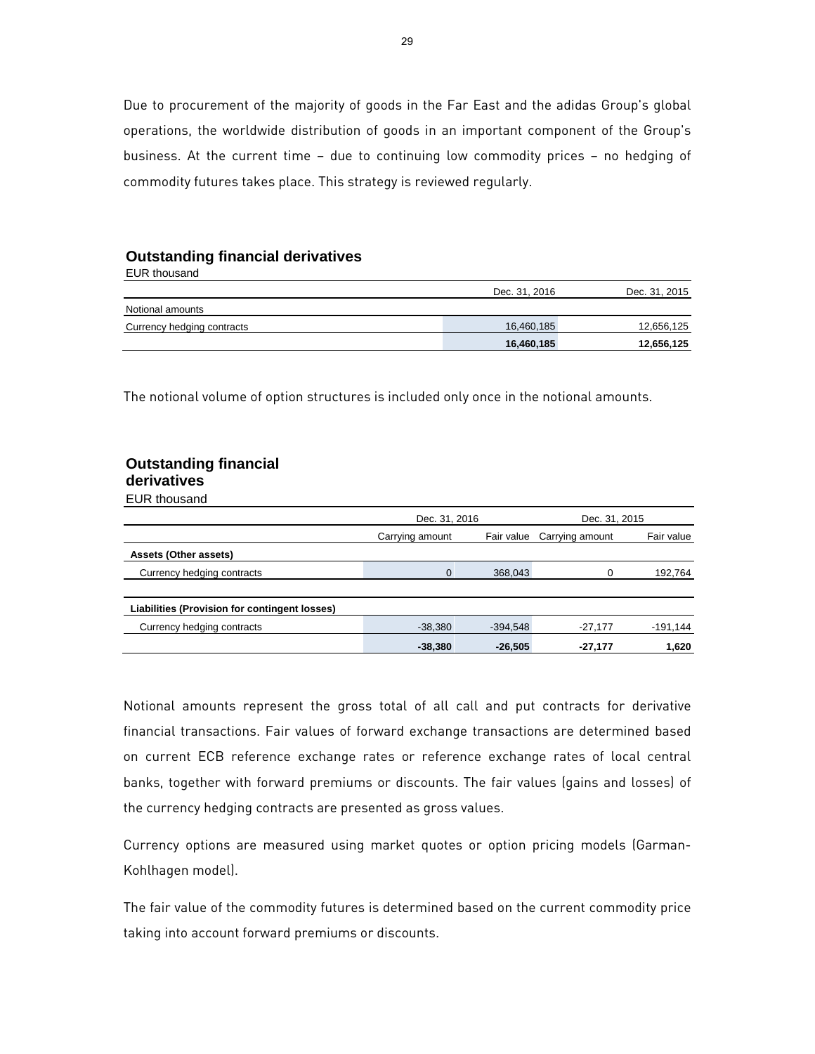Due to procurement of the majority of goods in the Far East and the adidas Group's global operations, the worldwide distribution of goods in an important component of the Group's business. At the current time – due to continuing low commodity prices – no hedging of commodity futures takes place. This strategy is reviewed regularly.

### Outstanding financial derivatives

EUR thousand

| | Dec. 31, 2016 | Dec. 31, 2015 |
|---|---|---|
| Notional amounts | | |
| Currency hedging contracts | 16,460,185 | 12,656,125 |
| | **16,460,185** | **12,656,125** |

The notional volume of option structures is included only once in the notional amounts.

### Outstanding financial derivatives

EUR thousand

| | Dec. 31, 2016 | | Dec. 31, 2015 | |
|---|---|---|---|---|
| | Carrying amount | Fair value | Carrying amount | Fair value |
| **Assets (Other assets)** | | | | |
| Currency hedging contracts | 0 | 368,043 | 0 | 192,764 |
| **Liabilities (Provision for contingent losses)** | | | | |
| Currency hedging contracts | -38,380 | -394,548 | -27,177 | -191,144 |
| | **-38,380** | **-26,505** | **-27,177** | **1,620** |

Notional amounts represent the gross total of all call and put contracts for derivative financial transactions. Fair values of forward exchange transactions are determined based on current ECB reference exchange rates or reference exchange rates of local central banks, together with forward premiums or discounts. The fair values (gains and losses) of the currency hedging contracts are presented as gross values.

Currency options are measured using market quotes or option pricing models (Garman-Kohlhagen model).

The fair value of the commodity futures is determined based on the current commodity price taking into account forward premiums or discounts.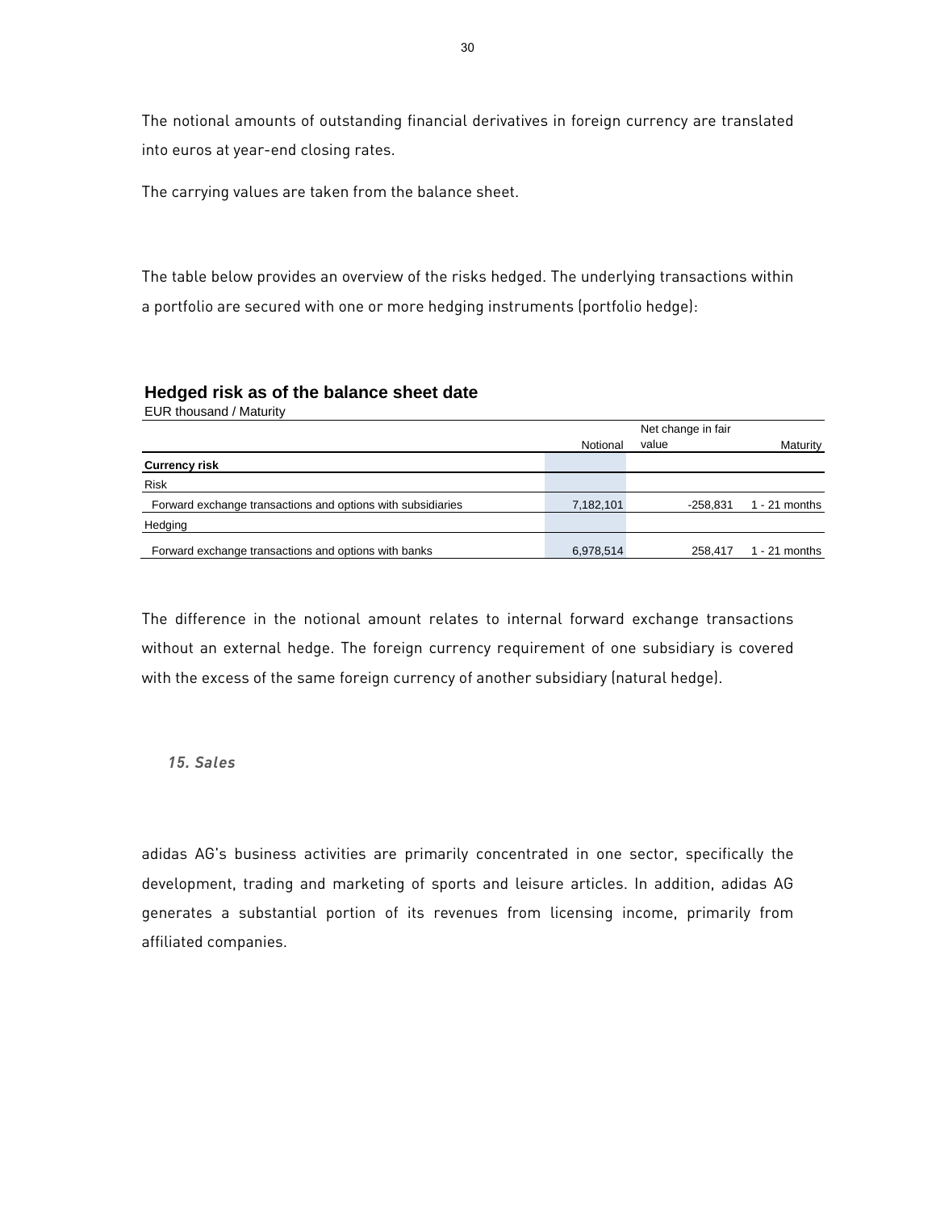The notional amounts of outstanding financial derivatives in foreign currency are translated into euros at year-end closing rates.

The carrying values are taken from the balance sheet.

The table below provides an overview of the risks hedged. The underlying transactions within a portfolio are secured with one or more hedging instruments (portfolio hedge):

**Hedged risk as of the balance sheet date**

EUR thousand / Maturity

| | Notional | Net change in fair value | Maturity |
|---|---|---|---|
| **Currency risk** | | | |
| Risk | | | |
| Forward exchange transactions and options with subsidiaries | 7,182,101 | -258,831 | 1 - 21 months |
| Hedging | | | |
| Forward exchange transactions and options with banks | 6,978,514 | 258,417 | 1 - 21 months |

The difference in the notional amount relates to internal forward exchange transactions without an external hedge. The foreign currency requirement of one subsidiary is covered with the excess of the same foreign currency of another subsidiary (natural hedge).

### *15. Sales*

adidas AG's business activities are primarily concentrated in one sector, specifically the development, trading and marketing of sports and leisure articles. In addition, adidas AG generates a substantial portion of its revenues from licensing income, primarily from affiliated companies.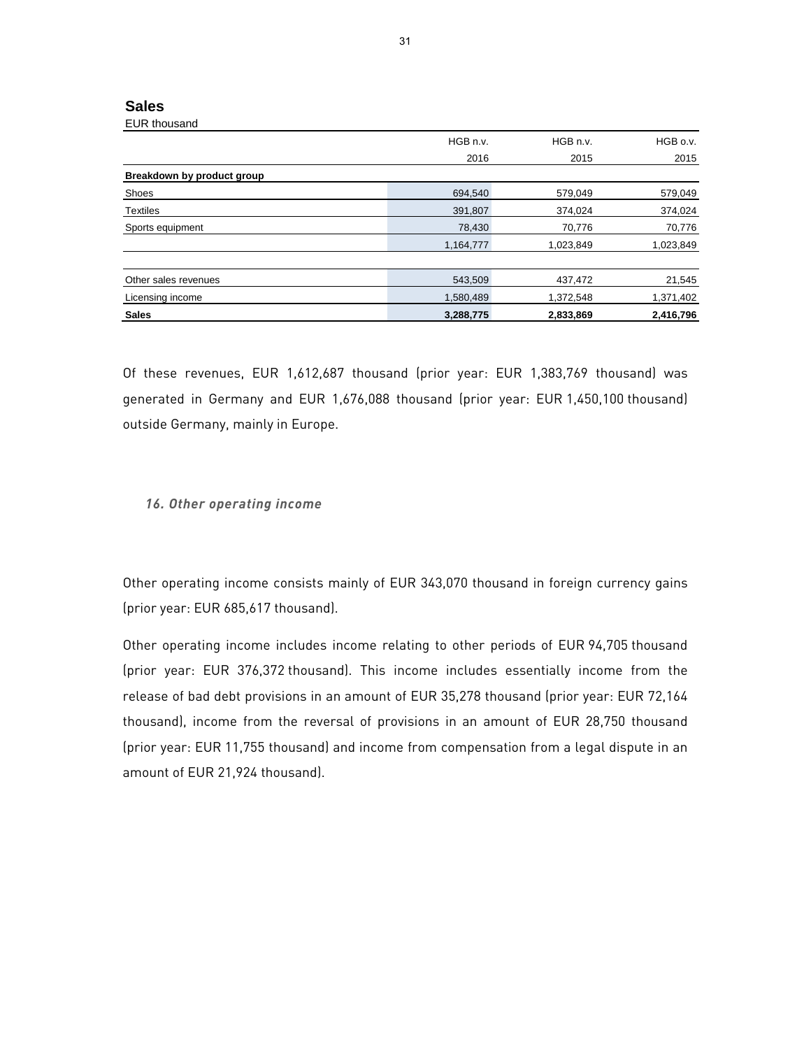**Sales**

EUR thousand

| | HGB n.v. 2016 | HGB n.v. 2015 | HGB o.v. 2015 |
|---|---|---|---|
| **Breakdown by product group** | | | |
| Shoes | 694,540 | 579,049 | 579,049 |
| Textiles | 391,807 | 374,024 | 374,024 |
| Sports equipment | 78,430 | 70,776 | 70,776 |
| | 1,164,777 | 1,023,849 | 1,023,849 |
| | | | |
| Other sales revenues | 543,509 | 437,472 | 21,545 |
| Licensing income | 1,580,489 | 1,372,548 | 1,371,402 |
| **Sales** | **3,288,775** | **2,833,869** | **2,416,796** |

Of these revenues, EUR 1,612,687 thousand (prior year: EUR 1,383,769 thousand) was generated in Germany and EUR 1,676,088 thousand (prior year: EUR 1,450,100 thousand) outside Germany, mainly in Europe.

### *16. Other operating income*

Other operating income consists mainly of EUR 343,070 thousand in foreign currency gains (prior year: EUR 685,617 thousand).

Other operating income includes income relating to other periods of EUR 94,705 thousand (prior year: EUR 376,372 thousand). This income includes essentially income from the release of bad debt provisions in an amount of EUR 35,278 thousand (prior year: EUR 72,164 thousand), income from the reversal of provisions in an amount of EUR 28,750 thousand (prior year: EUR 11,755 thousand) and income from compensation from a legal dispute in an amount of EUR 21,924 thousand).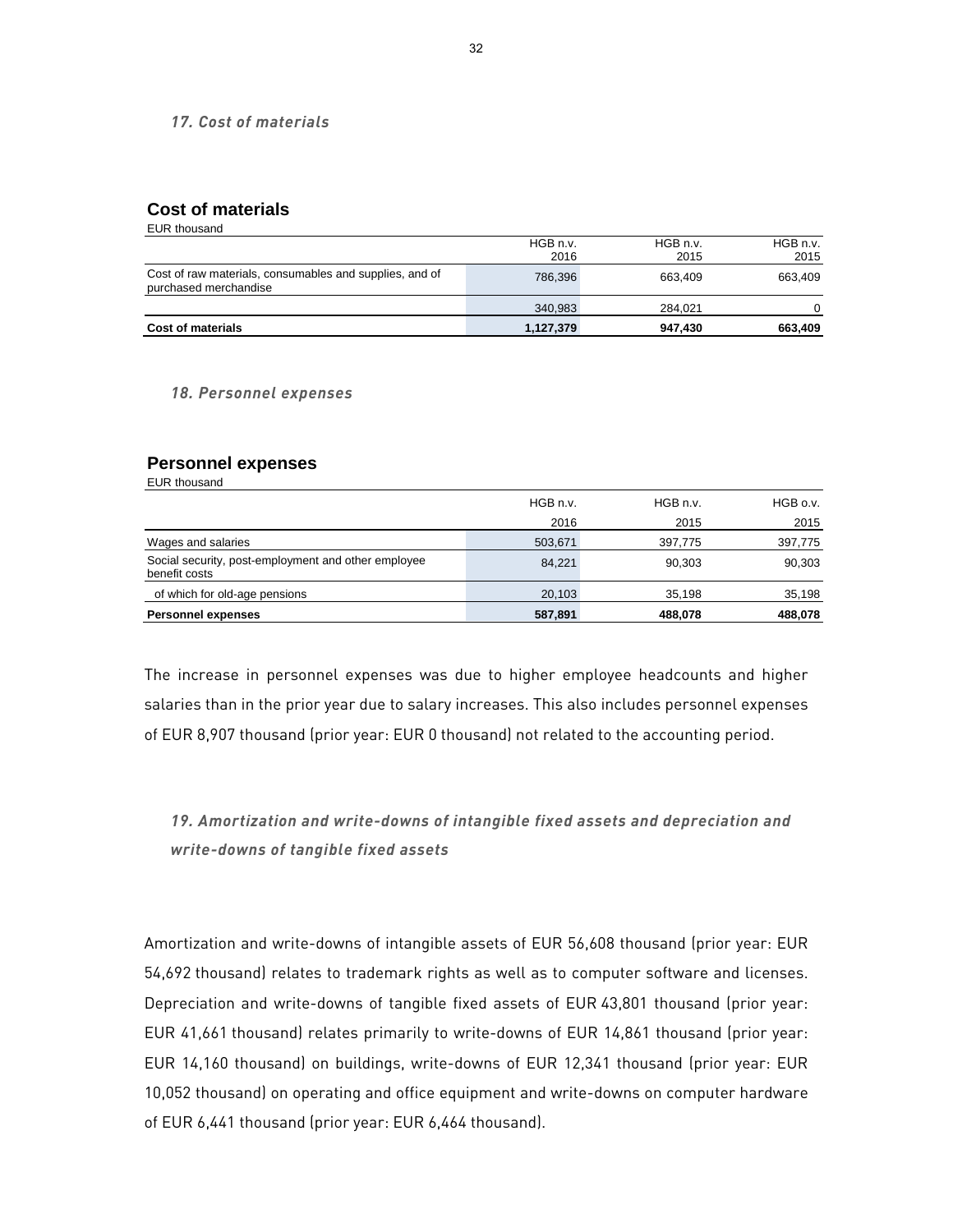### *17. Cost of materials*

**Cost of materials**

EUR thousand

| | HGB n.v. 2016 | HGB n.v. 2015 | HGB n.v. 2015 |
|---|---|---|---|
| Cost of raw materials, consumables and supplies, and of purchased merchandise | 786,396 | 663,409 | 663,409 |
| | 340,983 | 284,021 | 0 |
| **Cost of materials** | **1,127,379** | **947,430** | **663,409** |

### *18. Personnel expenses*

**Personnel expenses**

EUR thousand

| | HGB n.v. 2016 | HGB n.v. 2015 | HGB o.v. 2015 |
|---|---|---|---|
| Wages and salaries | 503,671 | 397,775 | 397,775 |
| Social security, post-employment and other employee benefit costs | 84,221 | 90,303 | 90,303 |
| of which for old-age pensions | 20,103 | 35,198 | 35,198 |
| **Personnel expenses** | **587,891** | **488,078** | **488,078** |

The increase in personnel expenses was due to higher employee headcounts and higher salaries than in the prior year due to salary increases. This also includes personnel expenses of EUR 8,907 thousand (prior year: EUR 0 thousand) not related to the accounting period.

### *19. Amortization and write-downs of intangible fixed assets and depreciation and write-downs of tangible fixed assets*

Amortization and write-downs of intangible assets of EUR 56,608 thousand (prior year: EUR 54,692 thousand) relates to trademark rights as well as to computer software and licenses. Depreciation and write-downs of tangible fixed assets of EUR 43,801 thousand (prior year: EUR 41,661 thousand) relates primarily to write-downs of EUR 14,861 thousand (prior year: EUR 14,160 thousand) on buildings, write-downs of EUR 12,341 thousand (prior year: EUR 10,052 thousand) on operating and office equipment and write-downs on computer hardware of EUR 6,441 thousand (prior year: EUR 6,464 thousand).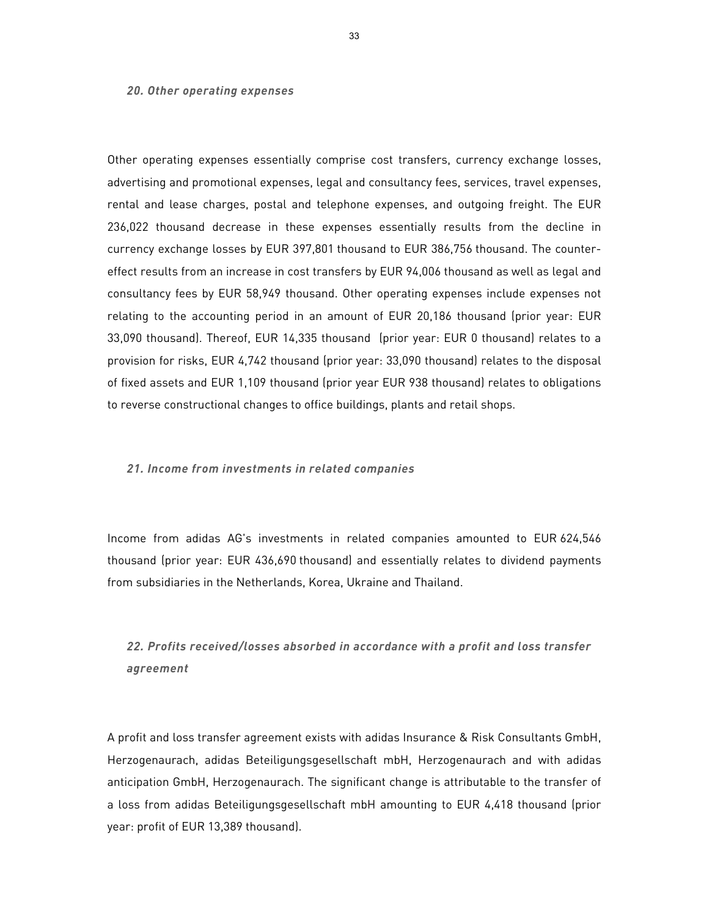### *20. Other operating expenses*

Other operating expenses essentially comprise cost transfers, currency exchange losses, advertising and promotional expenses, legal and consultancy fees, services, travel expenses, rental and lease charges, postal and telephone expenses, and outgoing freight. The EUR 236,022 thousand decrease in these expenses essentially results from the decline in currency exchange losses by EUR 397,801 thousand to EUR 386,756 thousand. The counter-effect results from an increase in cost transfers by EUR 94,006 thousand as well as legal and consultancy fees by EUR 58,949 thousand. Other operating expenses include expenses not relating to the accounting period in an amount of EUR 20,186 thousand (prior year: EUR 33,090 thousand). Thereof, EUR 14,335 thousand (prior year: EUR 0 thousand) relates to a provision for risks, EUR 4,742 thousand (prior year: 33,090 thousand) relates to the disposal of fixed assets and EUR 1,109 thousand (prior year EUR 938 thousand) relates to obligations to reverse constructional changes to office buildings, plants and retail shops.

### *21. Income from investments in related companies*

Income from adidas AG's investments in related companies amounted to EUR 624,546 thousand (prior year: EUR 436,690 thousand) and essentially relates to dividend payments from subsidiaries in the Netherlands, Korea, Ukraine and Thailand.

### *22. Profits received/losses absorbed in accordance with a profit and loss transfer agreement*

A profit and loss transfer agreement exists with adidas Insurance & Risk Consultants GmbH, Herzogenaurach, adidas Beteiligungsgesellschaft mbH, Herzogenaurach and with adidas anticipation GmbH, Herzogenaurach. The significant change is attributable to the transfer of a loss from adidas Beteiligungsgesellschaft mbH amounting to EUR 4,418 thousand (prior year: profit of EUR 13,389 thousand).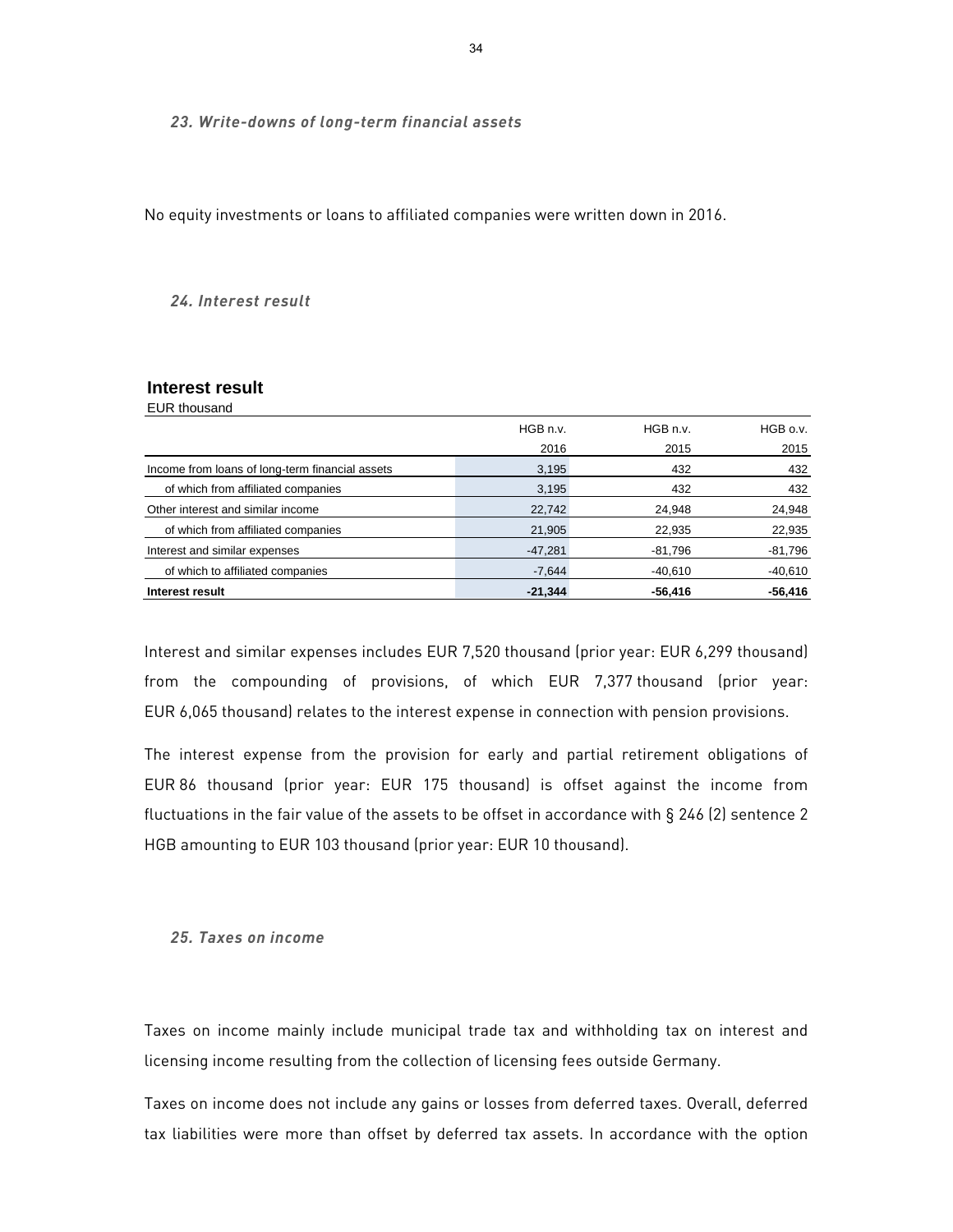### *23. Write-downs of long-term financial assets*

No equity investments or loans to affiliated companies were written down in 2016.

### *24. Interest result*

**Interest result**

EUR thousand

| | HGB n.v. 2016 | HGB n.v. 2015 | HGB o.v. 2015 |
|---|---|---|---|
| Income from loans of long-term financial assets | 3,195 | 432 | 432 |
| of which from affiliated companies | 3,195 | 432 | 432 |
| Other interest and similar income | 22,742 | 24,948 | 24,948 |
| of which from affiliated companies | 21,905 | 22,935 | 22,935 |
| Interest and similar expenses | -47,281 | -81,796 | -81,796 |
| of which to affiliated companies | -7,644 | -40,610 | -40,610 |
| **Interest result** | **-21,344** | **-56,416** | **-56,416** |

Interest and similar expenses includes EUR 7,520 thousand (prior year: EUR 6,299 thousand) from the compounding of provisions, of which EUR 7,377 thousand (prior year: EUR 6,065 thousand) relates to the interest expense in connection with pension provisions.

The interest expense from the provision for early and partial retirement obligations of EUR 86 thousand (prior year: EUR 175 thousand) is offset against the income from fluctuations in the fair value of the assets to be offset in accordance with § 246 (2) sentence 2 HGB amounting to EUR 103 thousand (prior year: EUR 10 thousand).

### *25. Taxes on income*

Taxes on income mainly include municipal trade tax and withholding tax on interest and licensing income resulting from the collection of licensing fees outside Germany.

Taxes on income does not include any gains or losses from deferred taxes. Overall, deferred tax liabilities were more than offset by deferred tax assets. In accordance with the option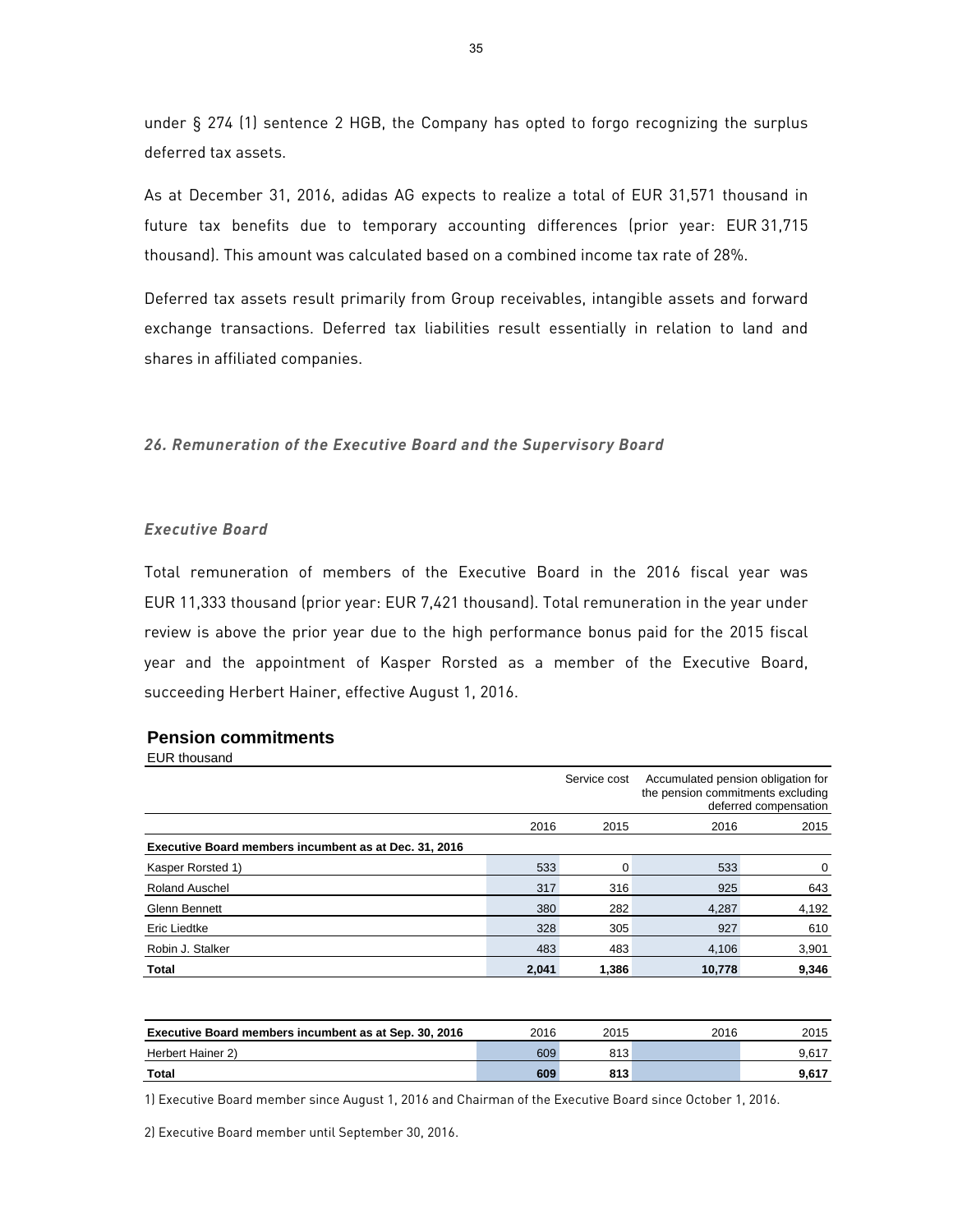under § 274 (1) sentence 2 HGB, the Company has opted to forgo recognizing the surplus deferred tax assets.

As at December 31, 2016, adidas AG expects to realize a total of EUR 31,571 thousand in future tax benefits due to temporary accounting differences (prior year: EUR 31,715 thousand). This amount was calculated based on a combined income tax rate of 28%.

Deferred tax assets result primarily from Group receivables, intangible assets and forward exchange transactions. Deferred tax liabilities result essentially in relation to land and shares in affiliated companies.

### *26. Remuneration of the Executive Board and the Supervisory Board*

#### *Executive Board*

Total remuneration of members of the Executive Board in the 2016 fiscal year was EUR 11,333 thousand (prior year: EUR 7,421 thousand). Total remuneration in the year under review is above the prior year due to the high performance bonus paid for the 2015 fiscal year and the appointment of Kasper Rorsted as a member of the Executive Board, succeeding Herbert Hainer, effective August 1, 2016.

**Pension commitments**

EUR thousand

| | Service cost | | Accumulated pension obligation for the pension commitments excluding deferred compensation | |
|---|---|---|---|---|
| | 2016 | 2015 | 2016 | 2015 |
| **Executive Board members incumbent as at Dec. 31, 2016** | | | | |
| Kasper Rorsted 1) | 533 | 0 | 533 | 0 |
| Roland Auschel | 317 | 316 | 925 | 643 |
| Glenn Bennett | 380 | 282 | 4,287 | 4,192 |
| Eric Liedtke | 328 | 305 | 927 | 610 |
| Robin J. Stalker | 483 | 483 | 4,106 | 3,901 |
| **Total** | **2,041** | **1,386** | **10,778** | **9,346** |

| **Executive Board members incumbent as at Sep. 30, 2016** | 2016 | 2015 | 2016 | 2015 |
|---|---|---|---|---|
| Herbert Hainer 2) | 609 | 813 | | 9,617 |
| **Total** | **609** | **813** | | **9,617** |

1) Executive Board member since August 1, 2016 and Chairman of the Executive Board since October 1, 2016.

2) Executive Board member until September 30, 2016.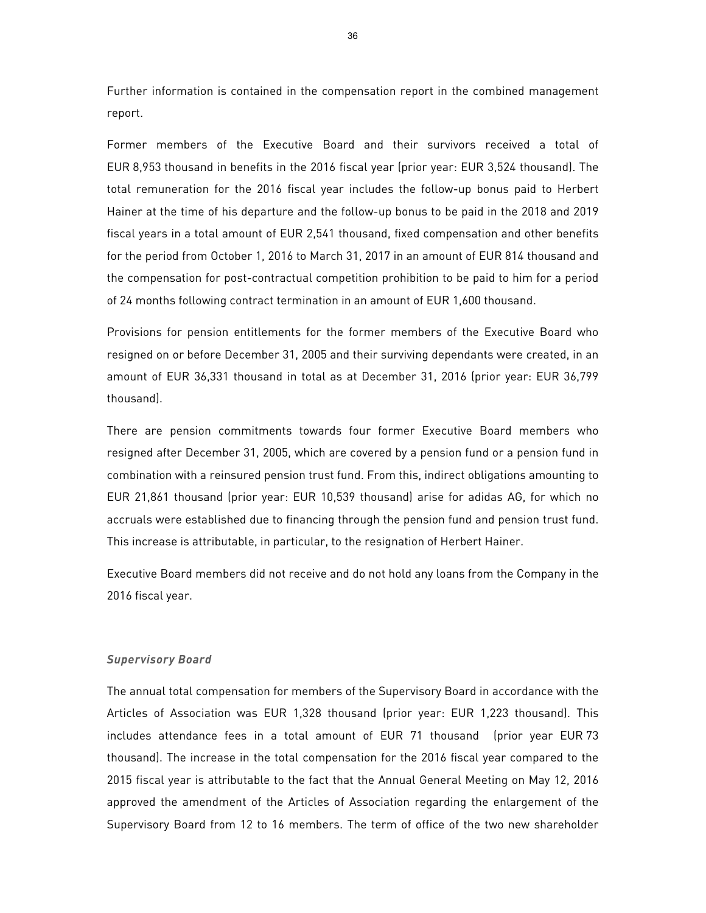Further information is contained in the compensation report in the combined management report.

Former members of the Executive Board and their survivors received a total of EUR 8,953 thousand in benefits in the 2016 fiscal year (prior year: EUR 3,524 thousand). The total remuneration for the 2016 fiscal year includes the follow-up bonus paid to Herbert Hainer at the time of his departure and the follow-up bonus to be paid in the 2018 and 2019 fiscal years in a total amount of EUR 2,541 thousand, fixed compensation and other benefits for the period from October 1, 2016 to March 31, 2017 in an amount of EUR 814 thousand and the compensation for post-contractual competition prohibition to be paid to him for a period of 24 months following contract termination in an amount of EUR 1,600 thousand.

Provisions for pension entitlements for the former members of the Executive Board who resigned on or before December 31, 2005 and their surviving dependants were created, in an amount of EUR 36,331 thousand in total as at December 31, 2016 (prior year: EUR 36,799 thousand).

There are pension commitments towards four former Executive Board members who resigned after December 31, 2005, which are covered by a pension fund or a pension fund in combination with a reinsured pension trust fund. From this, indirect obligations amounting to EUR 21,861 thousand (prior year: EUR 10,539 thousand) arise for adidas AG, for which no accruals were established due to financing through the pension fund and pension trust fund. This increase is attributable, in particular, to the resignation of Herbert Hainer.

Executive Board members did not receive and do not hold any loans from the Company in the 2016 fiscal year.

***Supervisory Board***

The annual total compensation for members of the Supervisory Board in accordance with the Articles of Association was EUR 1,328 thousand (prior year: EUR 1,223 thousand). This includes attendance fees in a total amount of EUR 71 thousand (prior year EUR 73 thousand). The increase in the total compensation for the 2016 fiscal year compared to the 2015 fiscal year is attributable to the fact that the Annual General Meeting on May 12, 2016 approved the amendment of the Articles of Association regarding the enlargement of the Supervisory Board from 12 to 16 members. The term of office of the two new shareholder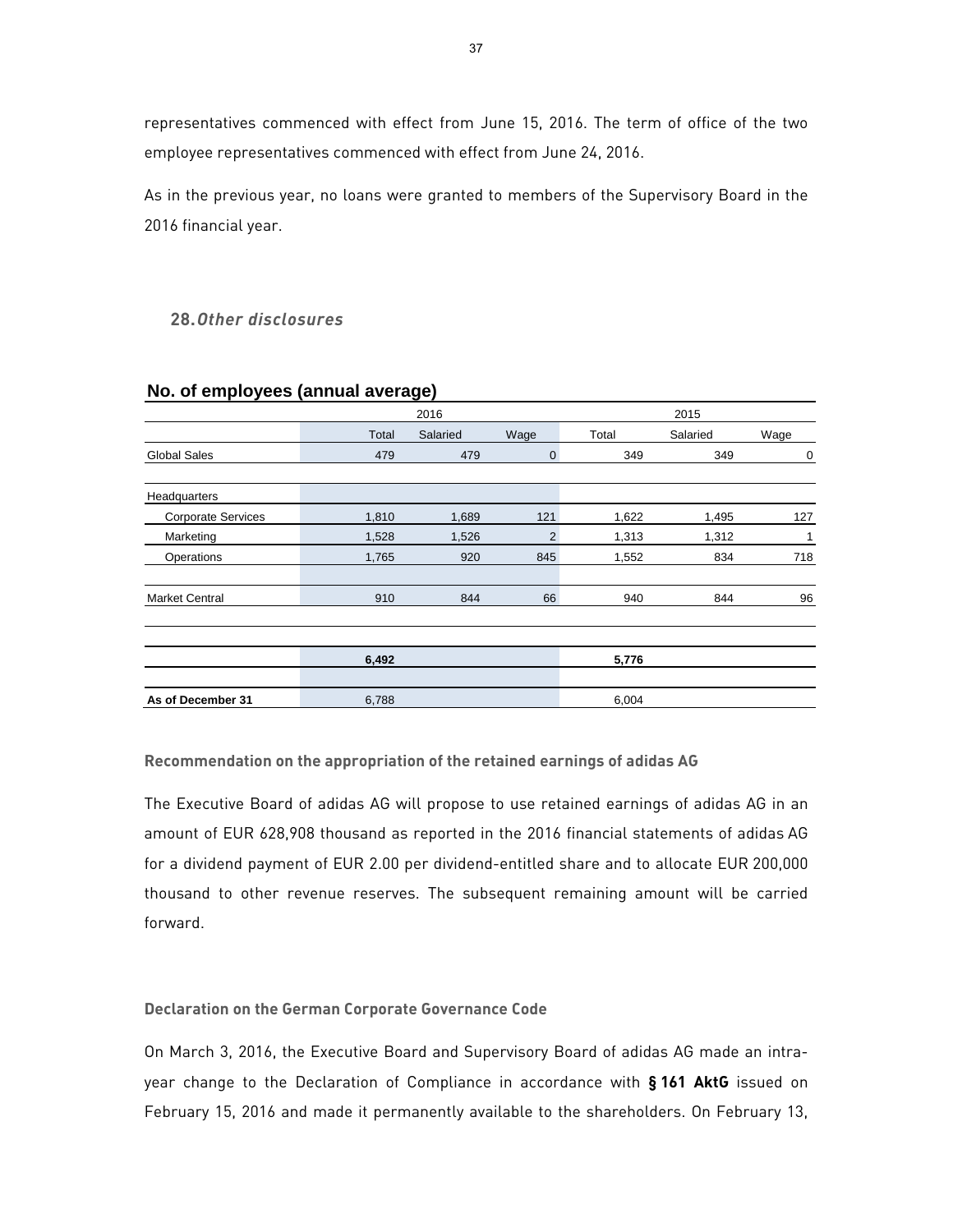representatives commenced with effect from June 15, 2016. The term of office of the two employee representatives commenced with effect from June 24, 2016.

As in the previous year, no loans were granted to members of the Supervisory Board in the 2016 financial year.

## 28. *Other disclosures*

**No. of employees (annual average)**

| | 2016 | | | 2015 | | |
|---|---|---|---|---|---|---|
| | Total | Salaried | Wage | Total | Salaried | Wage |
| Global Sales | 479 | 479 | 0 | 349 | 349 | 0 |
| Headquarters | | | | | | |
| Corporate Services | 1,810 | 1,689 | 121 | 1,622 | 1,495 | 127 |
| Marketing | 1,528 | 1,526 | 2 | 1,313 | 1,312 | 1 |
| Operations | 1,765 | 920 | 845 | 1,552 | 834 | 718 |
| Market Central | 910 | 844 | 66 | 940 | 844 | 96 |
| | **6,492** | | | **5,776** | | |
| **As of December 31** | 6,788 | | | 6,004 | | |

### Recommendation on the appropriation of the retained earnings of adidas AG

The Executive Board of adidas AG will propose to use retained earnings of adidas AG in an amount of EUR 628,908 thousand as reported in the 2016 financial statements of adidas AG for a dividend payment of EUR 2.00 per dividend-entitled share and to allocate EUR 200,000 thousand to other revenue reserves. The subsequent remaining amount will be carried forward.

### Declaration on the German Corporate Governance Code

On March 3, 2016, the Executive Board and Supervisory Board of adidas AG made an intra-year change to the Declaration of Compliance in accordance with **§ 161 AktG** issued on February 15, 2016 and made it permanently available to the shareholders. On February 13,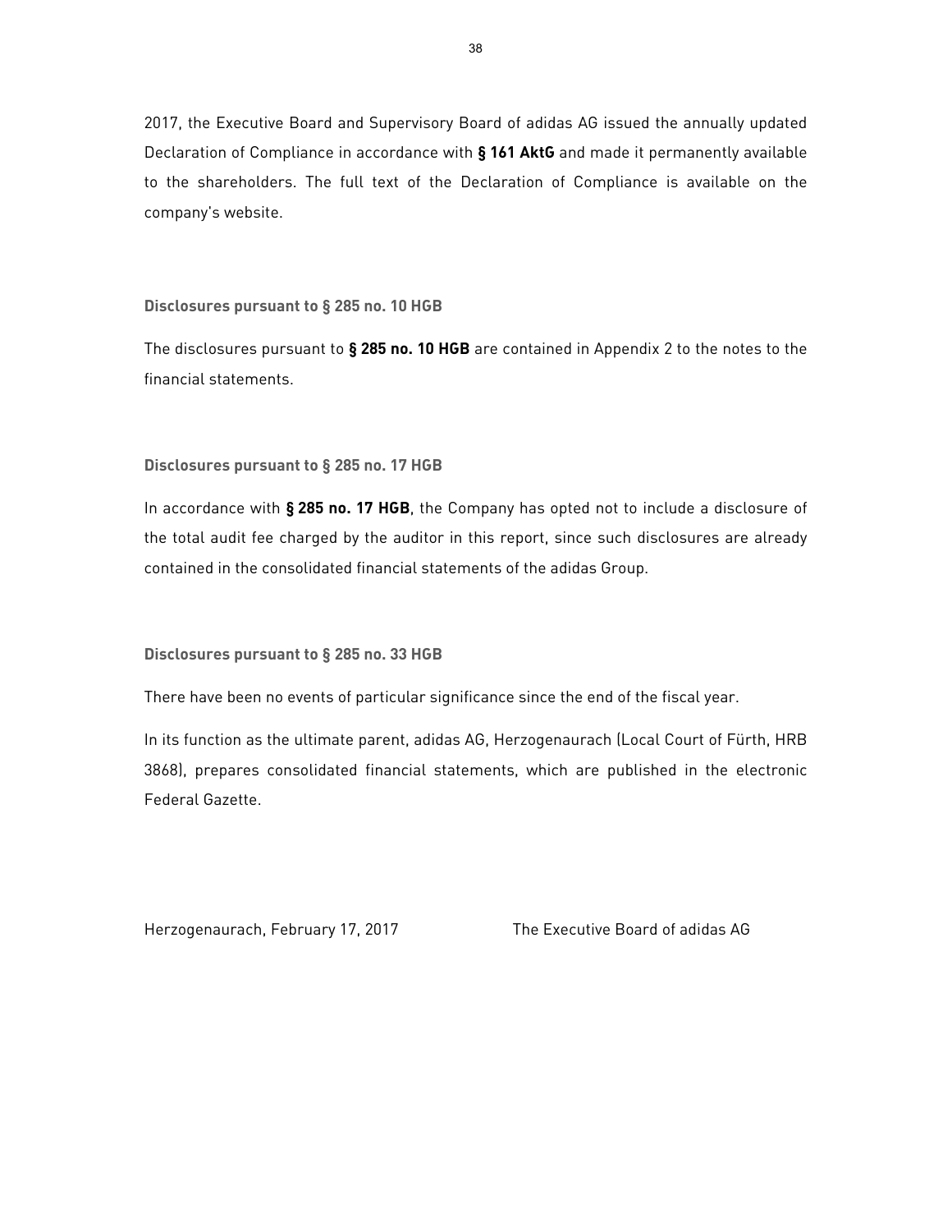2017, the Executive Board and Supervisory Board of adidas AG issued the annually updated Declaration of Compliance in accordance with **§ 161 AktG** and made it permanently available to the shareholders. The full text of the Declaration of Compliance is available on the company's website.

### Disclosures pursuant to § 285 no. 10 HGB

The disclosures pursuant to **§ 285 no. 10 HGB** are contained in Appendix 2 to the notes to the financial statements.

### Disclosures pursuant to § 285 no. 17 HGB

In accordance with **§ 285 no. 17 HGB**, the Company has opted not to include a disclosure of the total audit fee charged by the auditor in this report, since such disclosures are already contained in the consolidated financial statements of the adidas Group.

### Disclosures pursuant to § 285 no. 33 HGB

There have been no events of particular significance since the end of the fiscal year.

In its function as the ultimate parent, adidas AG, Herzogenaurach (Local Court of Fürth, HRB 3868), prepares consolidated financial statements, which are published in the electronic Federal Gazette.

Herzogenaurach, February 17, 2017 The Executive Board of adidas AG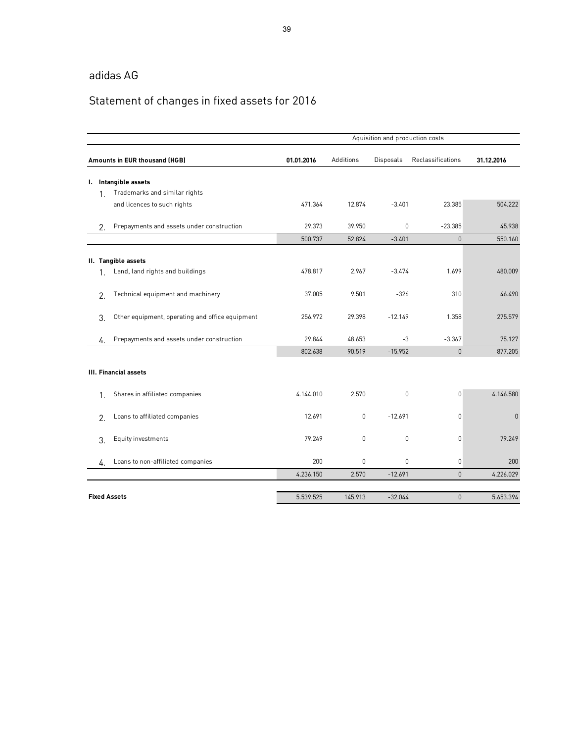# adidas AG

## Statement of changes in fixed assets for 2016

| | Aquisition and production costs | | | | |
|---|---|---|---|---|---|
| **Amounts in EUR thousand (HGB)** | **01.01.2016** | Additions | Disposals | Reclassifications | **31.12.2016** |
| **I. Intangible assets** | | | | | |
| 1. Trademarks and similar rights and licences to such rights | 471.364 | 12.874 | -3.401 | 23.385 | 504.222 |
| 2. Prepayments and assets under construction | 29.373 | 39.950 | 0 | -23.385 | 45.938 |
| | 500.737 | 52.824 | -3.401 | 0 | 550.160 |
| **II. Tangible assets** | | | | | |
| 1. Land, land rights and buildings | 478.817 | 2.967 | -3.474 | 1.699 | 480.009 |
| 2. Technical equipment and machinery | 37.005 | 9.501 | -326 | 310 | 46.490 |
| 3. Other equipment, operating and office equipment | 256.972 | 29.398 | -12.149 | 1.358 | 275.579 |
| 4. Prepayments and assets under construction | 29.844 | 48.653 | -3 | -3.367 | 75.127 |
| | 802.638 | 90.519 | -15.952 | 0 | 877.205 |
| **III. Financial assets** | | | | | |
| 1. Shares in affiliated companies | 4.144.010 | 2.570 | 0 | 0 | 4.146.580 |
| 2. Loans to affiliated companies | 12.691 | 0 | -12.691 | 0 | 0 |
| 3. Equity investments | 79.249 | 0 | 0 | 0 | 79.249 |
| 4. Loans to non-affiliated companies | 200 | 0 | 0 | 0 | 200 |
| | 4.236.150 | 2.570 | -12.691 | 0 | 4.226.029 |
| **Fixed Assets** | 5.539.525 | 145.913 | -32.044 | 0 | 5.653.394 |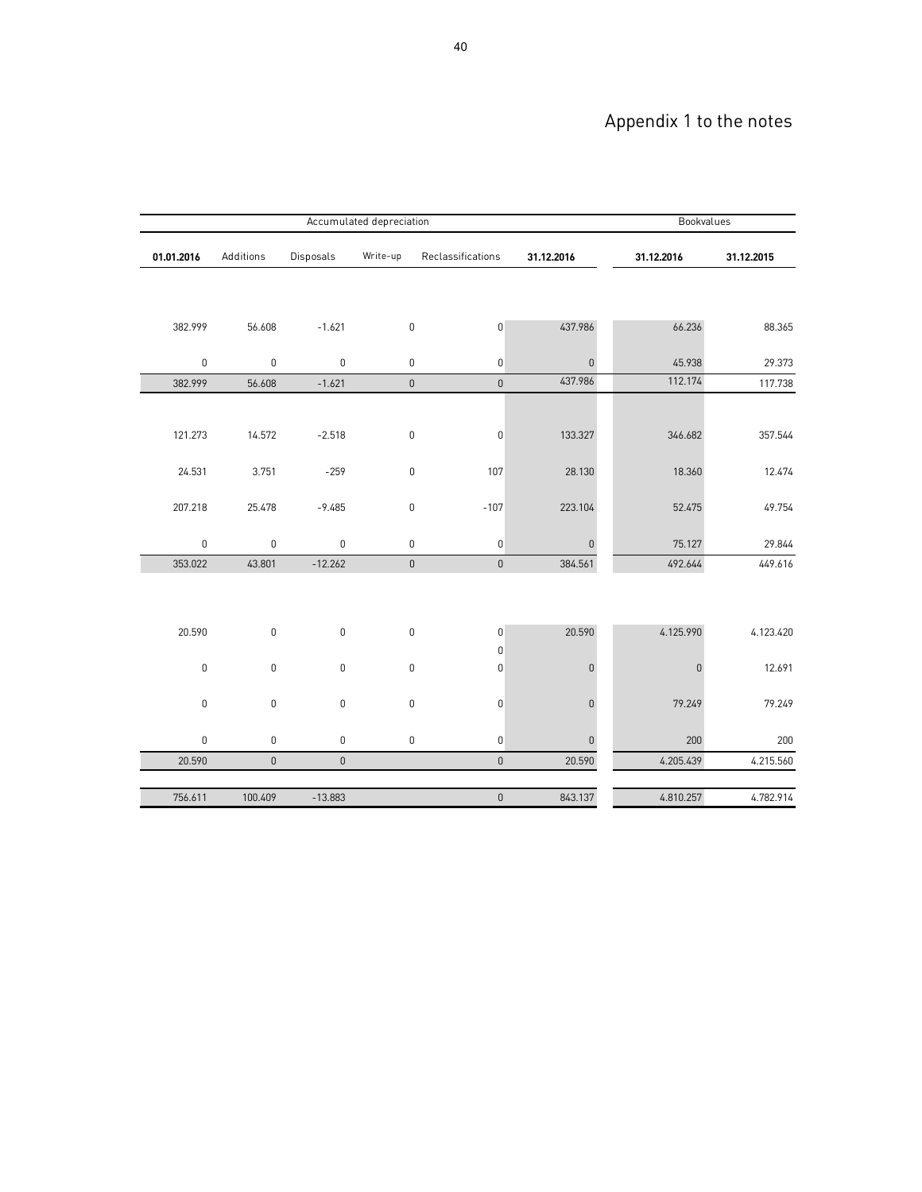# Appendix 1 to the notes

| Accumulated depreciation | | | | | | Bookvalues | |
|---|---|---|---|---|---|---|---|
| 01.01.2016 | Additions | Disposals | Write-up | Reclassifications | 31.12.2016 | 31.12.2016 | 31.12.2015 |
| 382.999 | 56.608 | -1.621 | 0 | 0 | 437.986 | 66.236 | 88.365 |
| 0 | 0 | 0 | 0 | 0 | 0 | 45.938 | 29.373 |
| 382.999 | 56.608 | -1.621 | 0 | 0 | 437.986 | 112.174 | 117.738 |
| 121.273 | 14.572 | -2.518 | 0 | 0 | 133.327 | 346.682 | 357.544 |
| 24.531 | 3.751 | -259 | 0 | 107 | 28.130 | 18.360 | 12.474 |
| 207.218 | 25.478 | -9.485 | 0 | -107 | 223.104 | 52.475 | 49.754 |
| 0 | 0 | 0 | 0 | 0 | 0 | 75.127 | 29.844 |
| 353.022 | 43.801 | -12.262 | 0 | 0 | 384.561 | 492.644 | 449.616 |
| 20.590 | 0 | 0 | 0 | 0 | 20.590 | 4.125.990 | 4.123.420 |
| | | | | 0 | | | |
| 0 | 0 | 0 | 0 | 0 | 0 | 0 | 12.691 |
| 0 | 0 | 0 | 0 | 0 | 0 | 79.249 | 79.249 |
| 0 | 0 | 0 | 0 | 0 | 0 | 200 | 200 |
| 20.590 | 0 | 0 | | 0 | 20.590 | 4.205.439 | 4.215.560 |
| 756.611 | 100.409 | -13.883 | | 0 | 843.137 | 4.810.257 | 4.782.914 |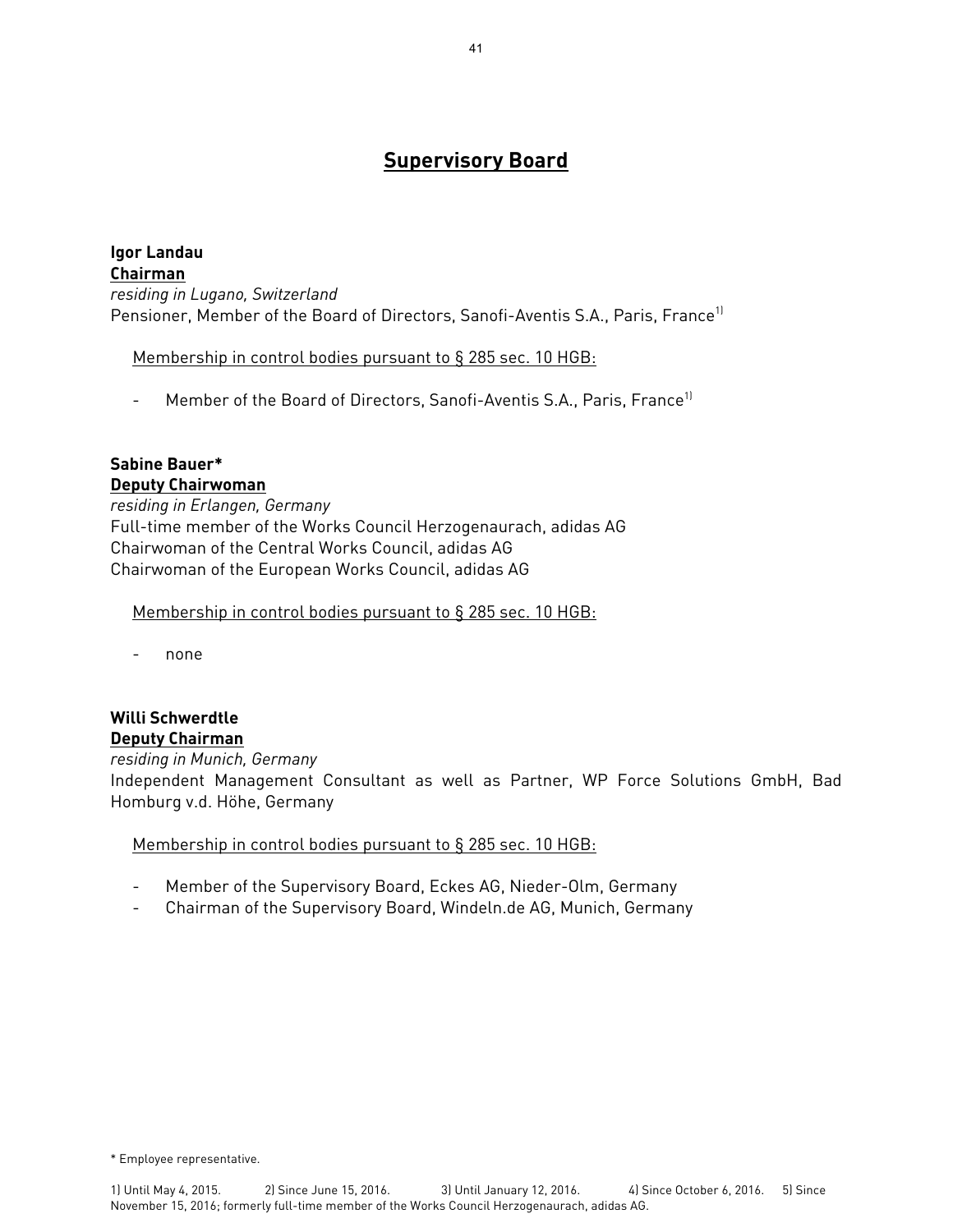# Supervisory Board

**Igor Landau**
**Chairman**
*residing in Lugano, Switzerland*
Pensioner, Member of the Board of Directors, Sanofi-Aventis S.A., Paris, France[1)]

Membership in control bodies pursuant to § 285 sec. 10 HGB:

- Member of the Board of Directors, Sanofi-Aventis S.A., Paris, France[1)]

**Sabine Bauer***
**Deputy Chairwoman**
*residing in Erlangen, Germany*
Full-time member of the Works Council Herzogenaurach, adidas AG
Chairwoman of the Central Works Council, adidas AG
Chairwoman of the European Works Council, adidas AG

Membership in control bodies pursuant to § 285 sec. 10 HGB:

- none

**Willi Schwerdtle**
**Deputy Chairman**
*residing in Munich, Germany*
Independent Management Consultant as well as Partner, WP Force Solutions GmbH, Bad Homburg v.d. Höhe, Germany

Membership in control bodies pursuant to § 285 sec. 10 HGB:

- Member of the Supervisory Board, Eckes AG, Nieder-Olm, Germany
- Chairman of the Supervisory Board, Windeln.de AG, Munich, Germany

\* Employee representative.

1) Until May 4, 2015. 2) Since June 15, 2016. 3) Until January 12, 2016. 4) Since October 6, 2016. 5) Since November 15, 2016; formerly full-time member of the Works Council Herzogenaurach, adidas AG.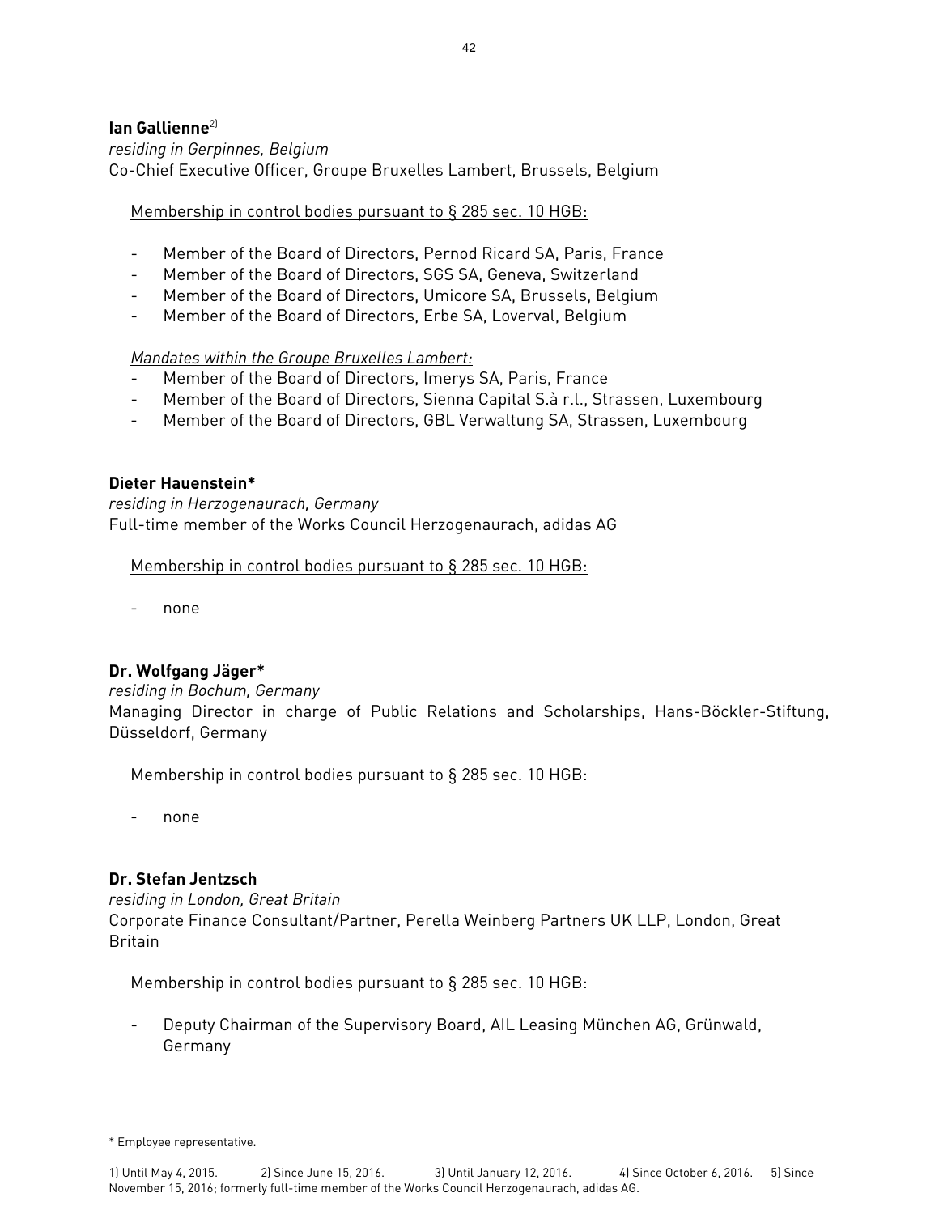**Ian Gallienne**[2)]
*residing in Gerpinnes, Belgium*
Co-Chief Executive Officer, Groupe Bruxelles Lambert, Brussels, Belgium

Membership in control bodies pursuant to § 285 sec. 10 HGB:

- Member of the Board of Directors, Pernod Ricard SA, Paris, France
- Member of the Board of Directors, SGS SA, Geneva, Switzerland
- Member of the Board of Directors, Umicore SA, Brussels, Belgium
- Member of the Board of Directors, Erbe SA, Loverval, Belgium

*Mandates within the Groupe Bruxelles Lambert:*
- Member of the Board of Directors, Imerys SA, Paris, France
- Member of the Board of Directors, Sienna Capital S.à r.l., Strassen, Luxembourg
- Member of the Board of Directors, GBL Verwaltung SA, Strassen, Luxembourg

**Dieter Hauenstein***
*residing in Herzogenaurach, Germany*
Full-time member of the Works Council Herzogenaurach, adidas AG

Membership in control bodies pursuant to § 285 sec. 10 HGB:

- none

**Dr. Wolfgang Jäger***
*residing in Bochum, Germany*
Managing Director in charge of Public Relations and Scholarships, Hans-Böckler-Stiftung, Düsseldorf, Germany

Membership in control bodies pursuant to § 285 sec. 10 HGB:

- none

**Dr. Stefan Jentzsch**
*residing in London, Great Britain*
Corporate Finance Consultant/Partner, Perella Weinberg Partners UK LLP, London, Great Britain

Membership in control bodies pursuant to § 285 sec. 10 HGB:

- Deputy Chairman of the Supervisory Board, AIL Leasing München AG, Grünwald, Germany

\* Employee representative.

1) Until May 4, 2015. 2) Since June 15, 2016. 3) Until January 12, 2016. 4) Since October 6, 2016. 5) Since November 15, 2016; formerly full-time member of the Works Council Herzogenaurach, adidas AG.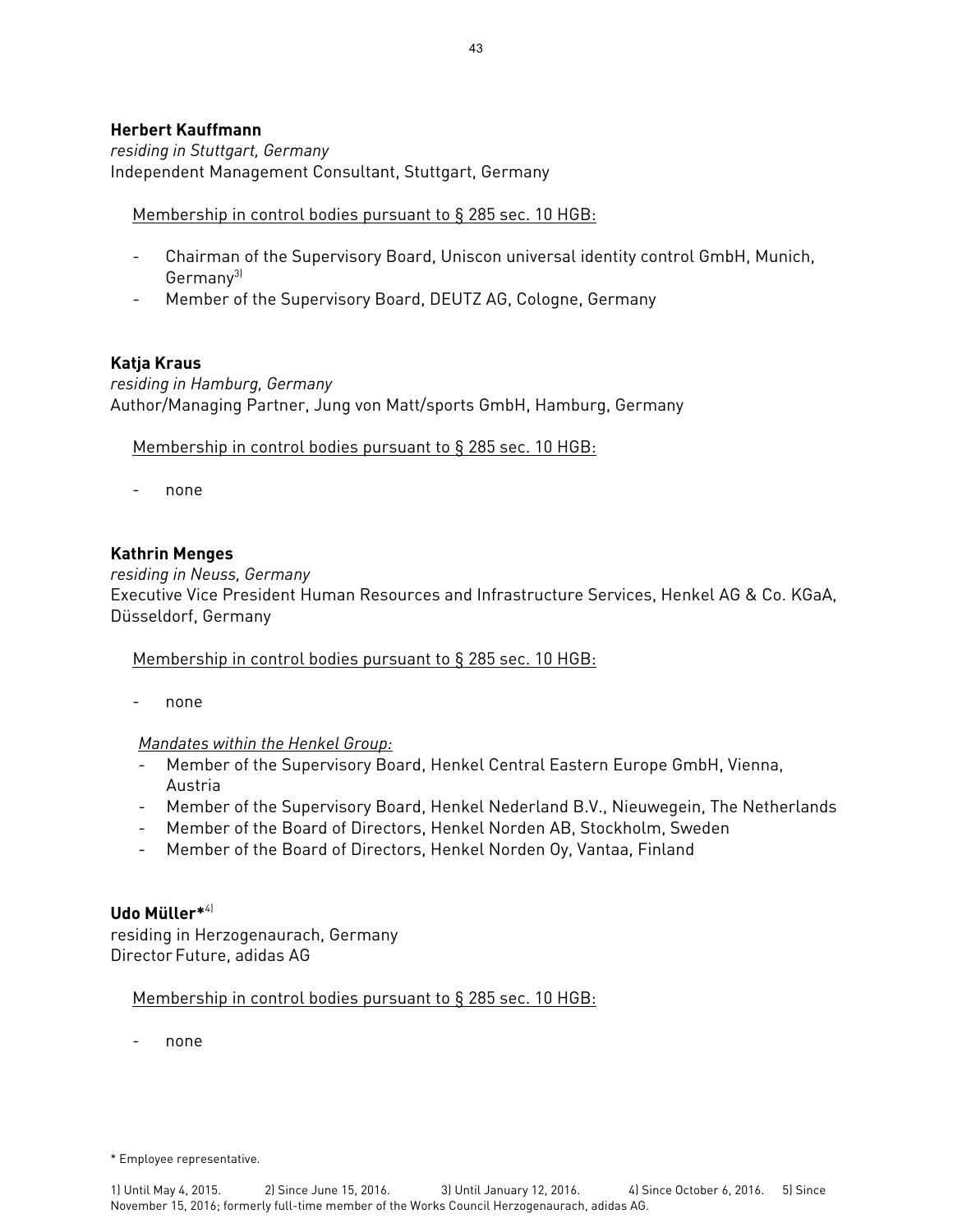**Herbert Kauffmann**
*residing in Stuttgart, Germany*
Independent Management Consultant, Stuttgart, Germany

Membership in control bodies pursuant to § 285 sec. 10 HGB:

- Chairman of the Supervisory Board, Uniscon universal identity control GmbH, Munich, Germany[3)]
- Member of the Supervisory Board, DEUTZ AG, Cologne, Germany

**Katja Kraus**
*residing in Hamburg, Germany*
Author/Managing Partner, Jung von Matt/sports GmbH, Hamburg, Germany

Membership in control bodies pursuant to § 285 sec. 10 HGB:

- none

**Kathrin Menges**
*residing in Neuss, Germany*
Executive Vice President Human Resources and Infrastructure Services, Henkel AG & Co. KGaA, Düsseldorf, Germany

Membership in control bodies pursuant to § 285 sec. 10 HGB:

- none

*Mandates within the Henkel Group:*

- Member of the Supervisory Board, Henkel Central Eastern Europe GmbH, Vienna, Austria
- Member of the Supervisory Board, Henkel Nederland B.V., Nieuwegein, The Netherlands
- Member of the Board of Directors, Henkel Norden AB, Stockholm, Sweden
- Member of the Board of Directors, Henkel Norden Oy, Vantaa, Finland

**Udo Müller***[4)]
residing in Herzogenaurach, Germany
Director Future, adidas AG

Membership in control bodies pursuant to § 285 sec. 10 HGB:

- none

\* Employee representative.

1) Until May 4, 2015. 2) Since June 15, 2016. 3) Until January 12, 2016. 4) Since October 6, 2016. 5) Since November 15, 2016; formerly full-time member of the Works Council Herzogenaurach, adidas AG.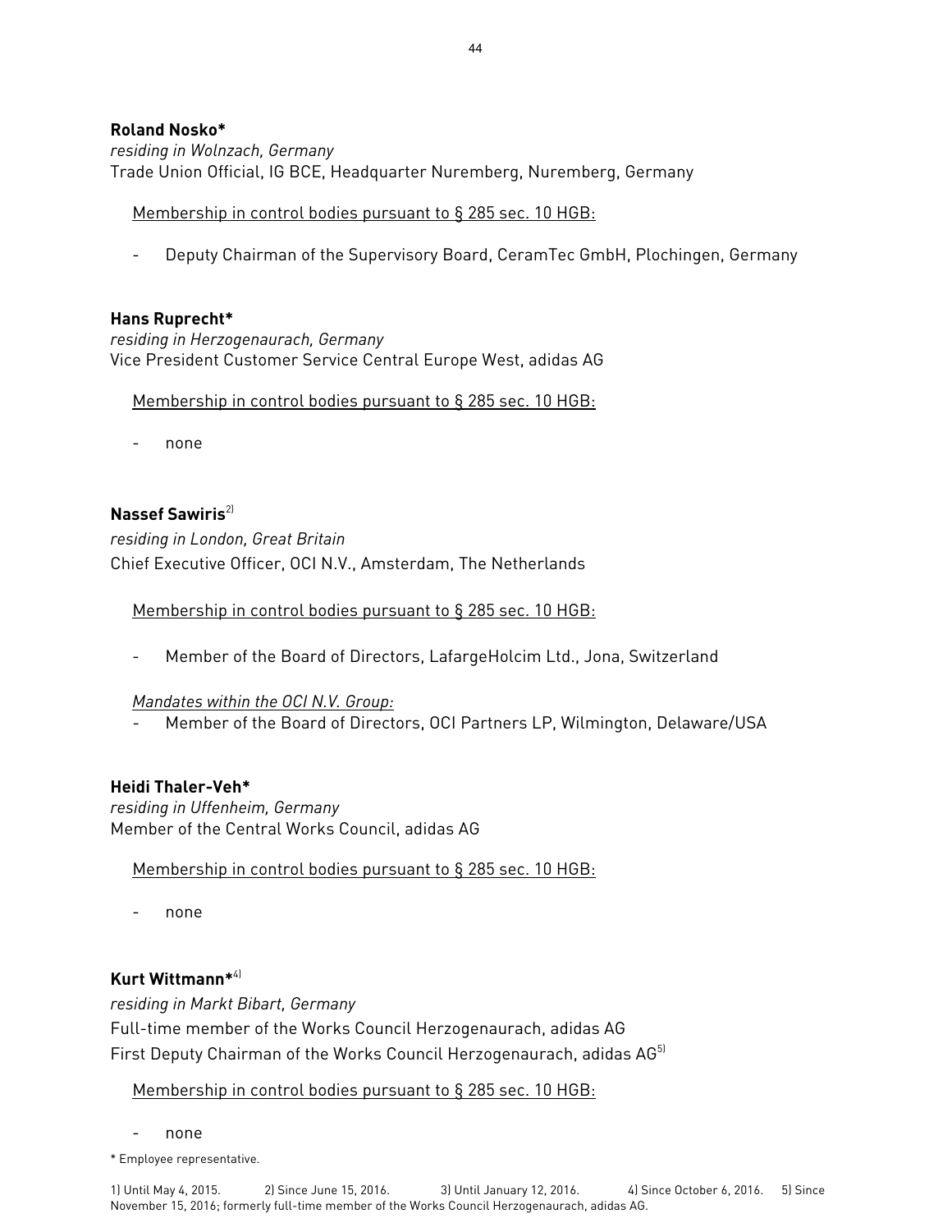**Roland Nosko***
*residing in Wolnzach, Germany*
Trade Union Official, IG BCE, Headquarter Nuremberg, Nuremberg, Germany

<u>Membership in control bodies pursuant to § 285 sec. 10 HGB:</u>

- Deputy Chairman of the Supervisory Board, CeramTec GmbH, Plochingen, Germany

**Hans Ruprecht***
*residing in Herzogenaurach, Germany*
Vice President Customer Service Central Europe West, adidas AG

<u>Membership in control bodies pursuant to § 285 sec. 10 HGB:</u>

- none

**Nassef Sawiris**[2)]
*residing in London, Great Britain*
Chief Executive Officer, OCI N.V., Amsterdam, The Netherlands

<u>Membership in control bodies pursuant to § 285 sec. 10 HGB:</u>

- Member of the Board of Directors, LafargeHolcim Ltd., Jona, Switzerland

*<u>Mandates within the OCI N.V. Group:</u>*

- Member of the Board of Directors, OCI Partners LP, Wilmington, Delaware/USA

**Heidi Thaler-Veh***
*residing in Uffenheim, Germany*
Member of the Central Works Council, adidas AG

<u>Membership in control bodies pursuant to § 285 sec. 10 HGB:</u>

- none

**Kurt Wittmann***[4)]
*residing in Markt Bibart, Germany*
Full-time member of the Works Council Herzogenaurach, adidas AG
First Deputy Chairman of the Works Council Herzogenaurach, adidas AG[5)]

<u>Membership in control bodies pursuant to § 285 sec. 10 HGB:</u>

- none

\* Employee representative.

1) Until May 4, 2015. 2) Since June 15, 2016. 3) Until January 12, 2016. 4) Since October 6, 2016. 5) Since November 15, 2016; formerly full-time member of the Works Council Herzogenaurach, adidas AG.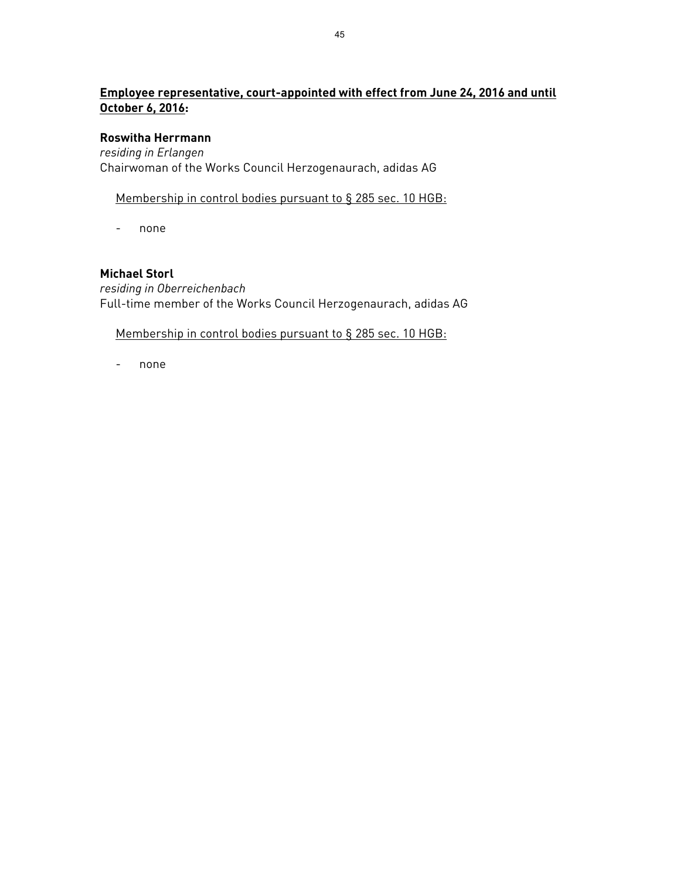**Employee representative, court-appointed with effect from June 24, 2016 and until October 6, 2016:**

**Roswitha Herrmann**
*residing in Erlangen*
Chairwoman of the Works Council Herzogenaurach, adidas AG

Membership in control bodies pursuant to § 285 sec. 10 HGB:

- none

**Michael Storl**
*residing in Oberreichenbach*
Full-time member of the Works Council Herzogenaurach, adidas AG

Membership in control bodies pursuant to § 285 sec. 10 HGB:

- none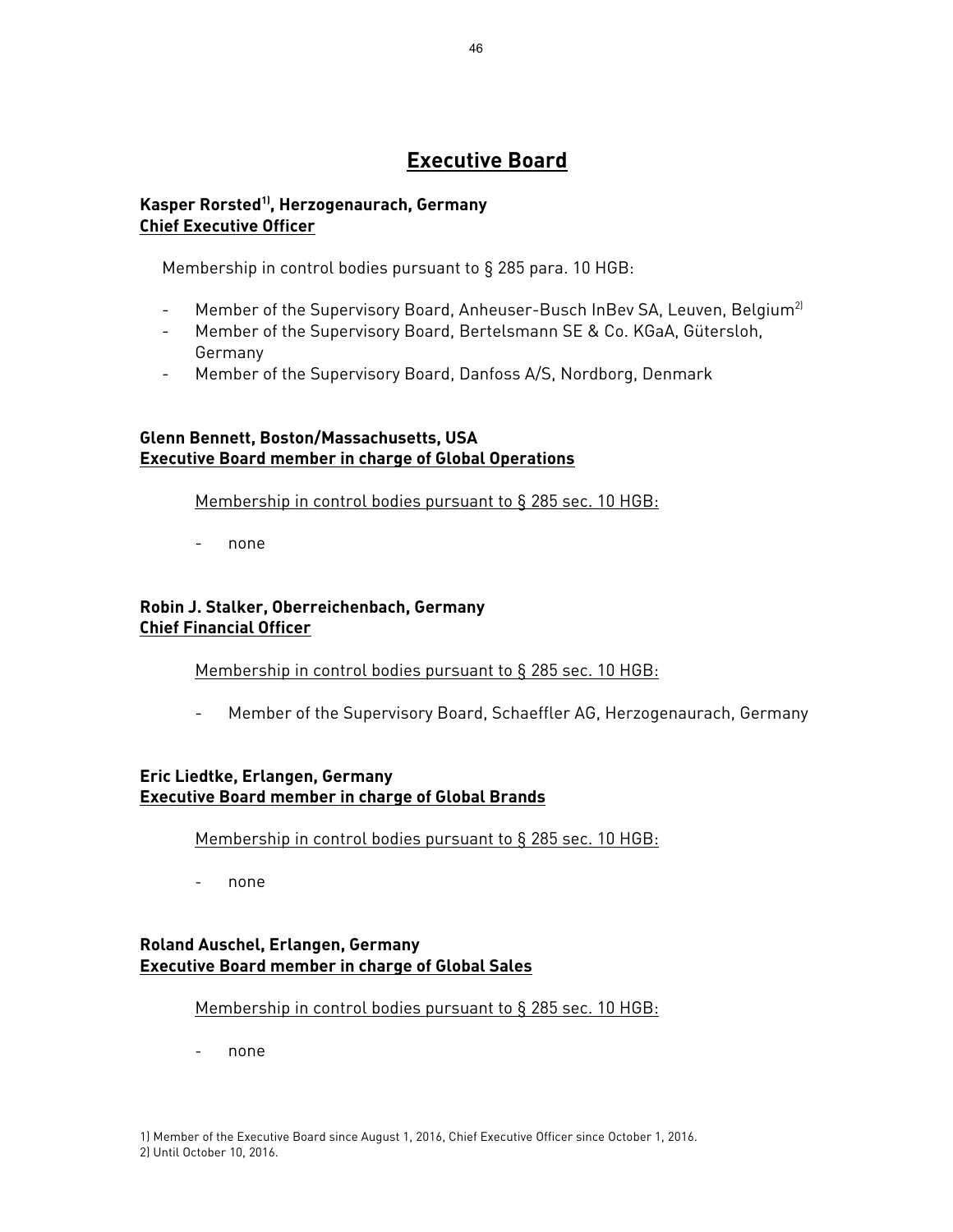# Executive Board

**Kasper Rorsted[1], Herzogenaurach, Germany**
**Chief Executive Officer**

Membership in control bodies pursuant to § 285 para. 10 HGB:

- Member of the Supervisory Board, Anheuser-Busch InBev SA, Leuven, Belgium[2]
- Member of the Supervisory Board, Bertelsmann SE & Co. KGaA, Gütersloh, Germany
- Member of the Supervisory Board, Danfoss A/S, Nordborg, Denmark

**Glenn Bennett, Boston/Massachusetts, USA**
**Executive Board member in charge of Global Operations**

Membership in control bodies pursuant to § 285 sec. 10 HGB:

- none

**Robin J. Stalker, Oberreichenbach, Germany**
**Chief Financial Officer**

Membership in control bodies pursuant to § 285 sec. 10 HGB:

- Member of the Supervisory Board, Schaeffler AG, Herzogenaurach, Germany

**Eric Liedtke, Erlangen, Germany**
**Executive Board member in charge of Global Brands**

Membership in control bodies pursuant to § 285 sec. 10 HGB:

- none

**Roland Auschel, Erlangen, Germany**
**Executive Board member in charge of Global Sales**

Membership in control bodies pursuant to § 285 sec. 10 HGB:

- none

1) Member of the Executive Board since August 1, 2016, Chief Executive Officer since October 1, 2016.
2) Until October 10, 2016.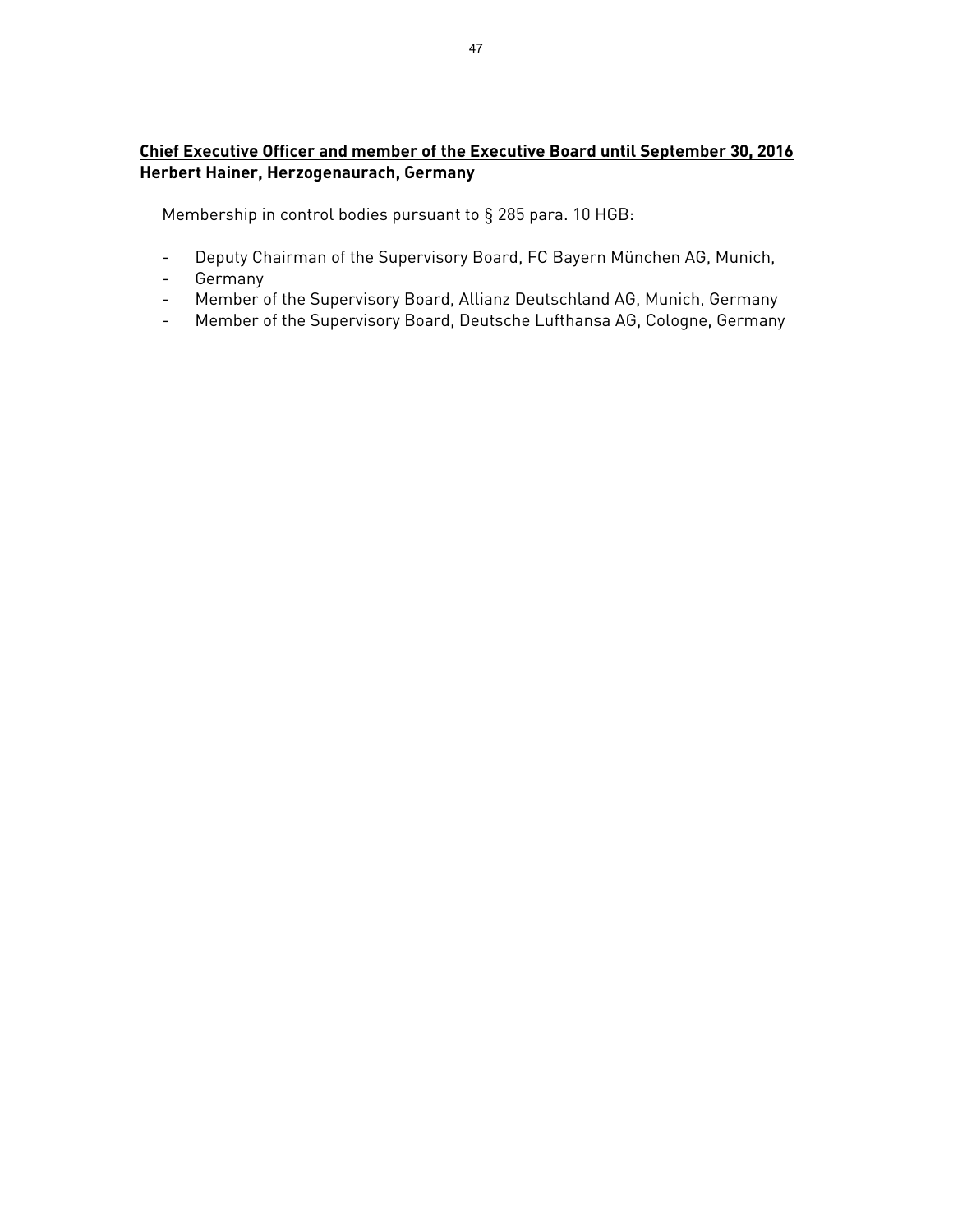**<u>Chief Executive Officer and member of the Executive Board until September 30, 2016</u>**
**Herbert Hainer, Herzogenaurach, Germany**

Membership in control bodies pursuant to § 285 para. 10 HGB:

- Deputy Chairman of the Supervisory Board, FC Bayern München AG, Munich,
- Germany
- Member of the Supervisory Board, Allianz Deutschland AG, Munich, Germany
- Member of the Supervisory Board, Deutsche Lufthansa AG, Cologne, Germany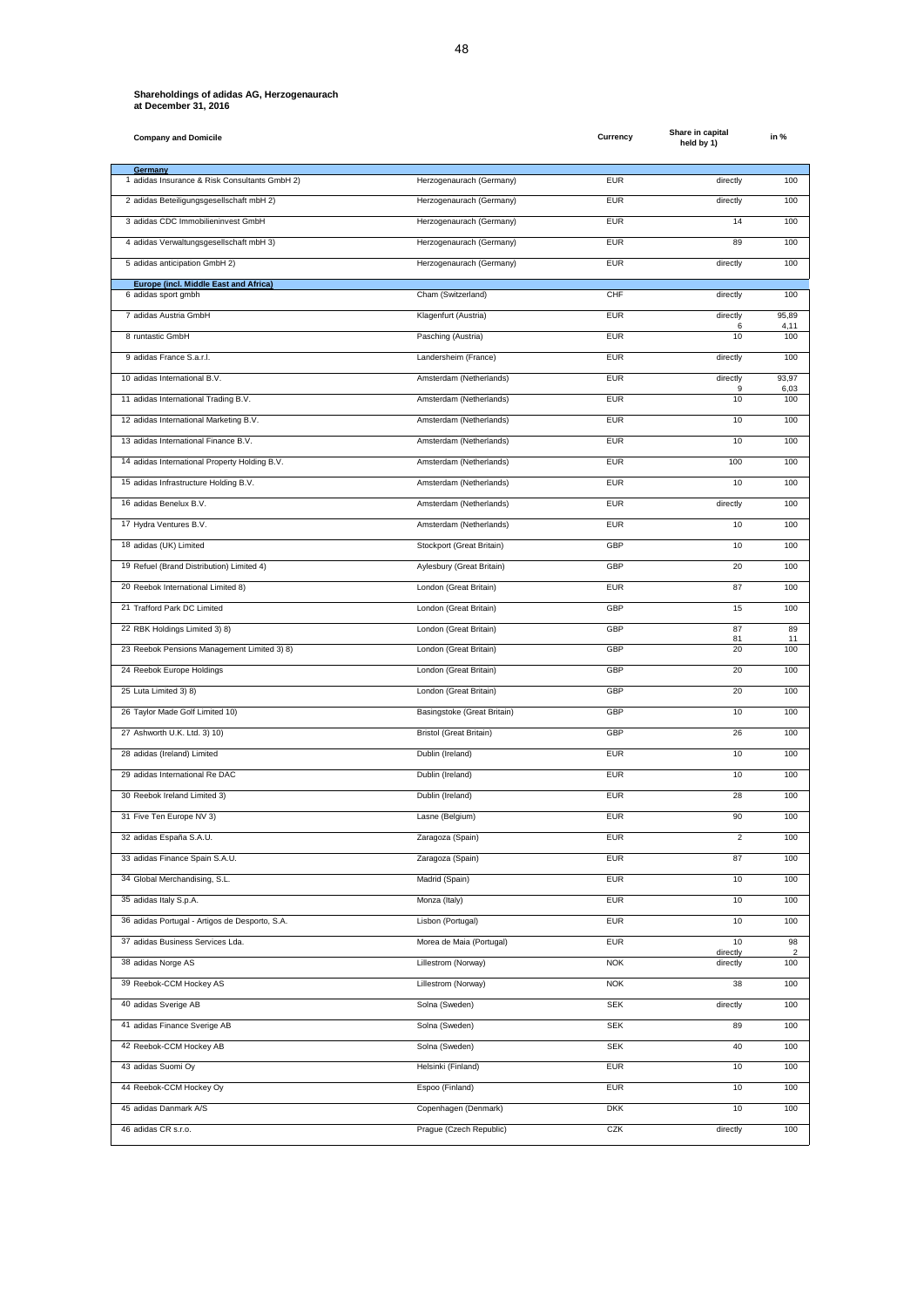**Shareholdings of adidas AG, Herzogenaurach at December 31, 2016**

| Company and Domicile | | Currency | Share in capital held by 1) | in % |
|---|---|---|---|---|
| **Germany** | | | | |
| 1 adidas Insurance & Risk Consultants GmbH 2) | Herzogenaurach (Germany) | EUR | directly | 100 |
| 2 adidas Beteiligungsgesellschaft mbH 2) | Herzogenaurach (Germany) | EUR | directly | 100 |
| 3 adidas CDC Immobilieninvest GmbH | Herzogenaurach (Germany) | EUR | 14 | 100 |
| 4 adidas Verwaltungsgesellschaft mbH 3) | Herzogenaurach (Germany) | EUR | 89 | 100 |
| 5 adidas anticipation GmbH 2) | Herzogenaurach (Germany) | EUR | directly | 100 |
| **Europe (incl. Middle East and Africa)** | | | | |
| 6 adidas sport gmbh | Cham (Switzerland) | CHF | directly | 100 |
| 7 adidas Austria GmbH | Klagenfurt (Austria) | EUR | directly<br>6 | 95,89<br>4,11 |
| 8 runtastic GmbH | Pasching (Austria) | EUR | 10 | 100 |
| 9 adidas France S.a.r.l. | Landersheim (France) | EUR | directly | 100 |
| 10 adidas International B.V. | Amsterdam (Netherlands) | EUR | directly<br>9 | 93,97<br>6,03 |
| 11 adidas International Trading B.V. | Amsterdam (Netherlands) | EUR | 10 | 100 |
| 12 adidas International Marketing B.V. | Amsterdam (Netherlands) | EUR | 10 | 100 |
| 13 adidas International Finance B.V. | Amsterdam (Netherlands) | EUR | 10 | 100 |
| 14 adidas International Property Holding B.V. | Amsterdam (Netherlands) | EUR | 100 | 100 |
| 15 adidas Infrastructure Holding B.V. | Amsterdam (Netherlands) | EUR | 10 | 100 |
| 16 adidas Benelux B.V. | Amsterdam (Netherlands) | EUR | directly | 100 |
| 17 Hydra Ventures B.V. | Amsterdam (Netherlands) | EUR | 10 | 100 |
| 18 adidas (UK) Limited | Stockport (Great Britain) | GBP | 10 | 100 |
| 19 Refuel (Brand Distribution) Limited 4) | Aylesbury (Great Britain) | GBP | 20 | 100 |
| 20 Reebok International Limited 8) | London (Great Britain) | EUR | 87 | 100 |
| 21 Trafford Park DC Limited | London (Great Britain) | GBP | 15 | 100 |
| 22 RBK Holdings Limited 3) 8) | London (Great Britain) | GBP | 87<br>81 | 89<br>11 |
| 23 Reebok Pensions Management Limited 3) 8) | London (Great Britain) | GBP | 20 | 100 |
| 24 Reebok Europe Holdings | London (Great Britain) | GBP | 20 | 100 |
| 25 Luta Limited 3) 8) | London (Great Britain) | GBP | 20 | 100 |
| 26 Taylor Made Golf Limited 10) | Basingstoke (Great Britain) | GBP | 10 | 100 |
| 27 Ashworth U.K. Ltd. 3) 10) | Bristol (Great Britain) | GBP | 26 | 100 |
| 28 adidas (Ireland) Limited | Dublin (Ireland) | EUR | 10 | 100 |
| 29 adidas International Re DAC | Dublin (Ireland) | EUR | 10 | 100 |
| 30 Reebok Ireland Limited 3) | Dublin (Ireland) | EUR | 28 | 100 |
| 31 Five Ten Europe NV 3) | Lasne (Belgium) | EUR | 90 | 100 |
| 32 adidas España S.A.U. | Zaragoza (Spain) | EUR | 2 | 100 |
| 33 adidas Finance Spain S.A.U. | Zaragoza (Spain) | EUR | 87 | 100 |
| 34 Global Merchandising, S.L. | Madrid (Spain) | EUR | 10 | 100 |
| 35 adidas Italy S.p.A. | Monza (Italy) | EUR | 10 | 100 |
| 36 adidas Portugal - Artigos de Desporto, S.A. | Lisbon (Portugal) | EUR | 10 | 100 |
| 37 adidas Business Services Lda. | Morea de Maia (Portugal) | EUR | 10<br>directly | 98<br>2 |
| 38 adidas Norge AS | Lillestrom (Norway) | NOK | directly | 100 |
| 39 Reebok-CCM Hockey AS | Lillestrom (Norway) | NOK | 38 | 100 |
| 40 adidas Sverige AB | Solna (Sweden) | SEK | directly | 100 |
| 41 adidas Finance Sverige AB | Solna (Sweden) | SEK | 89 | 100 |
| 42 Reebok-CCM Hockey AB | Solna (Sweden) | SEK | 40 | 100 |
| 43 adidas Suomi Oy | Helsinki (Finland) | EUR | 10 | 100 |
| 44 Reebok-CCM Hockey Oy | Espoo (Finland) | EUR | 10 | 100 |
| 45 adidas Danmark A/S | Copenhagen (Denmark) | DKK | 10 | 100 |
| 46 adidas CR s.r.o. | Prague (Czech Republic) | CZK | directly | 100 |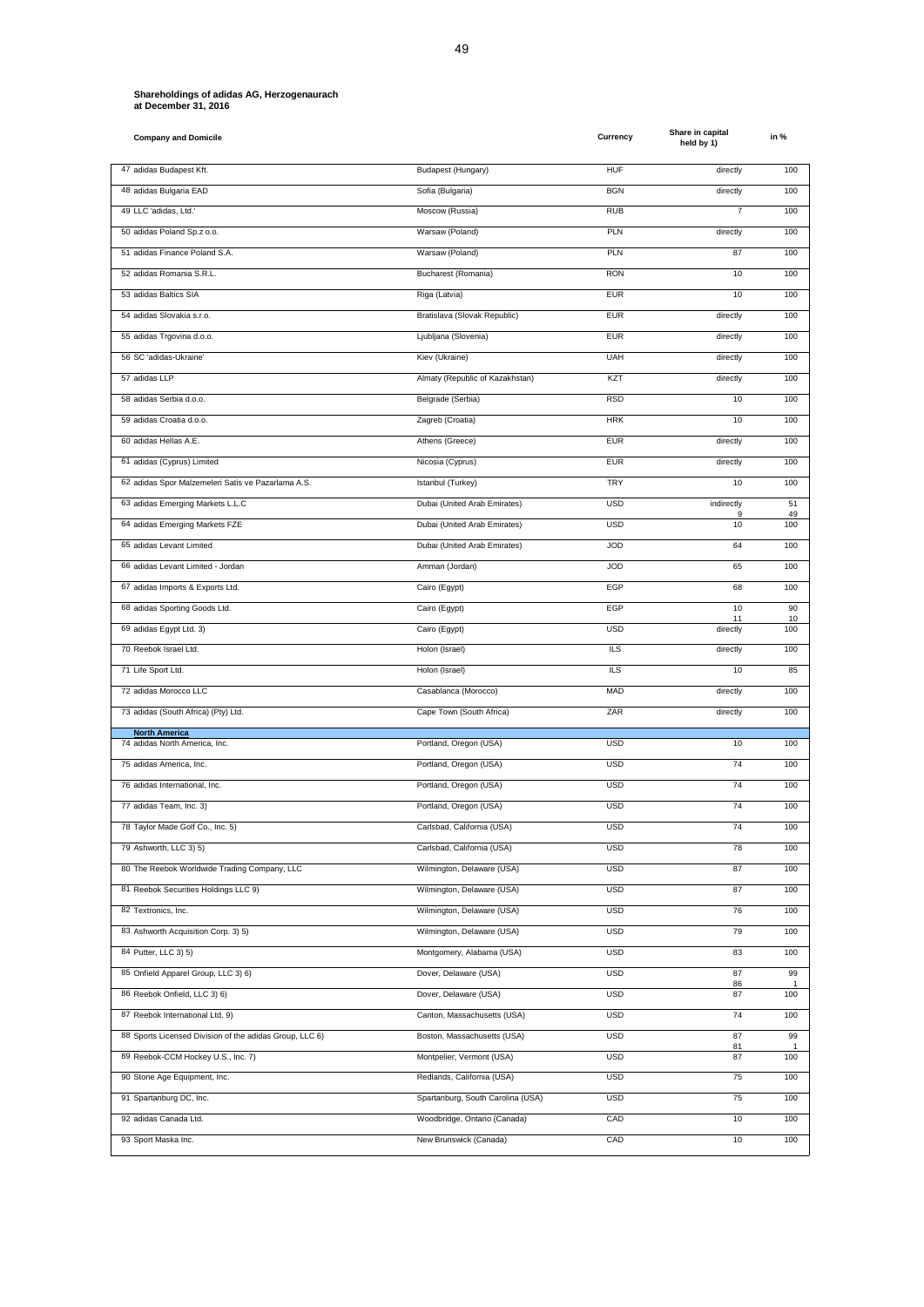**Shareholdings of adidas AG, Herzogenaurach**
**at December 31, 2016**

| Company and Domicile | | Currency | Share in capital held by 1) | in % |
|---|---|---|---|---|
| 47 adidas Budapest Kft. | Budapest (Hungary) | HUF | directly | 100 |
| 48 adidas Bulgaria EAD | Sofia (Bulgaria) | BGN | directly | 100 |
| 49 LLC 'adidas, Ltd.' | Moscow (Russia) | RUB | 7 | 100 |
| 50 adidas Poland Sp.z o.o. | Warsaw (Poland) | PLN | directly | 100 |
| 51 adidas Finance Poland S.A. | Warsaw (Poland) | PLN | 87 | 100 |
| 52 adidas Romania S.R.L. | Bucharest (Romania) | RON | 10 | 100 |
| 53 adidas Baltics SIA | Riga (Latvia) | EUR | 10 | 100 |
| 54 adidas Slovakia s.r.o. | Bratislava (Slovak Republic) | EUR | directly | 100 |
| 55 adidas Trgovina d.o.o. | Ljubljana (Slovenia) | EUR | directly | 100 |
| 56 SC 'adidas-Ukraine' | Kiev (Ukraine) | UAH | directly | 100 |
| 57 adidas LLP | Almaty (Republic of Kazakhstan) | KZT | directly | 100 |
| 58 adidas Serbia d.o.o. | Belgrade (Serbia) | RSD | 10 | 100 |
| 59 adidas Croatia d.o.o. | Zagreb (Croatia) | HRK | 10 | 100 |
| 60 adidas Hellas A.E. | Athens (Greece) | EUR | directly | 100 |
| 61 adidas (Cyprus) Limited | Nicosia (Cyprus) | EUR | directly | 100 |
| 62 adidas Spor Malzemeleri Satis ve Pazarlama A.S. | Istanbul (Turkey) | TRY | 10 | 100 |
| 63 adidas Emerging Markets L.L.C | Dubai (United Arab Emirates) | USD | indirectly<br>9 | 51<br>49 |
| 64 adidas Emerging Markets FZE | Dubai (United Arab Emirates) | USD | 10 | 100 |
| 65 adidas Levant Limited | Dubai (United Arab Emirates) | JOD | 64 | 100 |
| 66 adidas Levant Limited - Jordan | Amman (Jordan) | JOD | 65 | 100 |
| 67 adidas Imports & Exports Ltd. | Cairo (Egypt) | EGP | 68 | 100 |
| 68 adidas Sporting Goods Ltd. | Cairo (Egypt) | EGP | 10<br>11 | 90<br>10 |
| 69 adidas Egypt Ltd. 3) | Cairo (Egypt) | USD | directly | 100 |
| 70 Reebok Israel Ltd. | Holon (Israel) | ILS | directly | 100 |
| 71 Life Sport Ltd. | Holon (Israel) | ILS | 10 | 85 |
| 72 adidas Morocco LLC | Casablanca (Morocco) | MAD | directly | 100 |
| 73 adidas (South Africa) (Pty) Ltd. | Cape Town (South Africa) | ZAR | directly | 100 |
| **North America** | | | | |
| 74 adidas North America, Inc. | Portland, Oregon (USA) | USD | 10 | 100 |
| 75 adidas America, Inc. | Portland, Oregon (USA) | USD | 74 | 100 |
| 76 adidas International, Inc. | Portland, Oregon (USA) | USD | 74 | 100 |
| 77 adidas Team, Inc. 3) | Portland, Oregon (USA) | USD | 74 | 100 |
| 78 Taylor Made Golf Co., Inc. 5) | Carlsbad, California (USA) | USD | 74 | 100 |
| 79 Ashworth, LLC 3) 5) | Carlsbad, California (USA) | USD | 78 | 100 |
| 80 The Reebok Worldwide Trading Company, LLC | Wilmington, Delaware (USA) | USD | 87 | 100 |
| 81 Reebok Securities Holdings LLC 9) | Wilmington, Delaware (USA) | USD | 87 | 100 |
| 82 Textronics, Inc. | Wilmington, Delaware (USA) | USD | 76 | 100 |
| 83 Ashworth Acquisition Corp. 3) 5) | Wilmington, Delaware (USA) | USD | 79 | 100 |
| 84 Putter, LLC 3) 5) | Montgomery, Alabama (USA) | USD | 83 | 100 |
| 85 Onfield Apparel Group, LLC 3) 6) | Dover, Delaware (USA) | USD | 87<br>86 | 99<br>1 |
| 86 Reebok Onfield, LLC 3) 6) | Dover, Delaware (USA) | USD | 87 | 100 |
| 87 Reebok International Ltd. 9) | Canton, Massachusetts (USA) | USD | 74 | 100 |
| 88 Sports Licensed Division of the adidas Group, LLC 6) | Boston, Massachusetts (USA) | USD | 87<br>81 | 99<br>1 |
| 89 Reebok-CCM Hockey U.S., Inc. 7) | Montpelier, Vermont (USA) | USD | 87 | 100 |
| 90 Stone Age Equipment, Inc. | Redlands, California (USA) | USD | 75 | 100 |
| 91 Spartanburg DC, Inc. | Spartanburg, South Carolina (USA) | USD | 75 | 100 |
| 92 adidas Canada Ltd. | Woodbridge, Ontario (Canada) | CAD | 10 | 100 |
| 93 Sport Maska Inc. | New Brunswick (Canada) | CAD | 10 | 100 |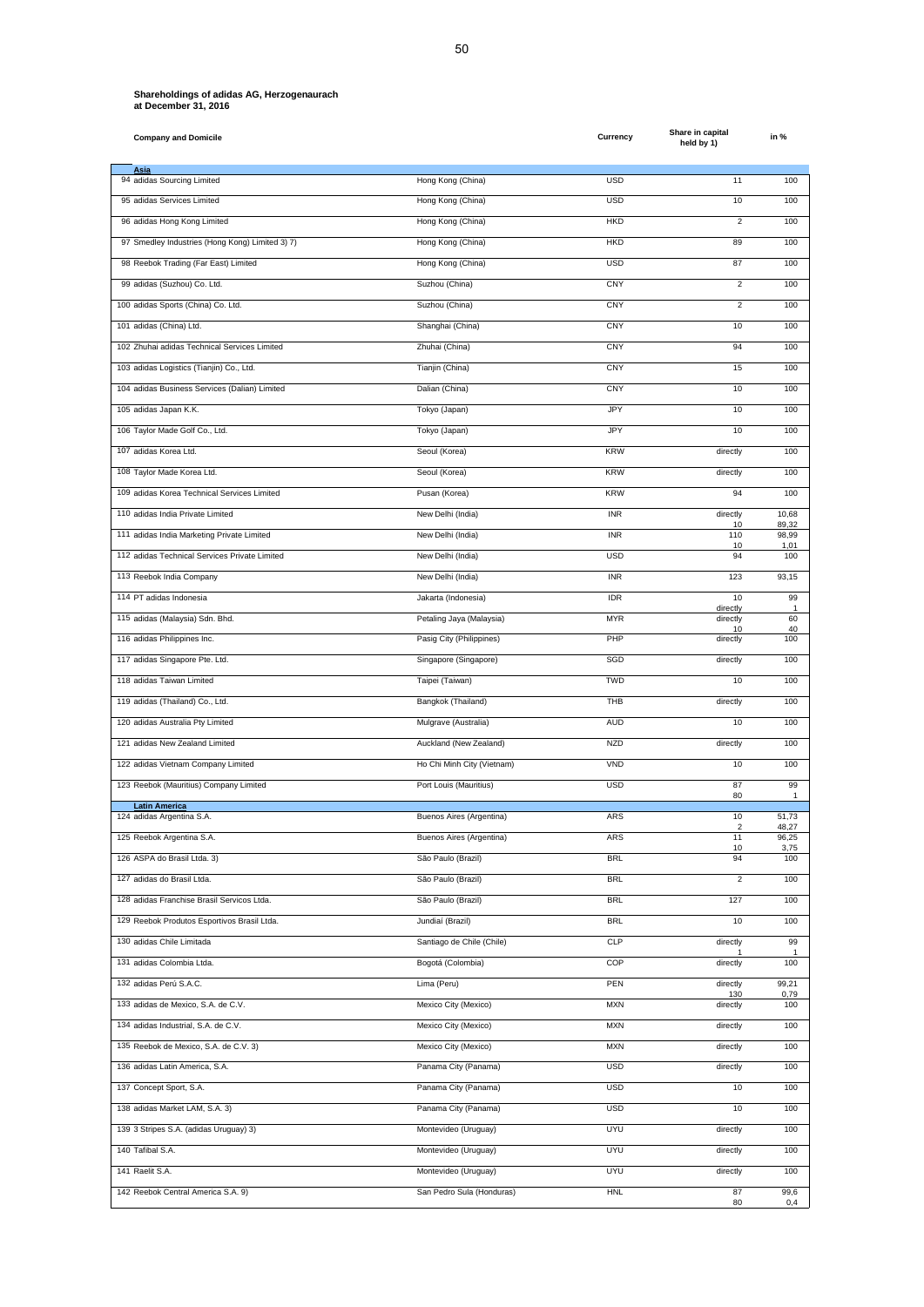**Shareholdings of adidas AG, Herzogenaurach**
**at December 31, 2016**

| Company and Domicile | | Currency | Share in capital held by 1) | in % |
|---|---|---|---|---|
| **Asia** | | | | |
| 94 adidas Sourcing Limited | Hong Kong (China) | USD | 11 | 100 |
| 95 adidas Services Limited | Hong Kong (China) | USD | 10 | 100 |
| 96 adidas Hong Kong Limited | Hong Kong (China) | HKD | 2 | 100 |
| 97 Smedley Industries (Hong Kong) Limited 3) 7) | Hong Kong (China) | HKD | 89 | 100 |
| 98 Reebok Trading (Far East) Limited | Hong Kong (China) | USD | 87 | 100 |
| 99 adidas (Suzhou) Co. Ltd. | Suzhou (China) | CNY | 2 | 100 |
| 100 adidas Sports (China) Co. Ltd. | Suzhou (China) | CNY | 2 | 100 |
| 101 adidas (China) Ltd. | Shanghai (China) | CNY | 10 | 100 |
| 102 Zhuhai adidas Technical Services Limited | Zhuhai (China) | CNY | 94 | 100 |
| 103 adidas Logistics (Tianjin) Co., Ltd. | Tianjin (China) | CNY | 15 | 100 |
| 104 adidas Business Services (Dalian) Limited | Dalian (China) | CNY | 10 | 100 |
| 105 adidas Japan K.K. | Tokyo (Japan) | JPY | 10 | 100 |
| 106 Taylor Made Golf Co., Ltd. | Tokyo (Japan) | JPY | 10 | 100 |
| 107 adidas Korea Ltd. | Seoul (Korea) | KRW | directly | 100 |
| 108 Taylor Made Korea Ltd. | Seoul (Korea) | KRW | directly | 100 |
| 109 adidas Korea Technical Services Limited | Pusan (Korea) | KRW | 94 | 100 |
| 110 adidas India Private Limited | New Delhi (India) | INR | directly<br>10 | 10,68<br>89,32 |
| 111 adidas India Marketing Private Limited | New Delhi (India) | INR | 110<br>10 | 98,99<br>1,01 |
| 112 adidas Technical Services Private Limited | New Delhi (India) | USD | 94 | 100 |
| 113 Reebok India Company | New Delhi (India) | INR | 123 | 93,15 |
| 114 PT adidas Indonesia | Jakarta (Indonesia) | IDR | 10<br>directly | 99<br>1 |
| 115 adidas (Malaysia) Sdn. Bhd. | Petaling Jaya (Malaysia) | MYR | directly<br>10 | 60<br>40 |
| 116 adidas Philippines Inc. | Pasig City (Philippines) | PHP | directly | 100 |
| 117 adidas Singapore Pte. Ltd. | Singapore (Singapore) | SGD | directly | 100 |
| 118 adidas Taiwan Limited | Taipei (Taiwan) | TWD | 10 | 100 |
| 119 adidas (Thailand) Co., Ltd. | Bangkok (Thailand) | THB | directly | 100 |
| 120 adidas Australia Pty Limited | Mulgrave (Australia) | AUD | 10 | 100 |
| 121 adidas New Zealand Limited | Auckland (New Zealand) | NZD | directly | 100 |
| 122 adidas Vietnam Company Limited | Ho Chi Minh City (Vietnam) | VND | 10 | 100 |
| 123 Reebok (Mauritius) Company Limited | Port Louis (Mauritius) | USD | 87<br>80 | 99<br>1 |
| **Latin America** | | | | |
| 124 adidas Argentina S.A. | Buenos Aires (Argentina) | ARS | 10<br>2 | 51,73<br>48,27 |
| 125 Reebok Argentina S.A. | Buenos Aires (Argentina) | ARS | 11<br>10 | 96,25<br>3,75 |
| 126 ASPA do Brasil Ltda. 3) | São Paulo (Brazil) | BRL | 94 | 100 |
| 127 adidas do Brasil Ltda. | São Paulo (Brazil) | BRL | 2 | 100 |
| 128 adidas Franchise Brasil Servicos Ltda. | São Paulo (Brazil) | BRL | 127 | 100 |
| 129 Reebok Produtos Esportivos Brasil Ltda. | Jundiaí (Brazil) | BRL | 10 | 100 |
| 130 adidas Chile Limitada | Santiago de Chile (Chile) | CLP | directly<br>1 | 99<br>1 |
| 131 adidas Colombia Ltda. | Bogotá (Colombia) | COP | directly | 100 |
| 132 adidas Perú S.A.C. | Lima (Peru) | PEN | directly<br>130 | 99,21<br>0,79 |
| 133 adidas de Mexico, S.A. de C.V. | Mexico City (Mexico) | MXN | directly | 100 |
| 134 adidas Industrial, S.A. de C.V. | Mexico City (Mexico) | MXN | directly | 100 |
| 135 Reebok de Mexico, S.A. de C.V. 3) | Mexico City (Mexico) | MXN | directly | 100 |
| 136 adidas Latin America, S.A. | Panama City (Panama) | USD | directly | 100 |
| 137 Concept Sport, S.A. | Panama City (Panama) | USD | 10 | 100 |
| 138 adidas Market LAM, S.A. 3) | Panama City (Panama) | USD | 10 | 100 |
| 139 3 Stripes S.A. (adidas Uruguay) 3) | Montevideo (Uruguay) | UYU | directly | 100 |
| 140 Tafibal S.A. | Montevideo (Uruguay) | UYU | directly | 100 |
| 141 Raelit S.A. | Montevideo (Uruguay) | UYU | directly | 100 |
| 142 Reebok Central America S.A. 9) | San Pedro Sula (Honduras) | HNL | 87<br>80 | 99,6<br>0,4 |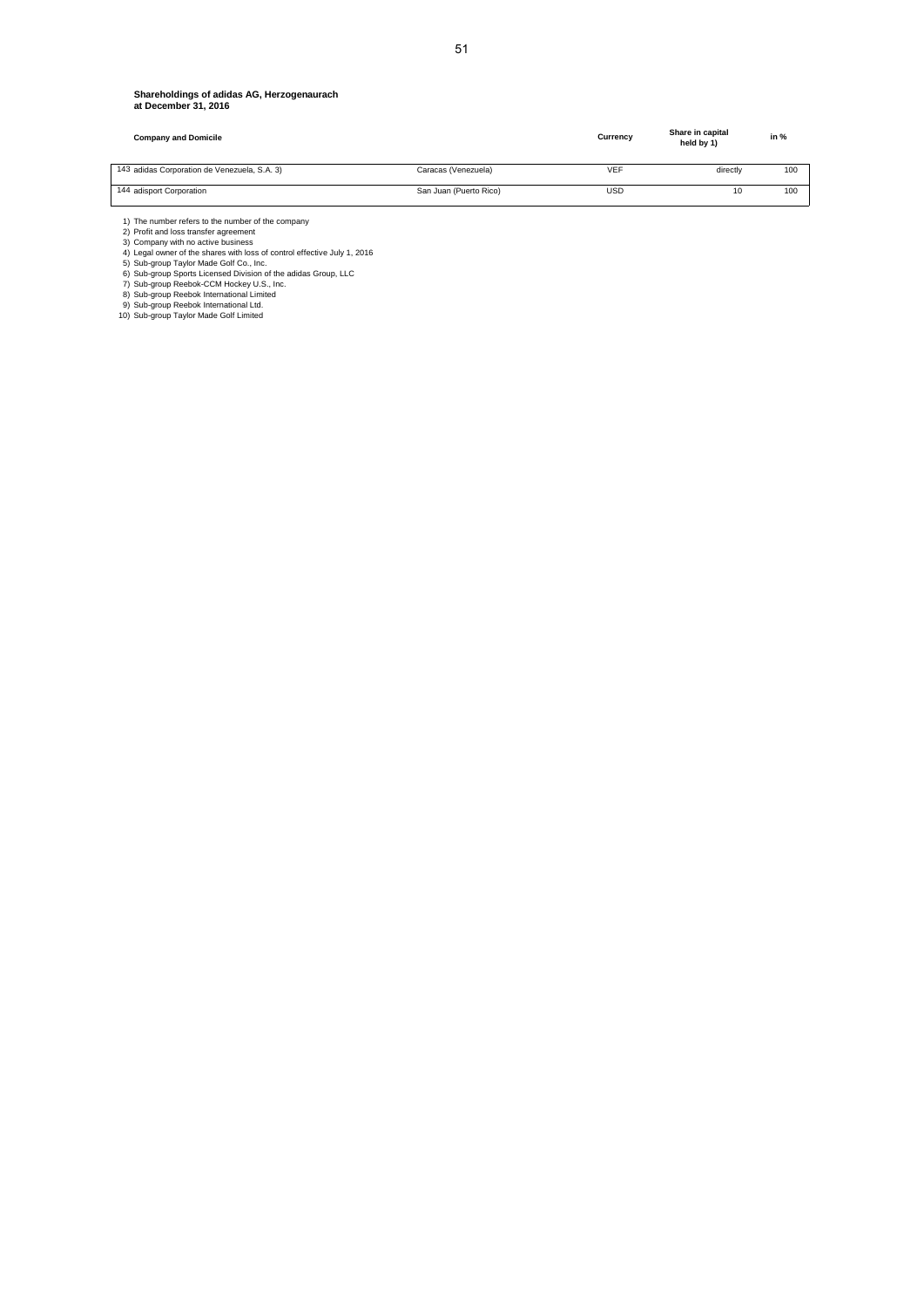**Shareholdings of adidas AG, Herzogenaurach**
**at December 31, 2016**

| | Company and Domicile | | Currency | Share in capital held by 1) | in % |
|---|---|---|---|---|---|
| 143 | adidas Corporation de Venezuela, S.A. 3) | Caracas (Venezuela) | VEF | directly | 100 |
| 144 | adisport Corporation | San Juan (Puerto Rico) | USD | 10 | 100 |

1) The number refers to the number of the company
2) Profit and loss transfer agreement
3) Company with no active business
4) Legal owner of the shares with loss of control effective July 1, 2016
5) Sub-group Taylor Made Golf Co., Inc.
6) Sub-group Sports Licensed Division of the adidas Group, LLC
7) Sub-group Reebok-CCM Hockey U.S., Inc.
8) Sub-group Reebok International Limited
9) Sub-group Reebok International Ltd.
10) Sub-group Taylor Made Golf Limited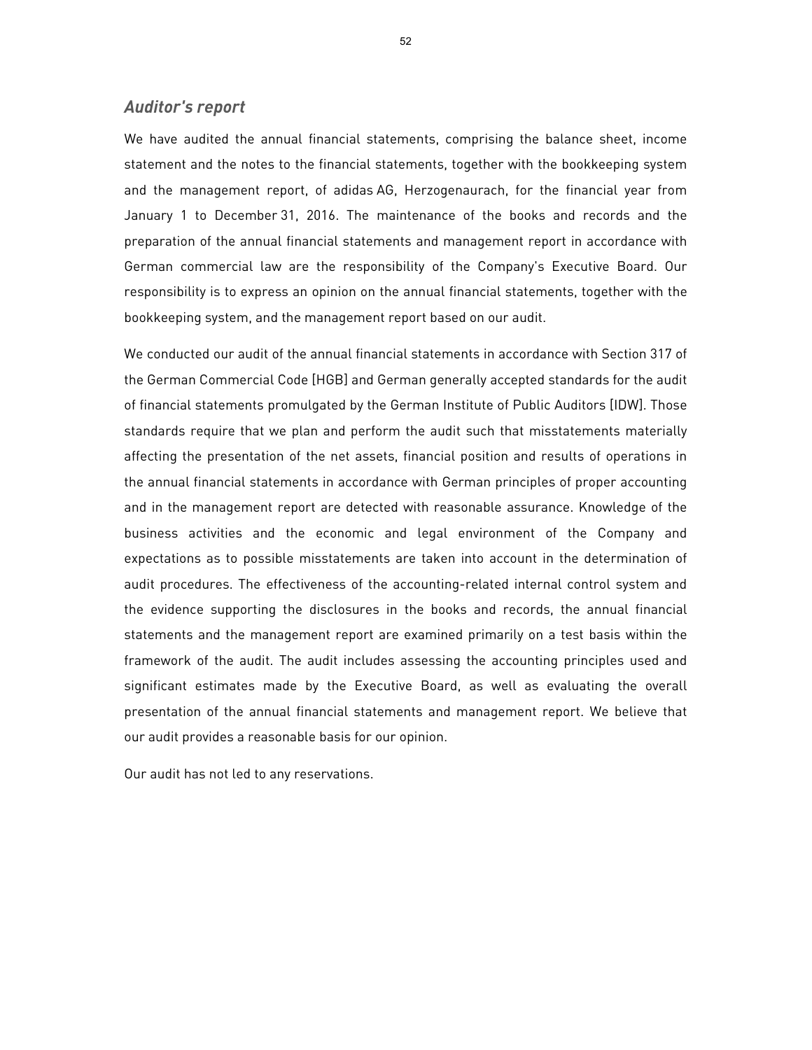## *Auditor's report*

We have audited the annual financial statements, comprising the balance sheet, income statement and the notes to the financial statements, together with the bookkeeping system and the management report, of adidas AG, Herzogenaurach, for the financial year from January 1 to December 31, 2016. The maintenance of the books and records and the preparation of the annual financial statements and management report in accordance with German commercial law are the responsibility of the Company's Executive Board. Our responsibility is to express an opinion on the annual financial statements, together with the bookkeeping system, and the management report based on our audit.

We conducted our audit of the annual financial statements in accordance with Section 317 of the German Commercial Code [HGB] and German generally accepted standards for the audit of financial statements promulgated by the German Institute of Public Auditors [IDW]. Those standards require that we plan and perform the audit such that misstatements materially affecting the presentation of the net assets, financial position and results of operations in the annual financial statements in accordance with German principles of proper accounting and in the management report are detected with reasonable assurance. Knowledge of the business activities and the economic and legal environment of the Company and expectations as to possible misstatements are taken into account in the determination of audit procedures. The effectiveness of the accounting-related internal control system and the evidence supporting the disclosures in the books and records, the annual financial statements and the management report are examined primarily on a test basis within the framework of the audit. The audit includes assessing the accounting principles used and significant estimates made by the Executive Board, as well as evaluating the overall presentation of the annual financial statements and management report. We believe that our audit provides a reasonable basis for our opinion.

Our audit has not led to any reservations.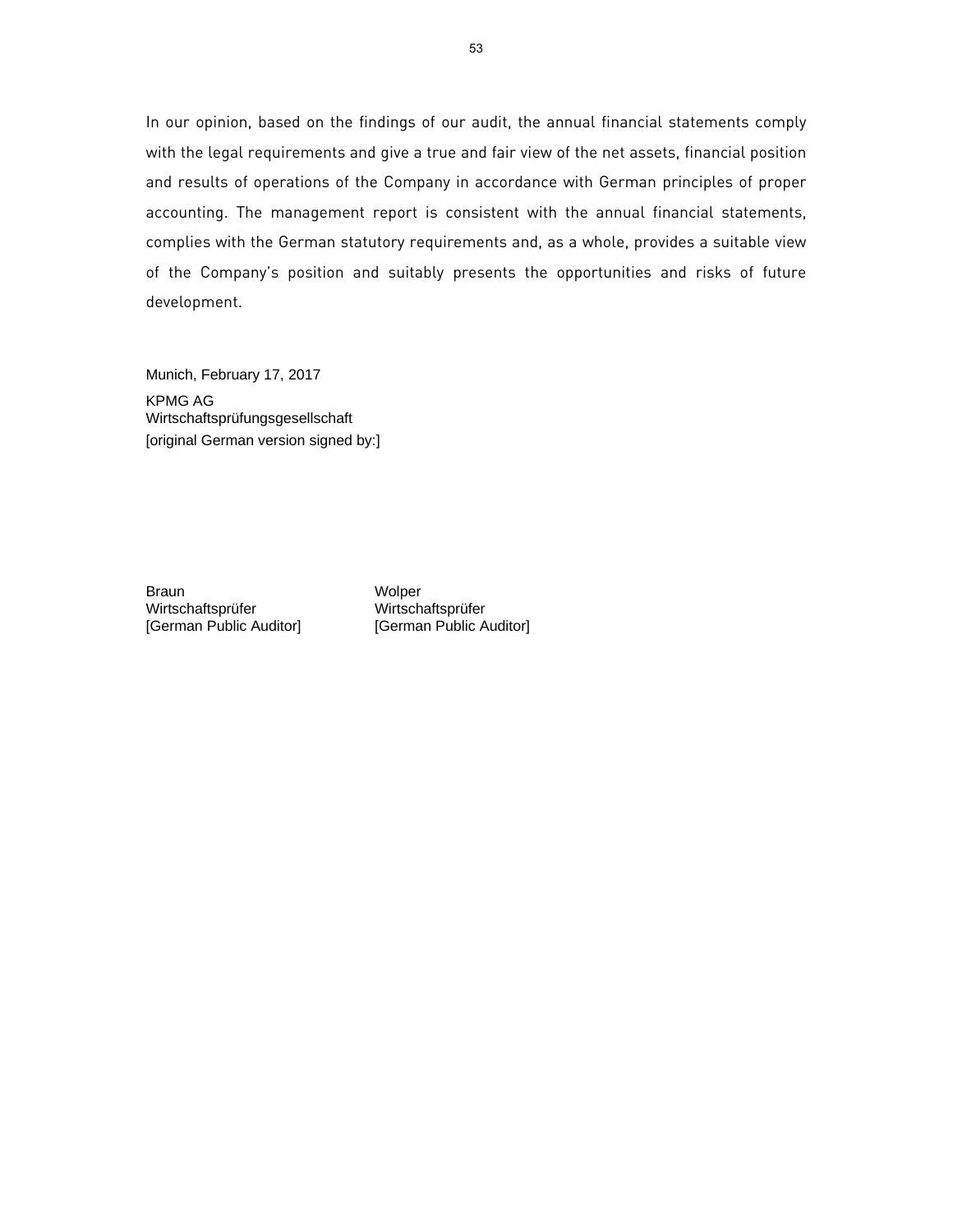In our opinion, based on the findings of our audit, the annual financial statements comply with the legal requirements and give a true and fair view of the net assets, financial position and results of operations of the Company in accordance with German principles of proper accounting. The management report is consistent with the annual financial statements, complies with the German statutory requirements and, as a whole, provides a suitable view of the Company's position and suitably presents the opportunities and risks of future development.

Munich, February 17, 2017

KPMG AG
Wirtschaftsprüfungsgesellschaft
[original German version signed by:]

| | |
|---|---|
| Braun | Wolper |
| Wirtschaftsprüfer | Wirtschaftsprüfer |
| [German Public Auditor] | [German Public Auditor] |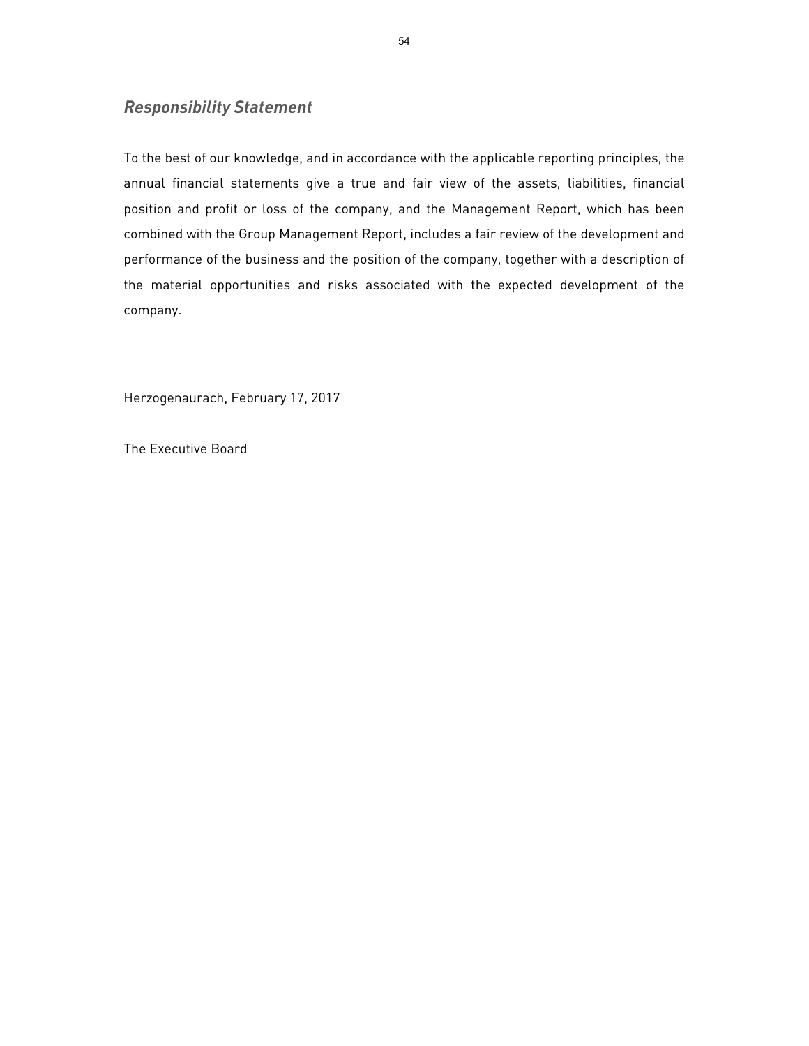## *Responsibility Statement*

To the best of our knowledge, and in accordance with the applicable reporting principles, the annual financial statements give a true and fair view of the assets, liabilities, financial position and profit or loss of the company, and the Management Report, which has been combined with the Group Management Report, includes a fair review of the development and performance of the business and the position of the company, together with a description of the material opportunities and risks associated with the expected development of the company.

Herzogenaurach, February 17, 2017

The Executive Board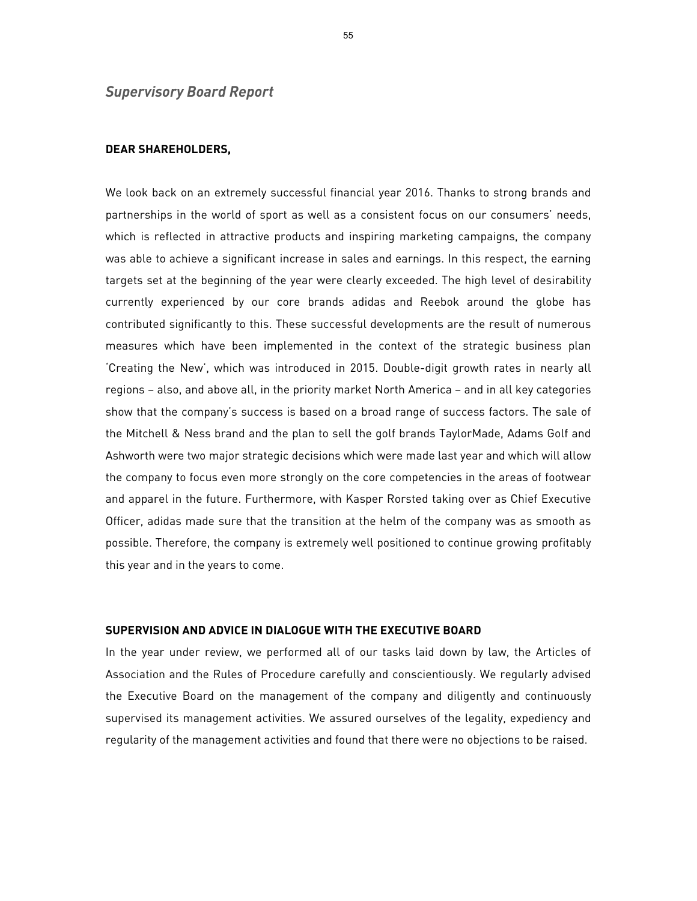## *Supervisory Board Report*

**DEAR SHAREHOLDERS,**

We look back on an extremely successful financial year 2016. Thanks to strong brands and partnerships in the world of sport as well as a consistent focus on our consumers' needs, which is reflected in attractive products and inspiring marketing campaigns, the company was able to achieve a significant increase in sales and earnings. In this respect, the earning targets set at the beginning of the year were clearly exceeded. The high level of desirability currently experienced by our core brands adidas and Reebok around the globe has contributed significantly to this. These successful developments are the result of numerous measures which have been implemented in the context of the strategic business plan 'Creating the New', which was introduced in 2015. Double-digit growth rates in nearly all regions – also, and above all, in the priority market North America – and in all key categories show that the company's success is based on a broad range of success factors. The sale of the Mitchell & Ness brand and the plan to sell the golf brands TaylorMade, Adams Golf and Ashworth were two major strategic decisions which were made last year and which will allow the company to focus even more strongly on the core competencies in the areas of footwear and apparel in the future. Furthermore, with Kasper Rorsted taking over as Chief Executive Officer, adidas made sure that the transition at the helm of the company was as smooth as possible. Therefore, the company is extremely well positioned to continue growing profitably this year and in the years to come.

**SUPERVISION AND ADVICE IN DIALOGUE WITH THE EXECUTIVE BOARD**

In the year under review, we performed all of our tasks laid down by law, the Articles of Association and the Rules of Procedure carefully and conscientiously. We regularly advised the Executive Board on the management of the company and diligently and continuously supervised its management activities. We assured ourselves of the legality, expediency and regularity of the management activities and found that there were no objections to be raised.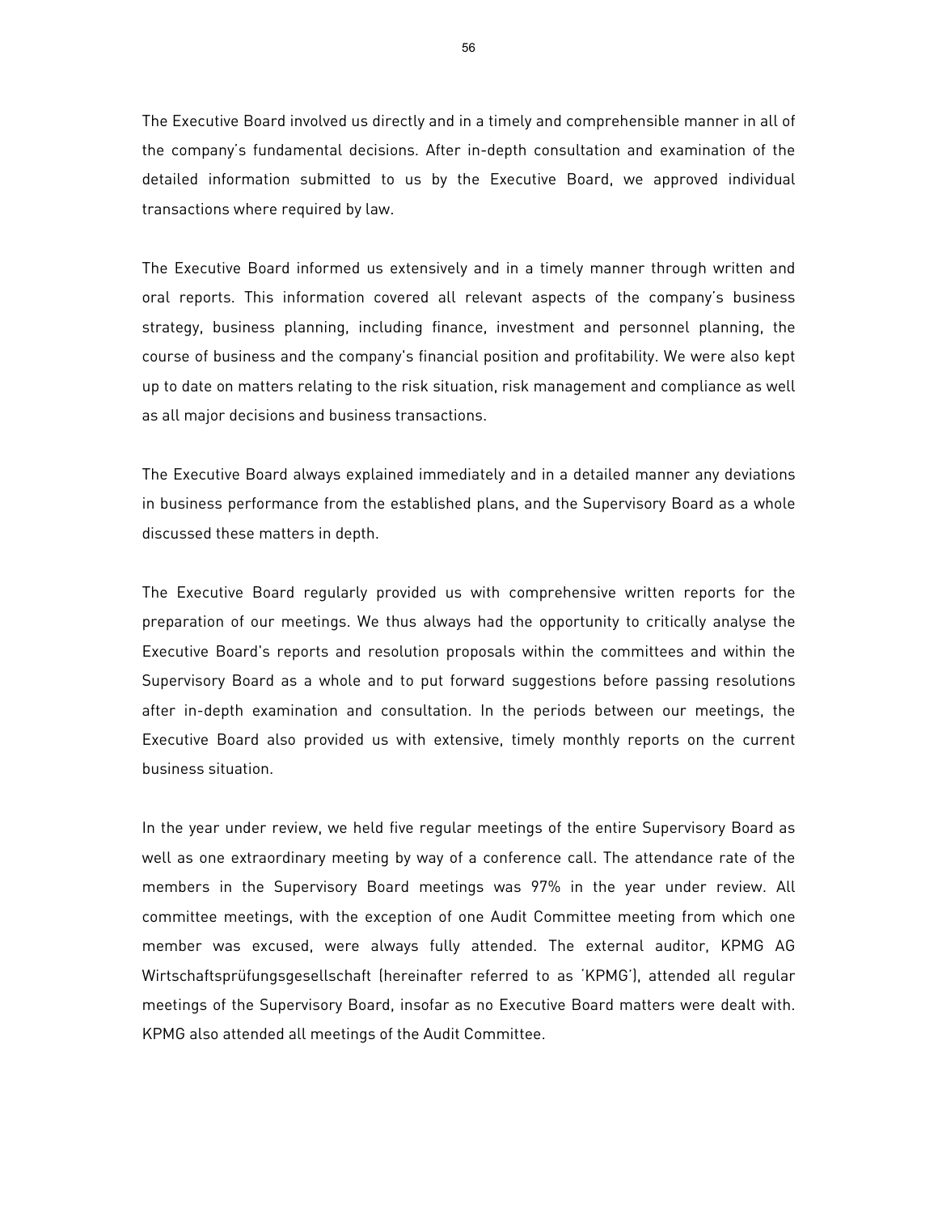The Executive Board involved us directly and in a timely and comprehensible manner in all of the company's fundamental decisions. After in-depth consultation and examination of the detailed information submitted to us by the Executive Board, we approved individual transactions where required by law.

The Executive Board informed us extensively and in a timely manner through written and oral reports. This information covered all relevant aspects of the company's business strategy, business planning, including finance, investment and personnel planning, the course of business and the company's financial position and profitability. We were also kept up to date on matters relating to the risk situation, risk management and compliance as well as all major decisions and business transactions.

The Executive Board always explained immediately and in a detailed manner any deviations in business performance from the established plans, and the Supervisory Board as a whole discussed these matters in depth.

The Executive Board regularly provided us with comprehensive written reports for the preparation of our meetings. We thus always had the opportunity to critically analyse the Executive Board's reports and resolution proposals within the committees and within the Supervisory Board as a whole and to put forward suggestions before passing resolutions after in-depth examination and consultation. In the periods between our meetings, the Executive Board also provided us with extensive, timely monthly reports on the current business situation.

In the year under review, we held five regular meetings of the entire Supervisory Board as well as one extraordinary meeting by way of a conference call. The attendance rate of the members in the Supervisory Board meetings was 97% in the year under review. All committee meetings, with the exception of one Audit Committee meeting from which one member was excused, were always fully attended. The external auditor, KPMG AG Wirtschaftsprüfungsgesellschaft (hereinafter referred to as 'KPMG'), attended all regular meetings of the Supervisory Board, insofar as no Executive Board matters were dealt with. KPMG also attended all meetings of the Audit Committee.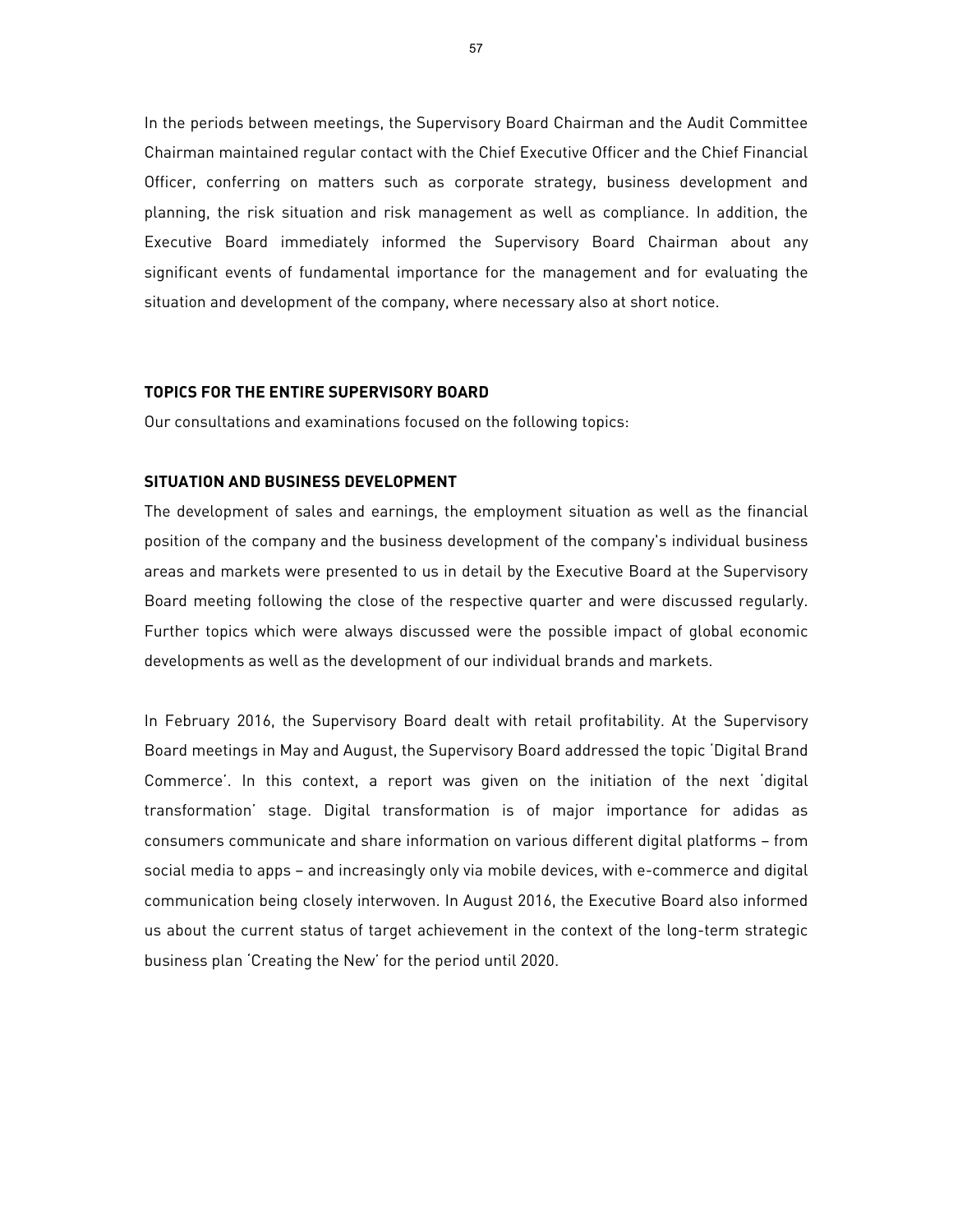In the periods between meetings, the Supervisory Board Chairman and the Audit Committee Chairman maintained regular contact with the Chief Executive Officer and the Chief Financial Officer, conferring on matters such as corporate strategy, business development and planning, the risk situation and risk management as well as compliance. In addition, the Executive Board immediately informed the Supervisory Board Chairman about any significant events of fundamental importance for the management and for evaluating the situation and development of the company, where necessary also at short notice.

## TOPICS FOR THE ENTIRE SUPERVISORY BOARD

Our consultations and examinations focused on the following topics:

### SITUATION AND BUSINESS DEVELOPMENT

The development of sales and earnings, the employment situation as well as the financial position of the company and the business development of the company's individual business areas and markets were presented to us in detail by the Executive Board at the Supervisory Board meeting following the close of the respective quarter and were discussed regularly. Further topics which were always discussed were the possible impact of global economic developments as well as the development of our individual brands and markets.

In February 2016, the Supervisory Board dealt with retail profitability. At the Supervisory Board meetings in May and August, the Supervisory Board addressed the topic 'Digital Brand Commerce'. In this context, a report was given on the initiation of the next 'digital transformation' stage. Digital transformation is of major importance for adidas as consumers communicate and share information on various different digital platforms – from social media to apps – and increasingly only via mobile devices, with e-commerce and digital communication being closely interwoven. In August 2016, the Executive Board also informed us about the current status of target achievement in the context of the long-term strategic business plan 'Creating the New' for the period until 2020.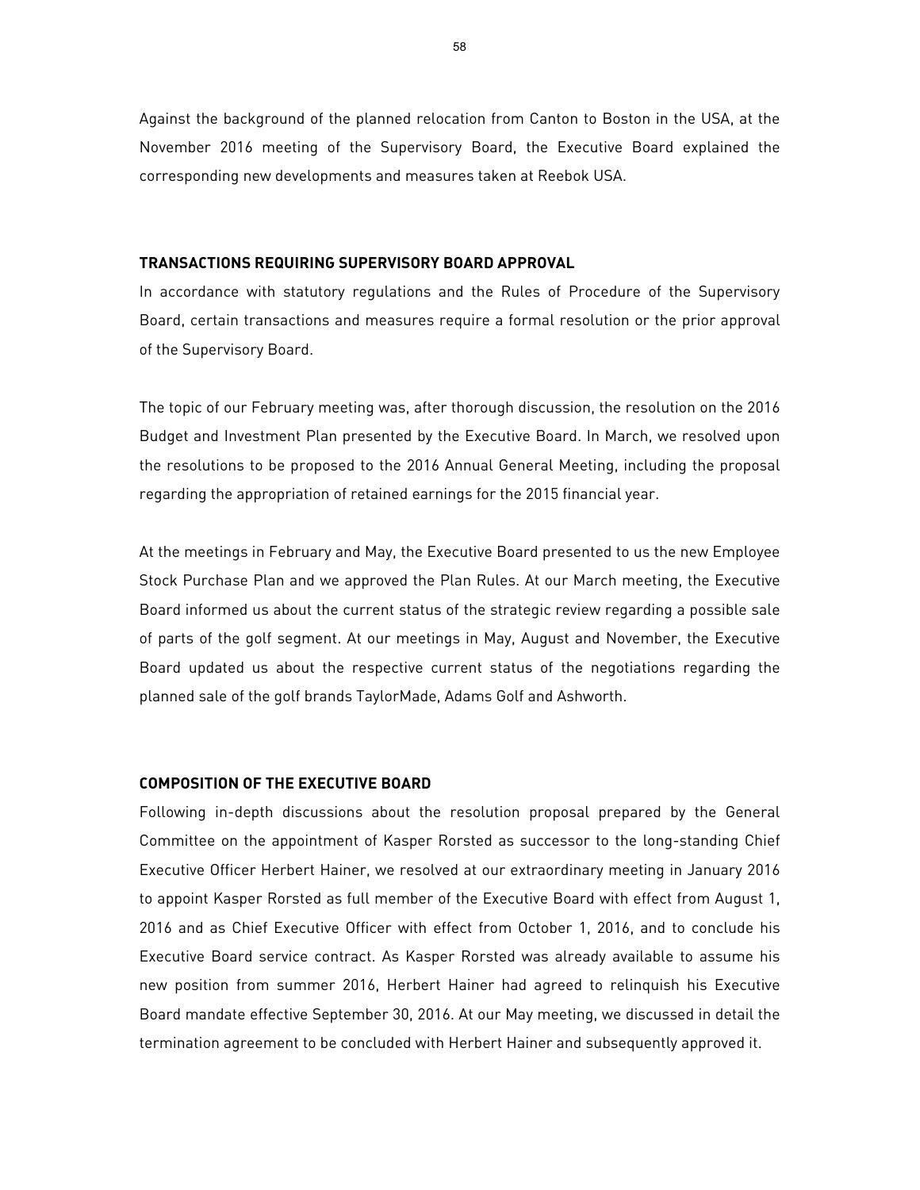Against the background of the planned relocation from Canton to Boston in the USA, at the November 2016 meeting of the Supervisory Board, the Executive Board explained the corresponding new developments and measures taken at Reebok USA.

## TRANSACTIONS REQUIRING SUPERVISORY BOARD APPROVAL

In accordance with statutory regulations and the Rules of Procedure of the Supervisory Board, certain transactions and measures require a formal resolution or the prior approval of the Supervisory Board.

The topic of our February meeting was, after thorough discussion, the resolution on the 2016 Budget and Investment Plan presented by the Executive Board. In March, we resolved upon the resolutions to be proposed to the 2016 Annual General Meeting, including the proposal regarding the appropriation of retained earnings for the 2015 financial year.

At the meetings in February and May, the Executive Board presented to us the new Employee Stock Purchase Plan and we approved the Plan Rules. At our March meeting, the Executive Board informed us about the current status of the strategic review regarding a possible sale of parts of the golf segment. At our meetings in May, August and November, the Executive Board updated us about the respective current status of the negotiations regarding the planned sale of the golf brands TaylorMade, Adams Golf and Ashworth.

## COMPOSITION OF THE EXECUTIVE BOARD

Following in-depth discussions about the resolution proposal prepared by the General Committee on the appointment of Kasper Rorsted as successor to the long-standing Chief Executive Officer Herbert Hainer, we resolved at our extraordinary meeting in January 2016 to appoint Kasper Rorsted as full member of the Executive Board with effect from August 1, 2016 and as Chief Executive Officer with effect from October 1, 2016, and to conclude his Executive Board service contract. As Kasper Rorsted was already available to assume his new position from summer 2016, Herbert Hainer had agreed to relinquish his Executive Board mandate effective September 30, 2016. At our May meeting, we discussed in detail the termination agreement to be concluded with Herbert Hainer and subsequently approved it.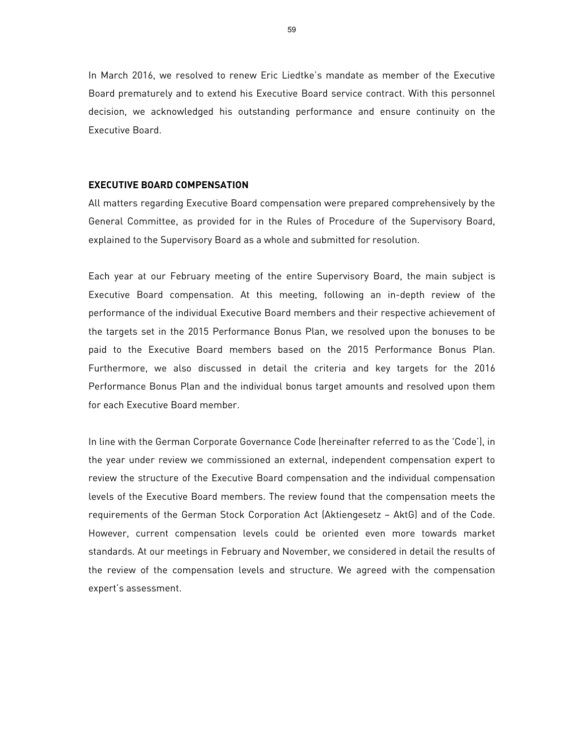In March 2016, we resolved to renew Eric Liedtke's mandate as member of the Executive Board prematurely and to extend his Executive Board service contract. With this personnel decision, we acknowledged his outstanding performance and ensure continuity on the Executive Board.

## EXECUTIVE BOARD COMPENSATION

All matters regarding Executive Board compensation were prepared comprehensively by the General Committee, as provided for in the Rules of Procedure of the Supervisory Board, explained to the Supervisory Board as a whole and submitted for resolution.

Each year at our February meeting of the entire Supervisory Board, the main subject is Executive Board compensation. At this meeting, following an in-depth review of the performance of the individual Executive Board members and their respective achievement of the targets set in the 2015 Performance Bonus Plan, we resolved upon the bonuses to be paid to the Executive Board members based on the 2015 Performance Bonus Plan. Furthermore, we also discussed in detail the criteria and key targets for the 2016 Performance Bonus Plan and the individual bonus target amounts and resolved upon them for each Executive Board member.

In line with the German Corporate Governance Code (hereinafter referred to as the 'Code'), in the year under review we commissioned an external, independent compensation expert to review the structure of the Executive Board compensation and the individual compensation levels of the Executive Board members. The review found that the compensation meets the requirements of the German Stock Corporation Act (Aktiengesetz – AktG) and of the Code. However, current compensation levels could be oriented even more towards market standards. At our meetings in February and November, we considered in detail the results of the review of the compensation levels and structure. We agreed with the compensation expert's assessment.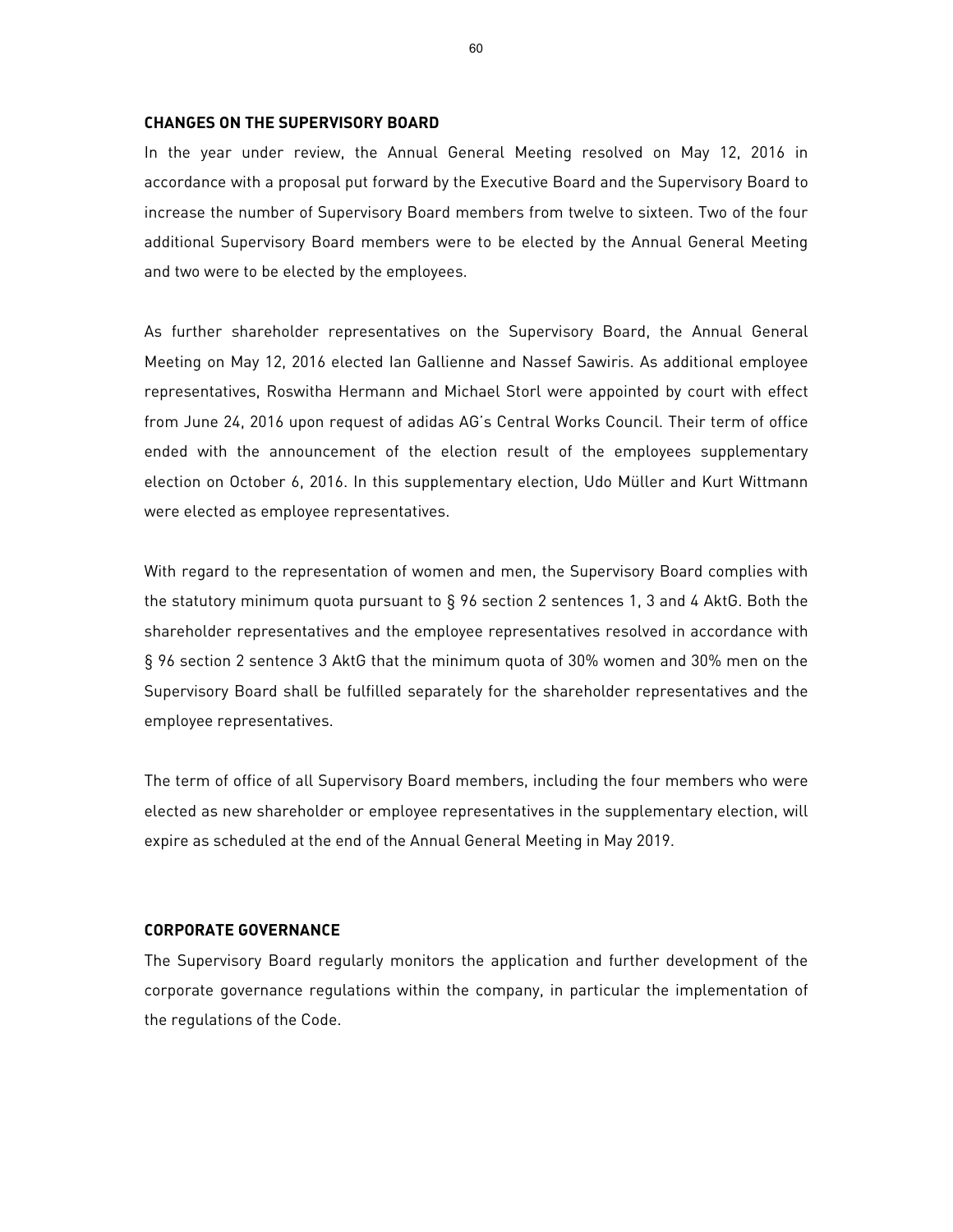## CHANGES ON THE SUPERVISORY BOARD

In the year under review, the Annual General Meeting resolved on May 12, 2016 in accordance with a proposal put forward by the Executive Board and the Supervisory Board to increase the number of Supervisory Board members from twelve to sixteen. Two of the four additional Supervisory Board members were to be elected by the Annual General Meeting and two were to be elected by the employees.

As further shareholder representatives on the Supervisory Board, the Annual General Meeting on May 12, 2016 elected Ian Gallienne and Nassef Sawiris. As additional employee representatives, Roswitha Hermann and Michael Storl were appointed by court with effect from June 24, 2016 upon request of adidas AG's Central Works Council. Their term of office ended with the announcement of the election result of the employees supplementary election on October 6, 2016. In this supplementary election, Udo Müller and Kurt Wittmann were elected as employee representatives.

With regard to the representation of women and men, the Supervisory Board complies with the statutory minimum quota pursuant to § 96 section 2 sentences 1, 3 and 4 AktG. Both the shareholder representatives and the employee representatives resolved in accordance with § 96 section 2 sentence 3 AktG that the minimum quota of 30% women and 30% men on the Supervisory Board shall be fulfilled separately for the shareholder representatives and the employee representatives.

The term of office of all Supervisory Board members, including the four members who were elected as new shareholder or employee representatives in the supplementary election, will expire as scheduled at the end of the Annual General Meeting in May 2019.

## CORPORATE GOVERNANCE

The Supervisory Board regularly monitors the application and further development of the corporate governance regulations within the company, in particular the implementation of the regulations of the Code.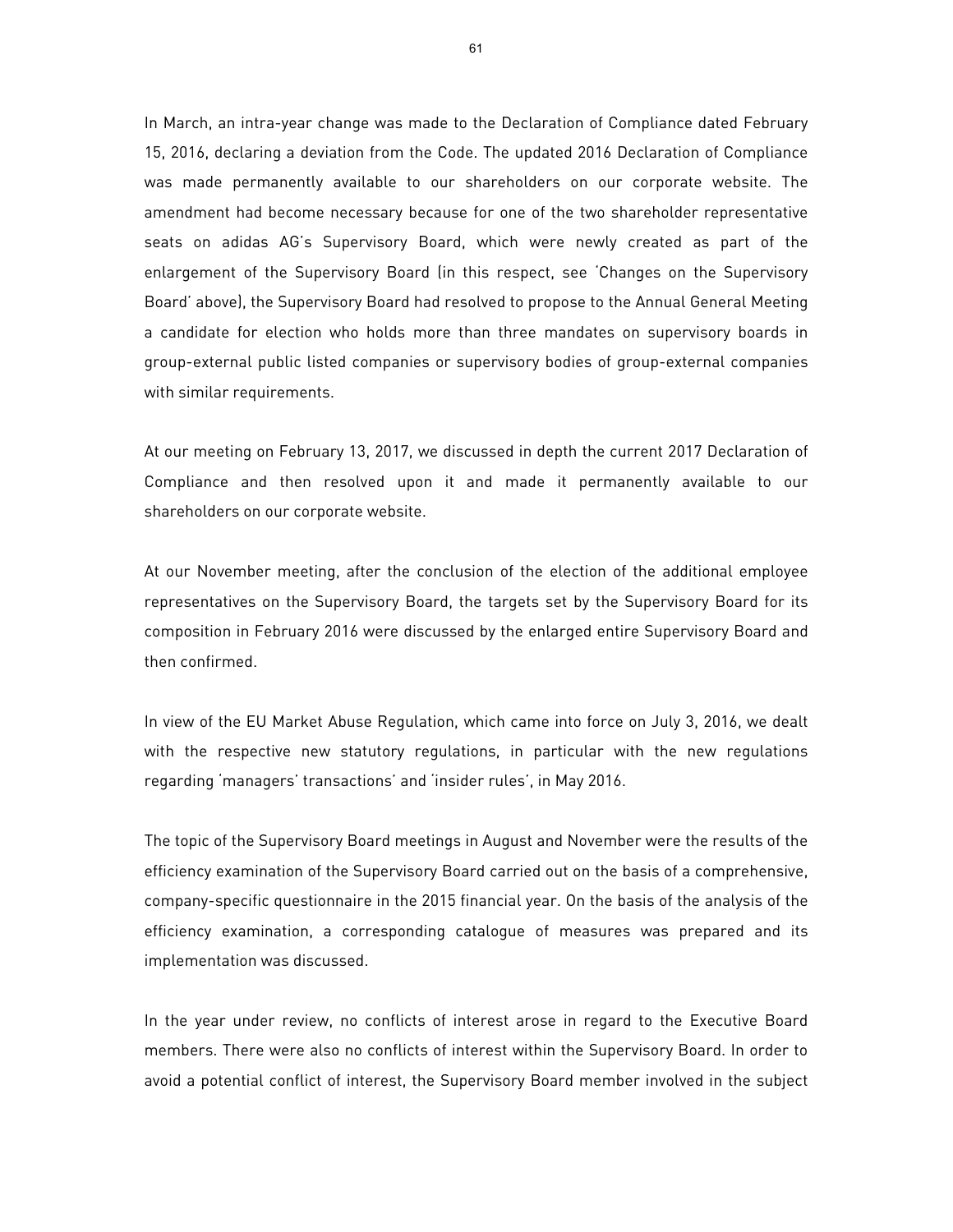In March, an intra-year change was made to the Declaration of Compliance dated February 15, 2016, declaring a deviation from the Code. The updated 2016 Declaration of Compliance was made permanently available to our shareholders on our corporate website. The amendment had become necessary because for one of the two shareholder representative seats on adidas AG's Supervisory Board, which were newly created as part of the enlargement of the Supervisory Board (in this respect, see 'Changes on the Supervisory Board' above), the Supervisory Board had resolved to propose to the Annual General Meeting a candidate for election who holds more than three mandates on supervisory boards in group-external public listed companies or supervisory bodies of group-external companies with similar requirements.

At our meeting on February 13, 2017, we discussed in depth the current 2017 Declaration of Compliance and then resolved upon it and made it permanently available to our shareholders on our corporate website.

At our November meeting, after the conclusion of the election of the additional employee representatives on the Supervisory Board, the targets set by the Supervisory Board for its composition in February 2016 were discussed by the enlarged entire Supervisory Board and then confirmed.

In view of the EU Market Abuse Regulation, which came into force on July 3, 2016, we dealt with the respective new statutory regulations, in particular with the new regulations regarding 'managers' transactions' and 'insider rules', in May 2016.

The topic of the Supervisory Board meetings in August and November were the results of the efficiency examination of the Supervisory Board carried out on the basis of a comprehensive, company-specific questionnaire in the 2015 financial year. On the basis of the analysis of the efficiency examination, a corresponding catalogue of measures was prepared and its implementation was discussed.

In the year under review, no conflicts of interest arose in regard to the Executive Board members. There were also no conflicts of interest within the Supervisory Board. In order to avoid a potential conflict of interest, the Supervisory Board member involved in the subject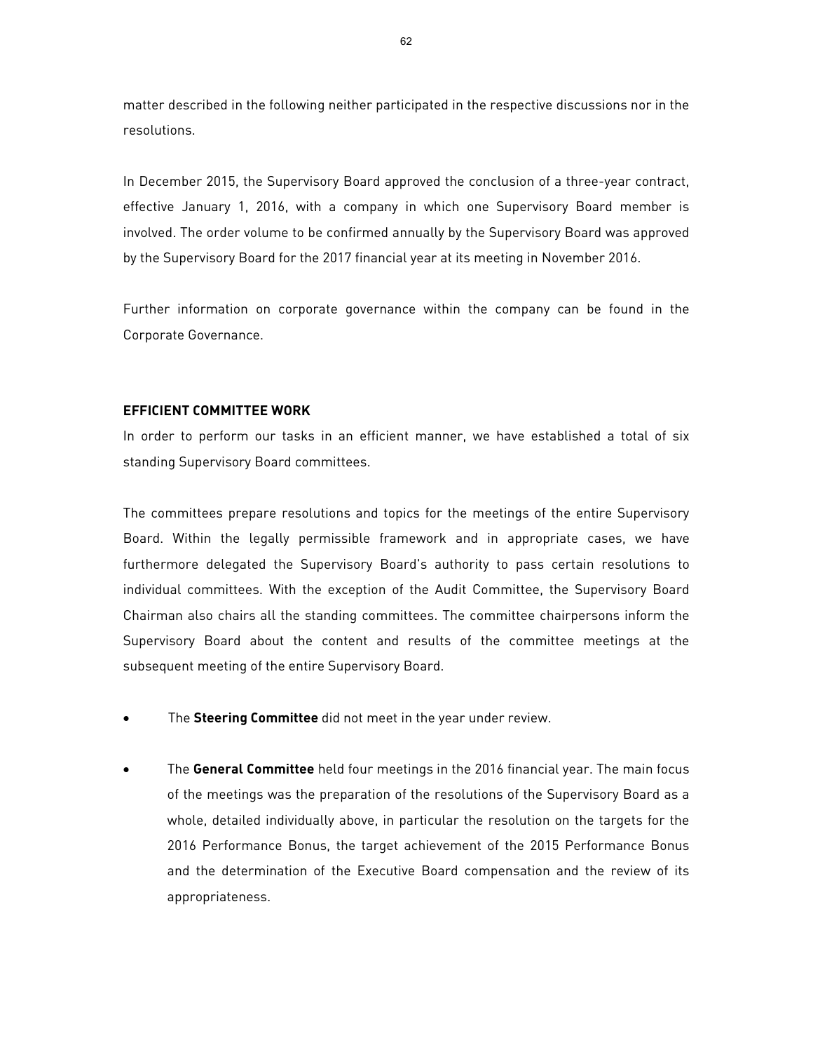matter described in the following neither participated in the respective discussions nor in the resolutions.

In December 2015, the Supervisory Board approved the conclusion of a three-year contract, effective January 1, 2016, with a company in which one Supervisory Board member is involved. The order volume to be confirmed annually by the Supervisory Board was approved by the Supervisory Board for the 2017 financial year at its meeting in November 2016.

Further information on corporate governance within the company can be found in the Corporate Governance.

## EFFICIENT COMMITTEE WORK

In order to perform our tasks in an efficient manner, we have established a total of six standing Supervisory Board committees.

The committees prepare resolutions and topics for the meetings of the entire Supervisory Board. Within the legally permissible framework and in appropriate cases, we have furthermore delegated the Supervisory Board's authority to pass certain resolutions to individual committees. With the exception of the Audit Committee, the Supervisory Board Chairman also chairs all the standing committees. The committee chairpersons inform the Supervisory Board about the content and results of the committee meetings at the subsequent meeting of the entire Supervisory Board.

- The **Steering Committee** did not meet in the year under review.
- The **General Committee** held four meetings in the 2016 financial year. The main focus of the meetings was the preparation of the resolutions of the Supervisory Board as a whole, detailed individually above, in particular the resolution on the targets for the 2016 Performance Bonus, the target achievement of the 2015 Performance Bonus and the determination of the Executive Board compensation and the review of its appropriateness.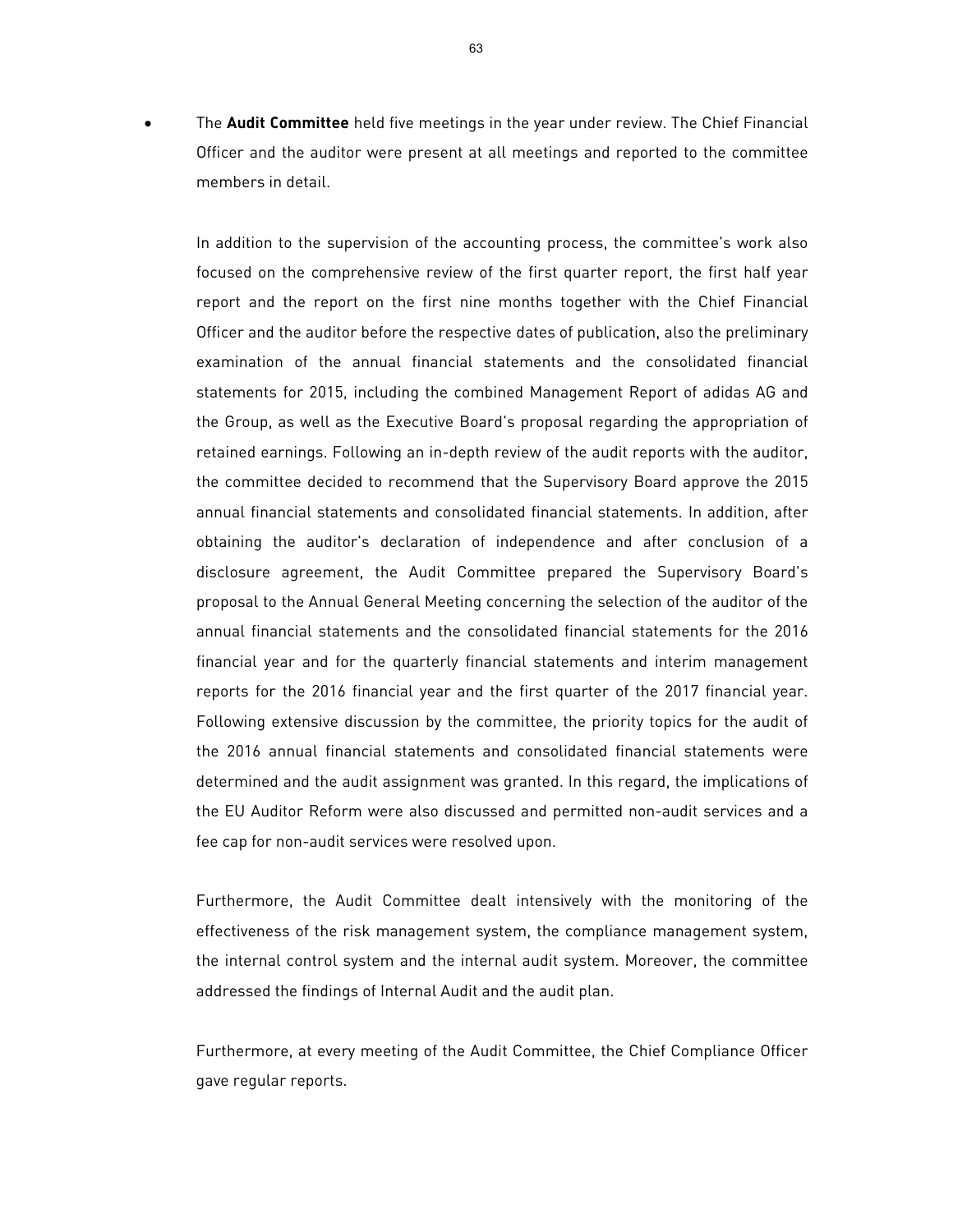- The **Audit Committee** held five meetings in the year under review. The Chief Financial Officer and the auditor were present at all meetings and reported to the committee members in detail.

  In addition to the supervision of the accounting process, the committee's work also focused on the comprehensive review of the first quarter report, the first half year report and the report on the first nine months together with the Chief Financial Officer and the auditor before the respective dates of publication, also the preliminary examination of the annual financial statements and the consolidated financial statements for 2015, including the combined Management Report of adidas AG and the Group, as well as the Executive Board's proposal regarding the appropriation of retained earnings. Following an in-depth review of the audit reports with the auditor, the committee decided to recommend that the Supervisory Board approve the 2015 annual financial statements and consolidated financial statements. In addition, after obtaining the auditor's declaration of independence and after conclusion of a disclosure agreement, the Audit Committee prepared the Supervisory Board's proposal to the Annual General Meeting concerning the selection of the auditor of the annual financial statements and the consolidated financial statements for the 2016 financial year and for the quarterly financial statements and interim management reports for the 2016 financial year and the first quarter of the 2017 financial year. Following extensive discussion by the committee, the priority topics for the audit of the 2016 annual financial statements and consolidated financial statements were determined and the audit assignment was granted. In this regard, the implications of the EU Auditor Reform were also discussed and permitted non-audit services and a fee cap for non-audit services were resolved upon.

  Furthermore, the Audit Committee dealt intensively with the monitoring of the effectiveness of the risk management system, the compliance management system, the internal control system and the internal audit system. Moreover, the committee addressed the findings of Internal Audit and the audit plan.

  Furthermore, at every meeting of the Audit Committee, the Chief Compliance Officer gave regular reports.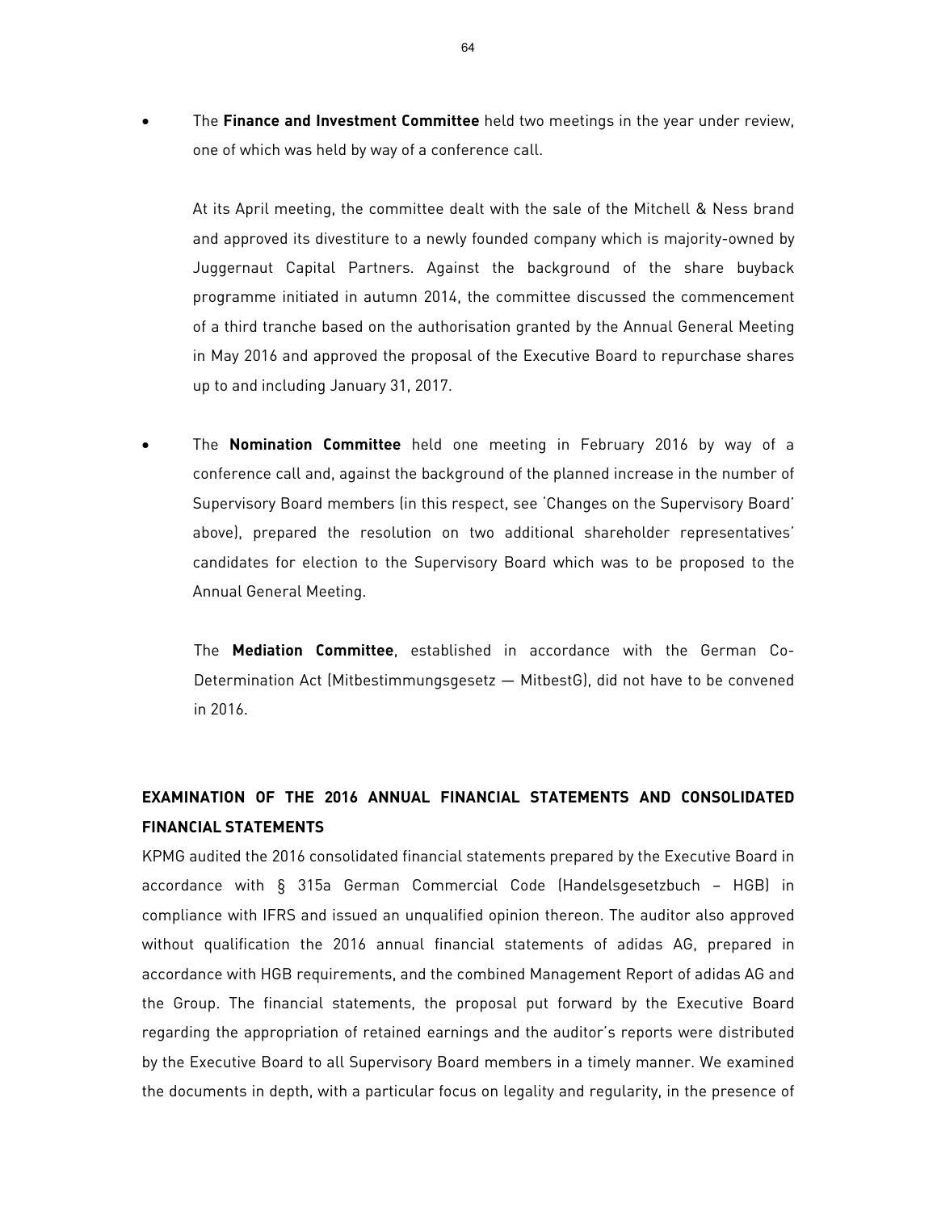- The **Finance and Investment Committee** held two meetings in the year under review, one of which was held by way of a conference call.

  At its April meeting, the committee dealt with the sale of the Mitchell & Ness brand and approved its divestiture to a newly founded company which is majority-owned by Juggernaut Capital Partners. Against the background of the share buyback programme initiated in autumn 2014, the committee discussed the commencement of a third tranche based on the authorisation granted by the Annual General Meeting in May 2016 and approved the proposal of the Executive Board to repurchase shares up to and including January 31, 2017.

- The **Nomination Committee** held one meeting in February 2016 by way of a conference call and, against the background of the planned increase in the number of Supervisory Board members (in this respect, see 'Changes on the Supervisory Board' above), prepared the resolution on two additional shareholder representatives' candidates for election to the Supervisory Board which was to be proposed to the Annual General Meeting.

  The **Mediation Committee**, established in accordance with the German Co-Determination Act (Mitbestimmungsgesetz — MitbestG), did not have to be convened in 2016.

## EXAMINATION OF THE 2016 ANNUAL FINANCIAL STATEMENTS AND CONSOLIDATED FINANCIAL STATEMENTS

KPMG audited the 2016 consolidated financial statements prepared by the Executive Board in accordance with § 315a German Commercial Code (Handelsgesetzbuch – HGB) in compliance with IFRS and issued an unqualified opinion thereon. The auditor also approved without qualification the 2016 annual financial statements of adidas AG, prepared in accordance with HGB requirements, and the combined Management Report of adidas AG and the Group. The financial statements, the proposal put forward by the Executive Board regarding the appropriation of retained earnings and the auditor's reports were distributed by the Executive Board to all Supervisory Board members in a timely manner. We examined the documents in depth, with a particular focus on legality and regularity, in the presence of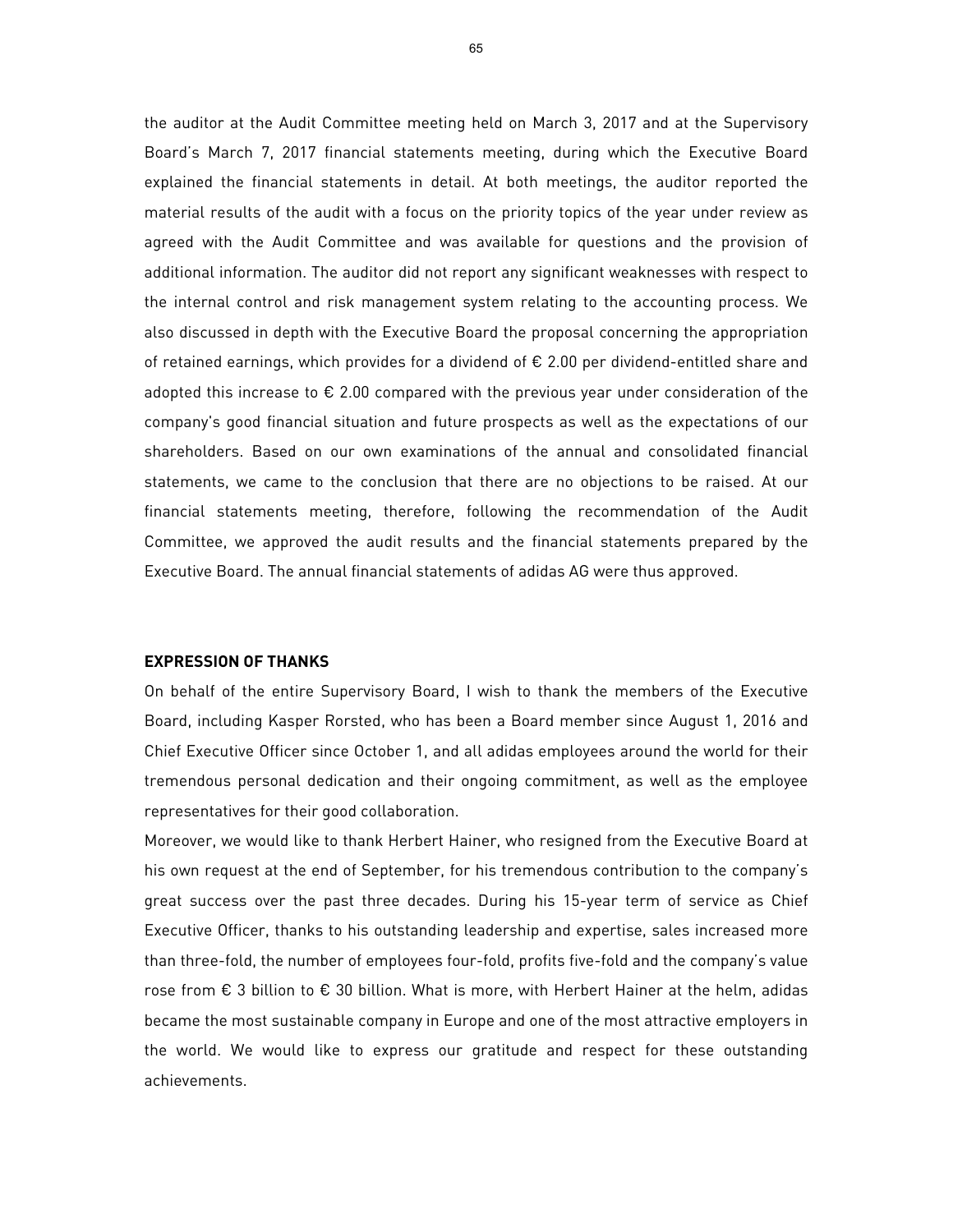the auditor at the Audit Committee meeting held on March 3, 2017 and at the Supervisory Board's March 7, 2017 financial statements meeting, during which the Executive Board explained the financial statements in detail. At both meetings, the auditor reported the material results of the audit with a focus on the priority topics of the year under review as agreed with the Audit Committee and was available for questions and the provision of additional information. The auditor did not report any significant weaknesses with respect to the internal control and risk management system relating to the accounting process. We also discussed in depth with the Executive Board the proposal concerning the appropriation of retained earnings, which provides for a dividend of € 2.00 per dividend-entitled share and adopted this increase to € 2.00 compared with the previous year under consideration of the company's good financial situation and future prospects as well as the expectations of our shareholders. Based on our own examinations of the annual and consolidated financial statements, we came to the conclusion that there are no objections to be raised. At our financial statements meeting, therefore, following the recommendation of the Audit Committee, we approved the audit results and the financial statements prepared by the Executive Board. The annual financial statements of adidas AG were thus approved.

## EXPRESSION OF THANKS

On behalf of the entire Supervisory Board, I wish to thank the members of the Executive Board, including Kasper Rorsted, who has been a Board member since August 1, 2016 and Chief Executive Officer since October 1, and all adidas employees around the world for their tremendous personal dedication and their ongoing commitment, as well as the employee representatives for their good collaboration.

Moreover, we would like to thank Herbert Hainer, who resigned from the Executive Board at his own request at the end of September, for his tremendous contribution to the company's great success over the past three decades. During his 15-year term of service as Chief Executive Officer, thanks to his outstanding leadership and expertise, sales increased more than three-fold, the number of employees four-fold, profits five-fold and the company's value rose from € 3 billion to € 30 billion. What is more, with Herbert Hainer at the helm, adidas became the most sustainable company in Europe and one of the most attractive employers in the world. We would like to express our gratitude and respect for these outstanding achievements.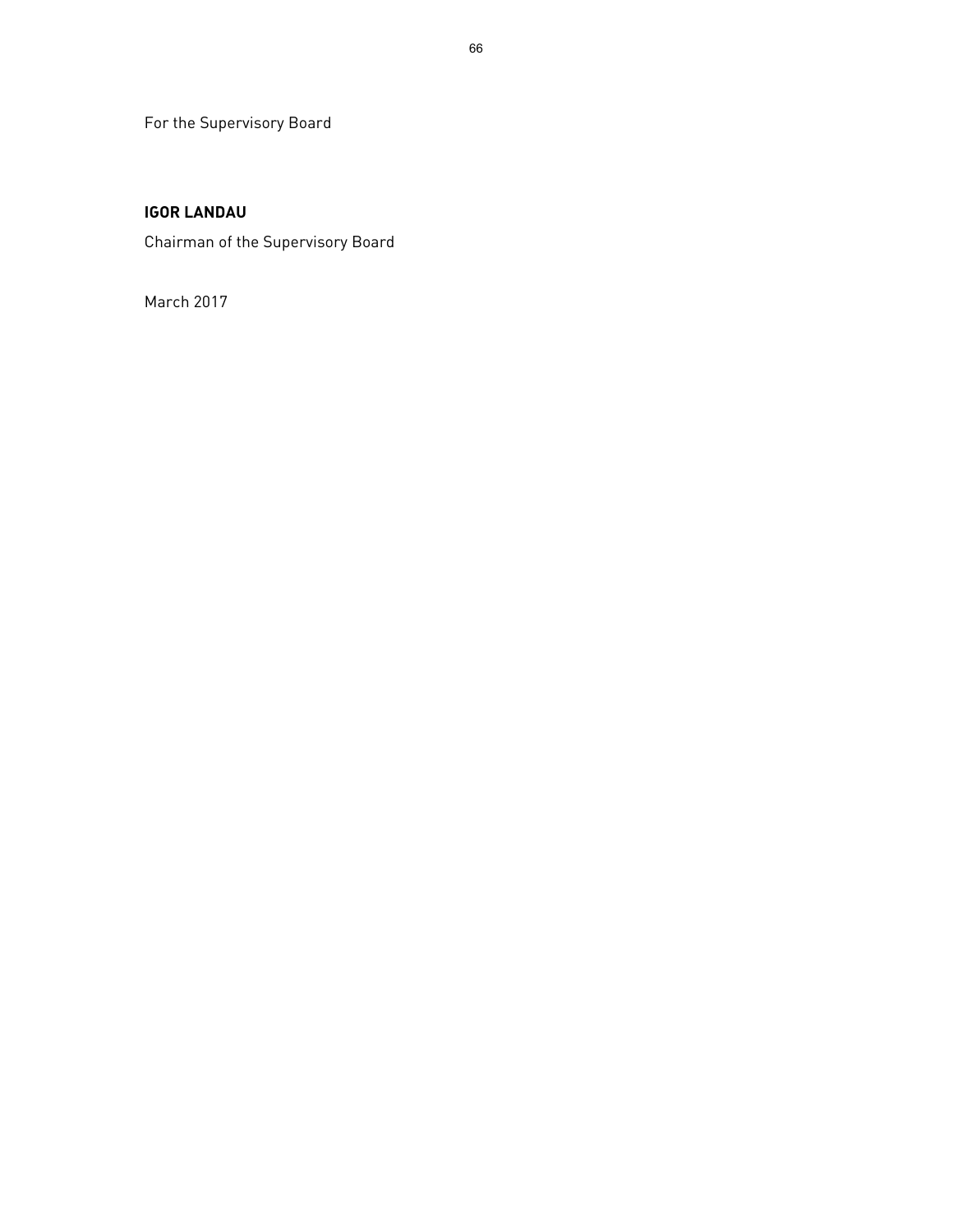For the Supervisory Board

**IGOR LANDAU**

Chairman of the Supervisory Board

March 2017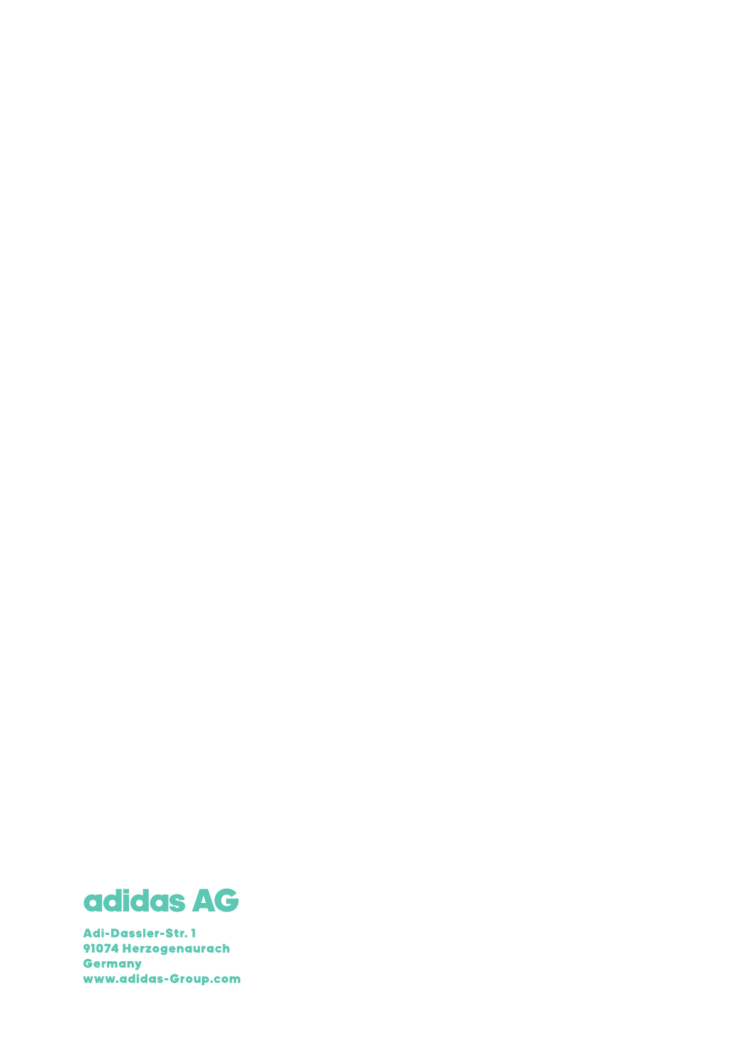**adidas AG**

Adi-Dassler-Str. 1
91074 Herzogenaurach
Germany
www.adidas-Group.com